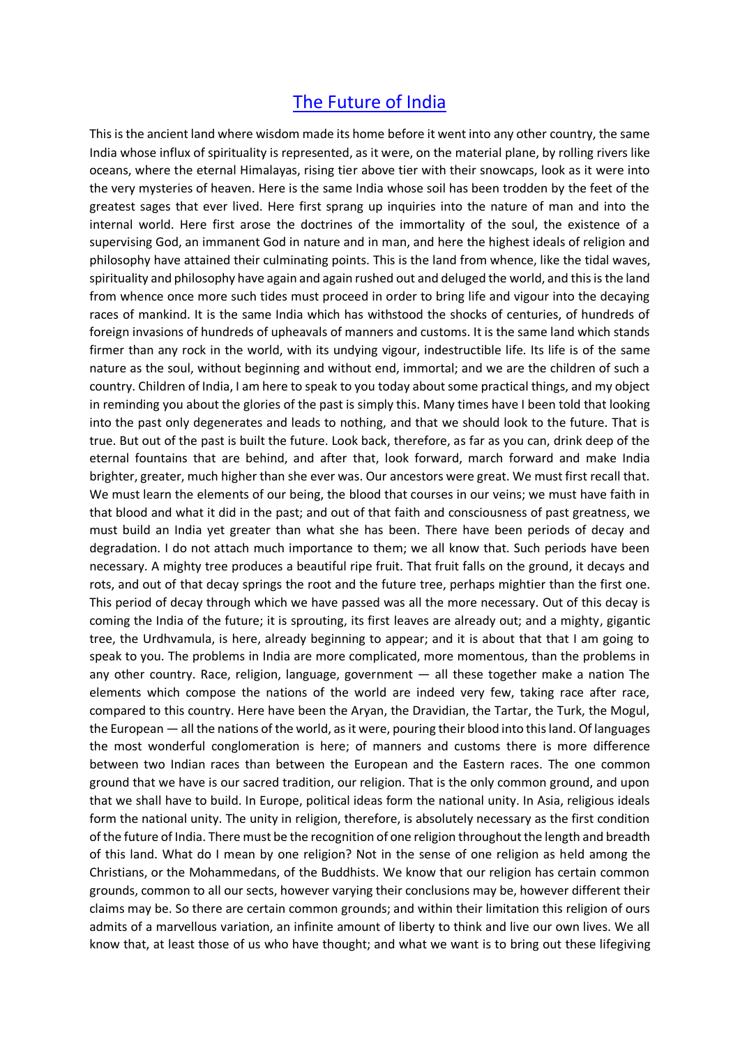# The Future of India

This is the ancient land where wisdom made its home before it went into any other country, the same India whose influx of spirituality is represented, as it were, on the material plane, by rolling rivers like oceans, where the eternal Himalayas, rising tier above tier with their snowcaps, look as it were into the very mysteries of heaven. Here is the same India whose soil has been trodden by the feet of the greatest sages that ever lived. Here first sprang up inquiries into the nature of man and into the internal world. Here first arose the doctrines of the immortality of the soul, the existence of a supervising God, an immanent God in nature and in man, and here the highest ideals of religion and philosophy have attained their culminating points. This is the land from whence, like the tidal waves, spirituality and philosophy have again and again rushed out and deluged the world, and this is the land from whence once more such tides must proceed in order to bring life and vigour into the decaying races of mankind. It is the same India which has withstood the shocks of centuries, of hundreds of foreign invasions of hundreds of upheavals of manners and customs. It is the same land which stands firmer than any rock in the world, with its undying vigour, indestructible life. Its life is of the same nature as the soul, without beginning and without end, immortal; and we are the children of such a country. Children of India, I am here to speak to you today about some practical things, and my object in reminding you about the glories of the past is simply this. Many times have I been told that looking into the past only degenerates and leads to nothing, and that we should look to the future. That is true. But out of the past is built the future. Look back, therefore, as far as you can, drink deep of the eternal fountains that are behind, and after that, look forward, march forward and make India brighter, greater, much higher than she ever was. Our ancestors were great. We must first recall that. We must learn the elements of our being, the blood that courses in our veins; we must have faith in that blood and what it did in the past; and out of that faith and consciousness of past greatness, we must build an India yet greater than what she has been. There have been periods of decay and degradation. I do not attach much importance to them; we all know that. Such periods have been necessary. A mighty tree produces a beautiful ripe fruit. That fruit falls on the ground, it decays and rots, and out of that decay springs the root and the future tree, perhaps mightier than the first one. This period of decay through which we have passed was all the more necessary. Out of this decay is coming the India of the future; it is sprouting, its first leaves are already out; and a mighty, gigantic tree, the Urdhvamula, is here, already beginning to appear; and it is about that that I am going to speak to you. The problems in India are more complicated, more momentous, than the problems in any other country. Race, religion, language, government — all these together make a nation The elements which compose the nations of the world are indeed very few, taking race after race, compared to this country. Here have been the Aryan, the Dravidian, the Tartar, the Turk, the Mogul, the European — all the nations of the world, as it were, pouring their blood into this land. Of languages the most wonderful conglomeration is here; of manners and customs there is more difference between two Indian races than between the European and the Eastern races. The one common ground that we have is our sacred tradition, our religion. That is the only common ground, and upon that we shall have to build. In Europe, political ideas form the national unity. In Asia, religious ideals form the national unity. The unity in religion, therefore, is absolutely necessary as the first condition of the future of India. There must be the recognition of one religion throughout the length and breadth of this land. What do I mean by one religion? Not in the sense of one religion as held among the Christians, or the Mohammedans, of the Buddhists. We know that our religion has certain common grounds, common to all our sects, however varying their conclusions may be, however different their claims may be. So there are certain common grounds; and within their limitation this religion of ours admits of a marvellous variation, an infinite amount of liberty to think and live our own lives. We all know that, at least those of us who have thought; and what we want is to bring out these lifegiving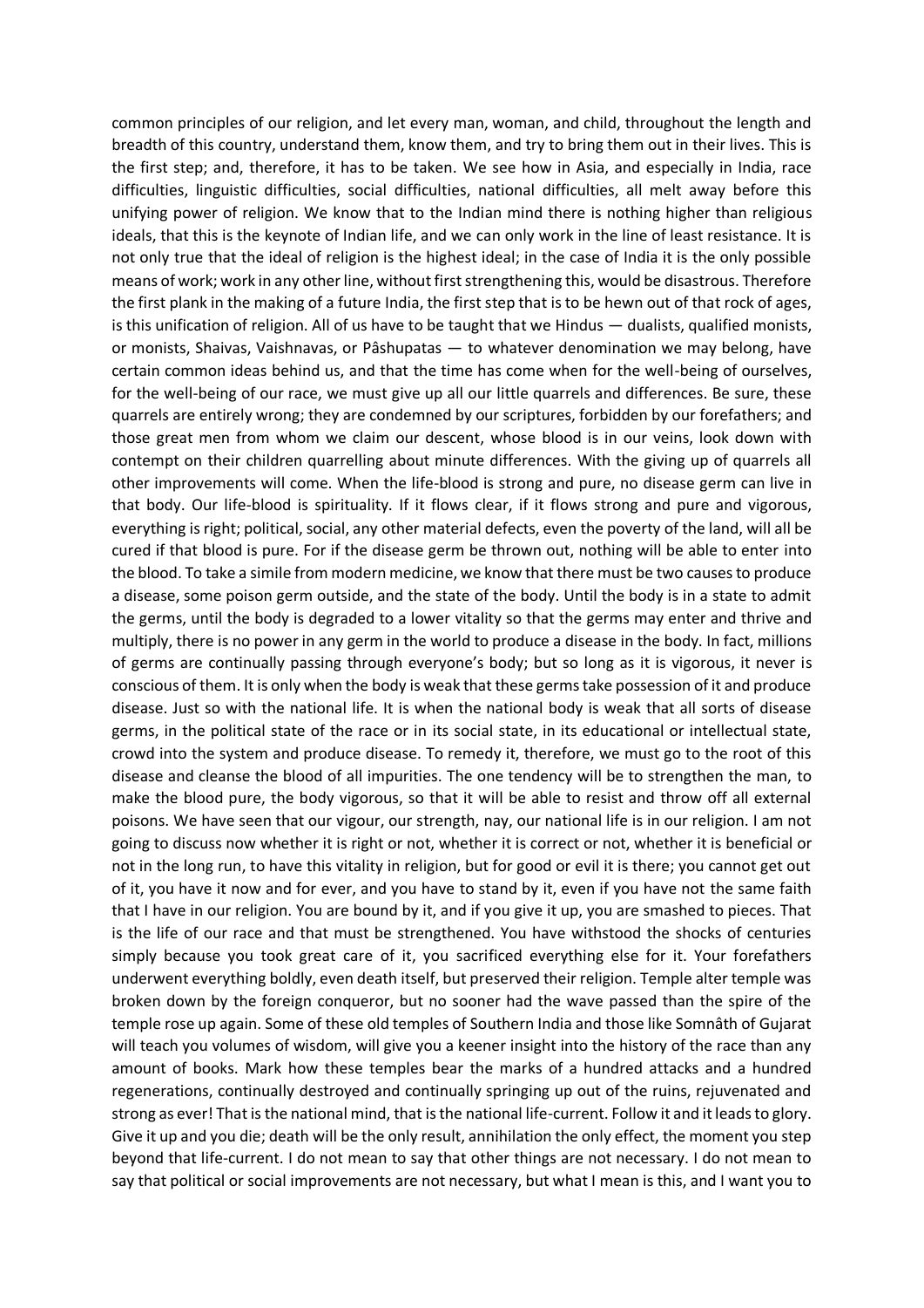common principles of our religion, and let every man, woman, and child, throughout the length and breadth of this country, understand them, know them, and try to bring them out in their lives. This is the first step; and, therefore, it has to be taken. We see how in Asia, and especially in India, race difficulties, linguistic difficulties, social difficulties, national difficulties, all melt away before this unifying power of religion. We know that to the Indian mind there is nothing higher than religious ideals, that this is the keynote of Indian life, and we can only work in the line of least resistance. It is not only true that the ideal of religion is the highest ideal; in the case of India it is the only possible means of work; work in any other line, without first strengthening this, would be disastrous. Therefore the first plank in the making of a future India, the first step that is to be hewn out of that rock of ages, is this unification of religion. All of us have to be taught that we Hindus — dualists, qualified monists, or monists, Shaivas, Vaishnavas, or Pâshupatas — to whatever denomination we may belong, have certain common ideas behind us, and that the time has come when for the well-being of ourselves, for the well-being of our race, we must give up all our little quarrels and differences. Be sure, these quarrels are entirely wrong; they are condemned by our scriptures, forbidden by our forefathers; and those great men from whom we claim our descent, whose blood is in our veins, look down with contempt on their children quarrelling about minute differences. With the giving up of quarrels all other improvements will come. When the life-blood is strong and pure, no disease germ can live in that body. Our life-blood is spirituality. If it flows clear, if it flows strong and pure and vigorous, everything is right; political, social, any other material defects, even the poverty of the land, will all be cured if that blood is pure. For if the disease germ be thrown out, nothing will be able to enter into the blood. To take a simile from modern medicine, we know that there must be two causes to produce a disease, some poison germ outside, and the state of the body. Until the body is in a state to admit the germs, until the body is degraded to a lower vitality so that the germs may enter and thrive and multiply, there is no power in any germ in the world to produce a disease in the body. In fact, millions of germs are continually passing through everyone's body; but so long as it is vigorous, it never is conscious of them. It is only when the body is weak that these germs take possession of it and produce disease. Just so with the national life. It is when the national body is weak that all sorts of disease germs, in the political state of the race or in its social state, in its educational or intellectual state, crowd into the system and produce disease. To remedy it, therefore, we must go to the root of this disease and cleanse the blood of all impurities. The one tendency will be to strengthen the man, to make the blood pure, the body vigorous, so that it will be able to resist and throw off all external poisons. We have seen that our vigour, our strength, nay, our national life is in our religion. I am not going to discuss now whether it is right or not, whether it is correct or not, whether it is beneficial or not in the long run, to have this vitality in religion, but for good or evil it is there; you cannot get out of it, you have it now and for ever, and you have to stand by it, even if you have not the same faith that I have in our religion. You are bound by it, and if you give it up, you are smashed to pieces. That is the life of our race and that must be strengthened. You have withstood the shocks of centuries simply because you took great care of it, you sacrificed everything else for it. Your forefathers underwent everything boldly, even death itself, but preserved their religion. Temple alter temple was broken down by the foreign conqueror, but no sooner had the wave passed than the spire of the temple rose up again. Some of these old temples of Southern India and those like Somnâth of Gujarat will teach you volumes of wisdom, will give you a keener insight into the history of the race than any amount of books. Mark how these temples bear the marks of a hundred attacks and a hundred regenerations, continually destroyed and continually springing up out of the ruins, rejuvenated and strong as ever! That is the national mind, that is the national life-current. Follow it and it leads to glory. Give it up and you die; death will be the only result, annihilation the only effect, the moment you step beyond that life-current. I do not mean to say that other things are not necessary. I do not mean to say that political or social improvements are not necessary, but what I mean is this, and I want you to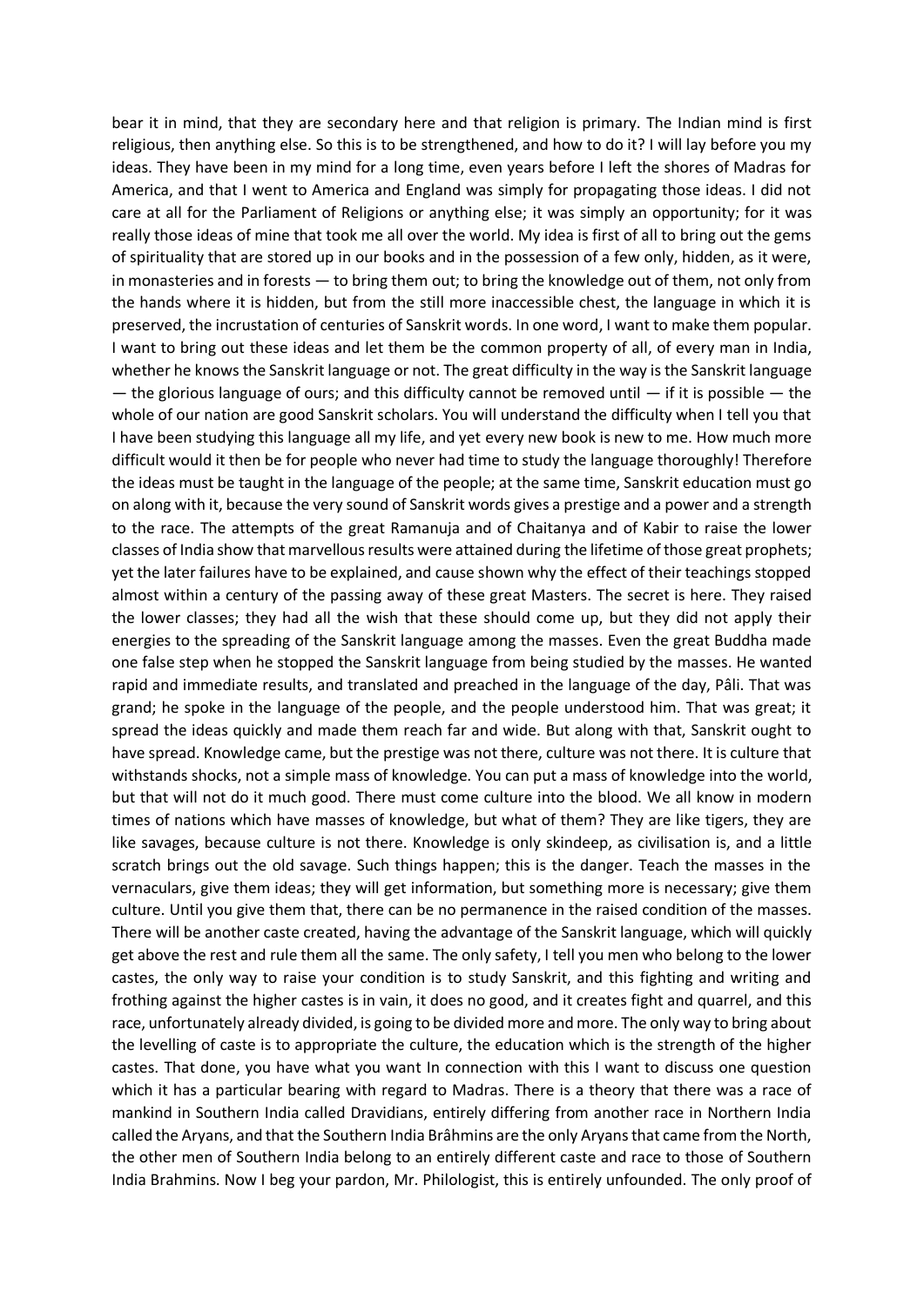bear it in mind, that they are secondary here and that religion is primary. The Indian mind is first religious, then anything else. So this is to be strengthened, and how to do it? I will lay before you my ideas. They have been in my mind for a long time, even years before I left the shores of Madras for America, and that I went to America and England was simply for propagating those ideas. I did not care at all for the Parliament of Religions or anything else; it was simply an opportunity; for it was really those ideas of mine that took me all over the world. My idea is first of all to bring out the gems of spirituality that are stored up in our books and in the possession of a few only, hidden, as it were, in monasteries and in forests — to bring them out; to bring the knowledge out of them, not only from the hands where it is hidden, but from the still more inaccessible chest, the language in which it is preserved, the incrustation of centuries of Sanskrit words. In one word, I want to make them popular. I want to bring out these ideas and let them be the common property of all, of every man in India, whether he knows the Sanskrit language or not. The great difficulty in the way is the Sanskrit language — the glorious language of ours; and this difficulty cannot be removed until — if it is possible — the whole of our nation are good Sanskrit scholars. You will understand the difficulty when I tell you that I have been studying this language all my life, and yet every new book is new to me. How much more difficult would it then be for people who never had time to study the language thoroughly! Therefore the ideas must be taught in the language of the people; at the same time, Sanskrit education must go on along with it, because the very sound of Sanskrit words gives a prestige and a power and a strength to the race. The attempts of the great Ramanuja and of Chaitanya and of Kabir to raise the lower classes of India show that marvellous results were attained during the lifetime of those great prophets; yet the later failures have to be explained, and cause shown why the effect of their teachings stopped almost within a century of the passing away of these great Masters. The secret is here. They raised the lower classes; they had all the wish that these should come up, but they did not apply their energies to the spreading of the Sanskrit language among the masses. Even the great Buddha made one false step when he stopped the Sanskrit language from being studied by the masses. He wanted rapid and immediate results, and translated and preached in the language of the day, Pâli. That was grand; he spoke in the language of the people, and the people understood him. That was great; it spread the ideas quickly and made them reach far and wide. But along with that, Sanskrit ought to have spread. Knowledge came, but the prestige was not there, culture was not there. It is culture that withstands shocks, not a simple mass of knowledge. You can put a mass of knowledge into the world, but that will not do it much good. There must come culture into the blood. We all know in modern times of nations which have masses of knowledge, but what of them? They are like tigers, they are like savages, because culture is not there. Knowledge is only skindeep, as civilisation is, and a little scratch brings out the old savage. Such things happen; this is the danger. Teach the masses in the vernaculars, give them ideas; they will get information, but something more is necessary; give them culture. Until you give them that, there can be no permanence in the raised condition of the masses. There will be another caste created, having the advantage of the Sanskrit language, which will quickly get above the rest and rule them all the same. The only safety, I tell you men who belong to the lower castes, the only way to raise your condition is to study Sanskrit, and this fighting and writing and frothing against the higher castes is in vain, it does no good, and it creates fight and quarrel, and this race, unfortunately already divided, is going to be divided more and more. The only way to bring about the levelling of caste is to appropriate the culture, the education which is the strength of the higher castes. That done, you have what you want In connection with this I want to discuss one question which it has a particular bearing with regard to Madras. There is a theory that there was a race of mankind in Southern India called Dravidians, entirely differing from another race in Northern India called the Aryans, and that the Southern India Brâhmins are the only Aryans that came from the North, the other men of Southern India belong to an entirely different caste and race to those of Southern India Brahmins. Now I beg your pardon, Mr. Philologist, this is entirely unfounded. The only proof of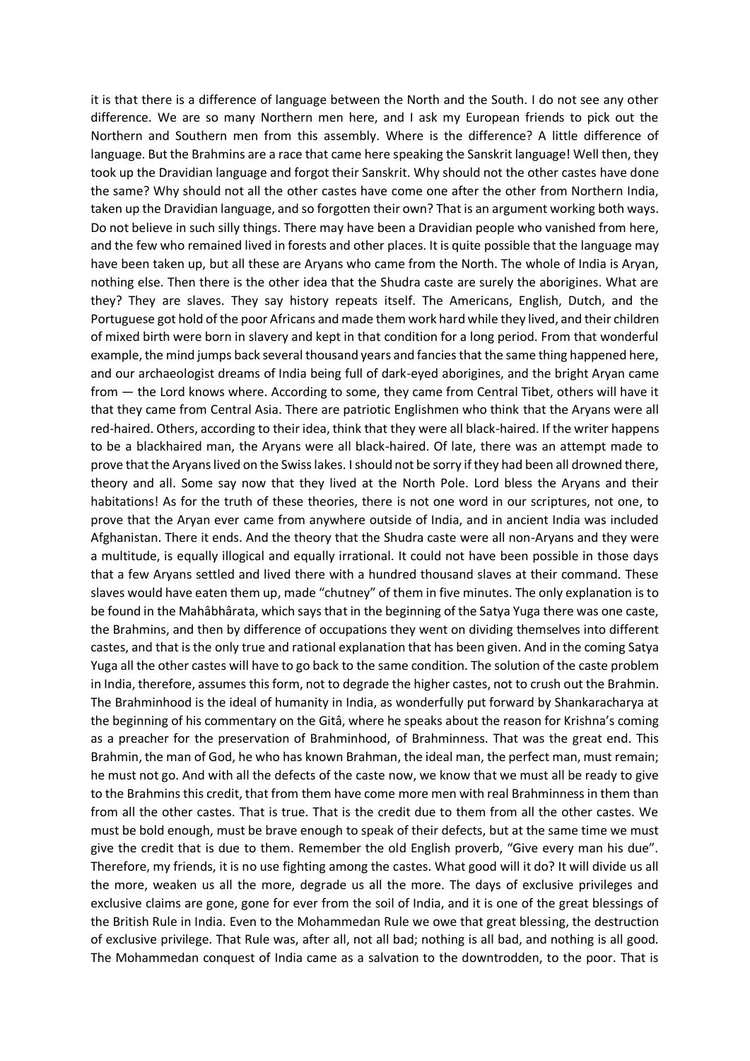it is that there is a difference of language between the North and the South. I do not see any other difference. We are so many Northern men here, and I ask my European friends to pick out the Northern and Southern men from this assembly. Where is the difference? A little difference of language. But the Brahmins are a race that came here speaking the Sanskrit language! Well then, they took up the Dravidian language and forgot their Sanskrit. Why should not the other castes have done the same? Why should not all the other castes have come one after the other from Northern India, taken up the Dravidian language, and so forgotten their own? That is an argument working both ways. Do not believe in such silly things. There may have been a Dravidian people who vanished from here, and the few who remained lived in forests and other places. It is quite possible that the language may have been taken up, but all these are Aryans who came from the North. The whole of India is Aryan, nothing else. Then there is the other idea that the Shudra caste are surely the aborigines. What are they? They are slaves. They say history repeats itself. The Americans, English, Dutch, and the Portuguese got hold of the poor Africans and made them work hard while they lived, and their children of mixed birth were born in slavery and kept in that condition for a long period. From that wonderful example, the mind jumps back several thousand years and fancies that the same thing happened here, and our archaeologist dreams of India being full of dark-eyed aborigines, and the bright Aryan came from — the Lord knows where. According to some, they came from Central Tibet, others will have it that they came from Central Asia. There are patriotic Englishmen who think that the Aryans were all red-haired. Others, according to their idea, think that they were all black-haired. If the writer happens to be a blackhaired man, the Aryans were all black-haired. Of late, there was an attempt made to prove that the Aryans lived on the Swiss lakes. I should not be sorry if they had been all drowned there, theory and all. Some say now that they lived at the North Pole. Lord bless the Aryans and their habitations! As for the truth of these theories, there is not one word in our scriptures, not one, to prove that the Aryan ever came from anywhere outside of India, and in ancient India was included Afghanistan. There it ends. And the theory that the Shudra caste were all non-Aryans and they were a multitude, is equally illogical and equally irrational. It could not have been possible in those days that a few Aryans settled and lived there with a hundred thousand slaves at their command. These slaves would have eaten them up, made "chutney" of them in five minutes. The only explanation is to be found in the Mahâbhârata, which says that in the beginning of the Satya Yuga there was one caste, the Brahmins, and then by difference of occupations they went on dividing themselves into different castes, and that is the only true and rational explanation that has been given. And in the coming Satya Yuga all the other castes will have to go back to the same condition. The solution of the caste problem in India, therefore, assumes this form, not to degrade the higher castes, not to crush out the Brahmin. The Brahminhood is the ideal of humanity in India, as wonderfully put forward by Shankaracharya at the beginning of his commentary on the Gitâ, where he speaks about the reason for Krishna's coming as a preacher for the preservation of Brahminhood, of Brahminness. That was the great end. This Brahmin, the man of God, he who has known Brahman, the ideal man, the perfect man, must remain; he must not go. And with all the defects of the caste now, we know that we must all be ready to give to the Brahmins this credit, that from them have come more men with real Brahminness in them than from all the other castes. That is true. That is the credit due to them from all the other castes. We must be bold enough, must be brave enough to speak of their defects, but at the same time we must give the credit that is due to them. Remember the old English proverb, "Give every man his due". Therefore, my friends, it is no use fighting among the castes. What good will it do? It will divide us all the more, weaken us all the more, degrade us all the more. The days of exclusive privileges and exclusive claims are gone, gone for ever from the soil of India, and it is one of the great blessings of the British Rule in India. Even to the Mohammedan Rule we owe that great blessing, the destruction of exclusive privilege. That Rule was, after all, not all bad; nothing is all bad, and nothing is all good. The Mohammedan conquest of India came as a salvation to the downtrodden, to the poor. That is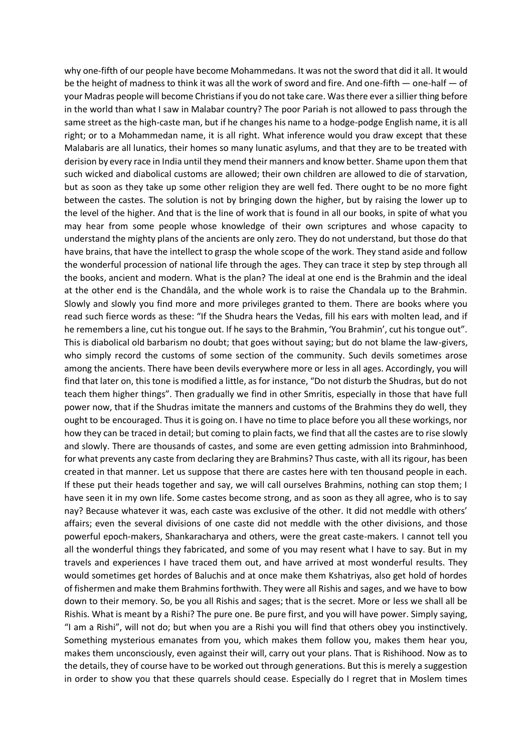why one-fifth of our people have become Mohammedans. It was not the sword that did it all. It would be the height of madness to think it was all the work of sword and fire. And one-fifth — one-half — of your Madras people will become Christians if you do not take care. Was there ever a sillier thing before in the world than what I saw in Malabar country? The poor Pariah is not allowed to pass through the same street as the high-caste man, but if he changes his name to a hodge-podge English name, it is all right; or to a Mohammedan name, it is all right. What inference would you draw except that these Malabaris are all lunatics, their homes so many lunatic asylums, and that they are to be treated with derision by every race in India until they mend their manners and know better. Shame upon them that such wicked and diabolical customs are allowed; their own children are allowed to die of starvation, but as soon as they take up some other religion they are well fed. There ought to be no more fight between the castes. The solution is not by bringing down the higher, but by raising the lower up to the level of the higher. And that is the line of work that is found in all our books, in spite of what you may hear from some people whose knowledge of their own scriptures and whose capacity to understand the mighty plans of the ancients are only zero. They do not understand, but those do that have brains, that have the intellect to grasp the whole scope of the work. They stand aside and follow the wonderful procession of national life through the ages. They can trace it step by step through all the books, ancient and modern. What is the plan? The ideal at one end is the Brahmin and the ideal at the other end is the Chandâla, and the whole work is to raise the Chandala up to the Brahmin. Slowly and slowly you find more and more privileges granted to them. There are books where you read such fierce words as these: "If the Shudra hears the Vedas, fill his ears with molten lead, and if he remembers a line, cut his tongue out. If he says to the Brahmin, 'You Brahmin', cut his tongue out". This is diabolical old barbarism no doubt; that goes without saying; but do not blame the law-givers, who simply record the customs of some section of the community. Such devils sometimes arose among the ancients. There have been devils everywhere more or less in all ages. Accordingly, you will find that later on, this tone is modified a little, as for instance, "Do not disturb the Shudras, but do not teach them higher things". Then gradually we find in other Smritis, especially in those that have full power now, that if the Shudras imitate the manners and customs of the Brahmins they do well, they ought to be encouraged. Thus it is going on. I have no time to place before you all these workings, nor how they can be traced in detail; but coming to plain facts, we find that all the castes are to rise slowly and slowly. There are thousands of castes, and some are even getting admission into Brahminhood, for what prevents any caste from declaring they are Brahmins? Thus caste, with all its rigour, has been created in that manner. Let us suppose that there are castes here with ten thousand people in each. If these put their heads together and say, we will call ourselves Brahmins, nothing can stop them; I have seen it in my own life. Some castes become strong, and as soon as they all agree, who is to say nay? Because whatever it was, each caste was exclusive of the other. It did not meddle with others' affairs; even the several divisions of one caste did not meddle with the other divisions, and those powerful epoch-makers, Shankaracharya and others, were the great caste-makers. I cannot tell you all the wonderful things they fabricated, and some of you may resent what I have to say. But in my travels and experiences I have traced them out, and have arrived at most wonderful results. They would sometimes get hordes of Baluchis and at once make them Kshatriyas, also get hold of hordes of fishermen and make them Brahmins forthwith. They were all Rishis and sages, and we have to bow down to their memory. So, be you all Rishis and sages; that is the secret. More or less we shall all be Rishis. What is meant by a Rishi? The pure one. Be pure first, and you will have power. Simply saying, "I am a Rishi", will not do; but when you are a Rishi you will find that others obey you instinctively. Something mysterious emanates from you, which makes them follow you, makes them hear you, makes them unconsciously, even against their will, carry out your plans. That is Rishihood. Now as to the details, they of course have to be worked out through generations. But this is merely a suggestion in order to show you that these quarrels should cease. Especially do I regret that in Moslem times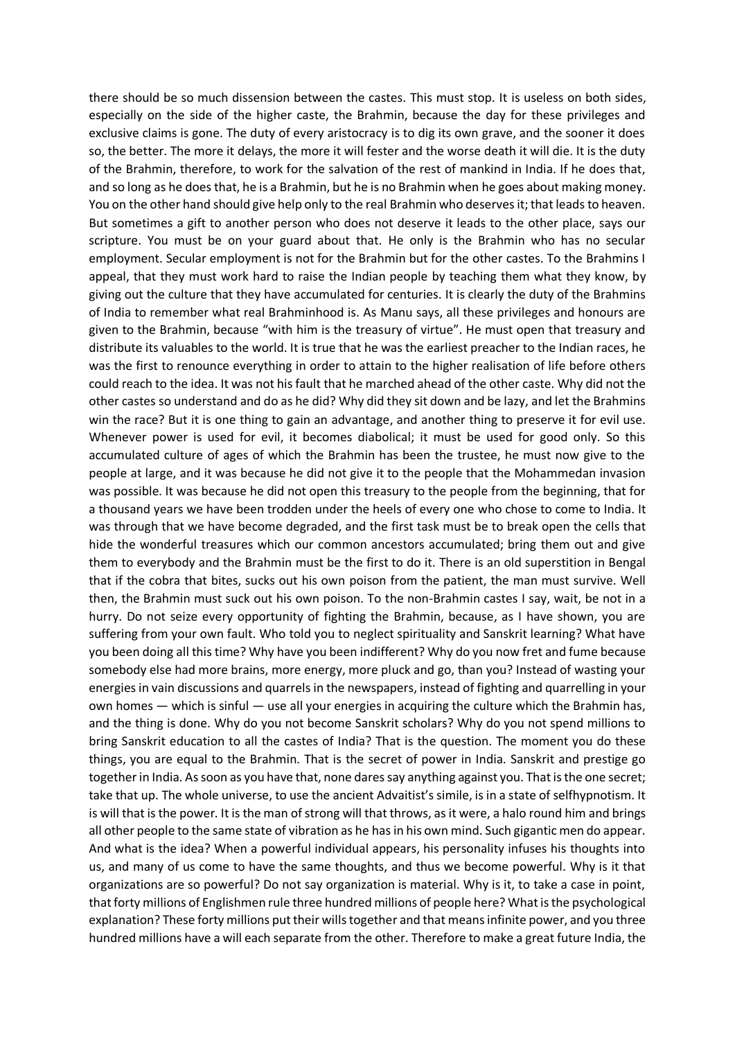there should be so much dissension between the castes. This must stop. It is useless on both sides, especially on the side of the higher caste, the Brahmin, because the day for these privileges and exclusive claims is gone. The duty of every aristocracy is to dig its own grave, and the sooner it does so, the better. The more it delays, the more it will fester and the worse death it will die. It is the duty of the Brahmin, therefore, to work for the salvation of the rest of mankind in India. If he does that, and so long as he does that, he is a Brahmin, but he is no Brahmin when he goes about making money. You on the other hand should give help only to the real Brahmin who deserves it; that leads to heaven. But sometimes a gift to another person who does not deserve it leads to the other place, says our scripture. You must be on your guard about that. He only is the Brahmin who has no secular employment. Secular employment is not for the Brahmin but for the other castes. To the Brahmins I appeal, that they must work hard to raise the Indian people by teaching them what they know, by giving out the culture that they have accumulated for centuries. It is clearly the duty of the Brahmins of India to remember what real Brahminhood is. As Manu says, all these privileges and honours are given to the Brahmin, because "with him is the treasury of virtue". He must open that treasury and distribute its valuables to the world. It is true that he was the earliest preacher to the Indian races, he was the first to renounce everything in order to attain to the higher realisation of life before others could reach to the idea. It was not his fault that he marched ahead of the other caste. Why did not the other castes so understand and do as he did? Why did they sit down and be lazy, and let the Brahmins win the race? But it is one thing to gain an advantage, and another thing to preserve it for evil use. Whenever power is used for evil, it becomes diabolical; it must be used for good only. So this accumulated culture of ages of which the Brahmin has been the trustee, he must now give to the people at large, and it was because he did not give it to the people that the Mohammedan invasion was possible. It was because he did not open this treasury to the people from the beginning, that for a thousand years we have been trodden under the heels of every one who chose to come to India. It was through that we have become degraded, and the first task must be to break open the cells that hide the wonderful treasures which our common ancestors accumulated; bring them out and give them to everybody and the Brahmin must be the first to do it. There is an old superstition in Bengal that if the cobra that bites, sucks out his own poison from the patient, the man must survive. Well then, the Brahmin must suck out his own poison. To the non-Brahmin castes I say, wait, be not in a hurry. Do not seize every opportunity of fighting the Brahmin, because, as I have shown, you are suffering from your own fault. Who told you to neglect spirituality and Sanskrit learning? What have you been doing all this time? Why have you been indifferent? Why do you now fret and fume because somebody else had more brains, more energy, more pluck and go, than you? Instead of wasting your energies in vain discussions and quarrels in the newspapers, instead of fighting and quarrelling in your own homes — which is sinful — use all your energies in acquiring the culture which the Brahmin has, and the thing is done. Why do you not become Sanskrit scholars? Why do you not spend millions to bring Sanskrit education to all the castes of India? That is the question. The moment you do these things, you are equal to the Brahmin. That is the secret of power in India. Sanskrit and prestige go together in India. As soon as you have that, none dares say anything against you. That is the one secret; take that up. The whole universe, to use the ancient Advaitist's simile, is in a state of selfhypnotism. It is will that is the power. It is the man of strong will that throws, as it were, a halo round him and brings all other people to the same state of vibration as he has in his own mind. Such gigantic men do appear. And what is the idea? When a powerful individual appears, his personality infuses his thoughts into us, and many of us come to have the same thoughts, and thus we become powerful. Why is it that organizations are so powerful? Do not say organization is material. Why is it, to take a case in point, that forty millions of Englishmen rule three hundred millions of people here? What is the psychological explanation? These forty millions put their wills together and that means infinite power, and you three hundred millions have a will each separate from the other. Therefore to make a great future India, the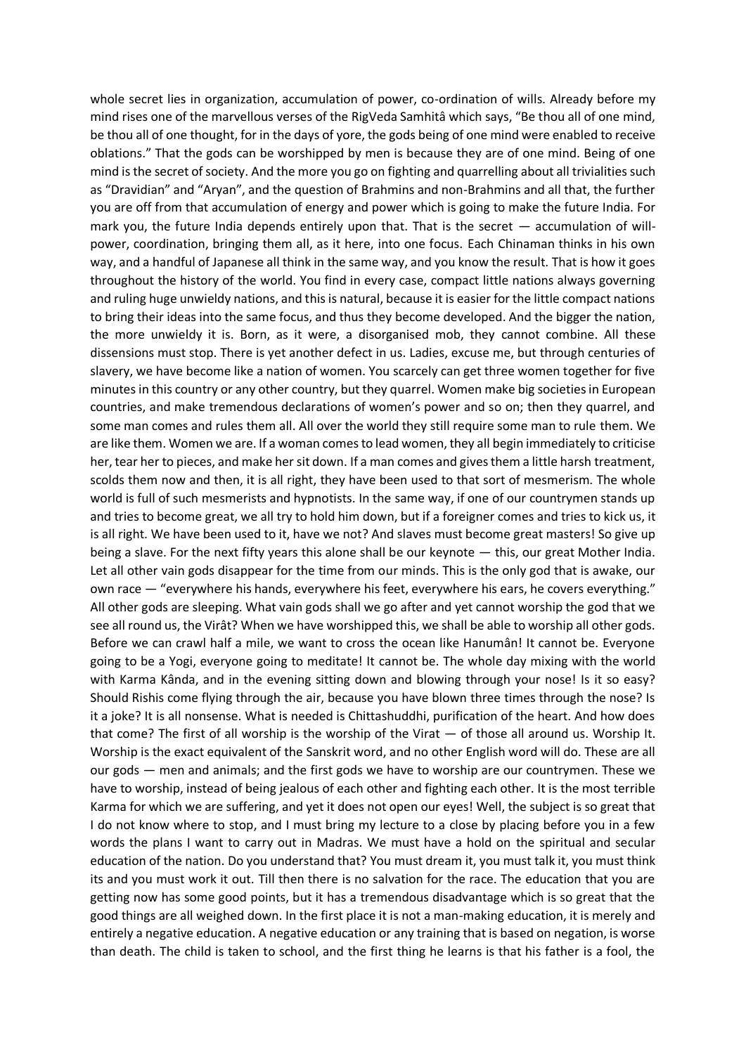whole secret lies in organization, accumulation of power, co-ordination of wills. Already before my mind rises one of the marvellous verses of the RigVeda Samhitâ which says, "Be thou all of one mind, be thou all of one thought, for in the days of yore, the gods being of one mind were enabled to receive oblations." That the gods can be worshipped by men is because they are of one mind. Being of one mind is the secret of society. And the more you go on fighting and quarrelling about all trivialities such as "Dravidian" and "Aryan", and the question of Brahmins and non-Brahmins and all that, the further you are off from that accumulation of energy and power which is going to make the future India. For mark you, the future India depends entirely upon that. That is the secret — accumulation of will-power, coordination, bringing them all, as it here, into one focus. Each Chinaman thinks in his own way, and a handful of Japanese all think in the same way, and you know the result. That is how it goes throughout the history of the world. You find in every case, compact little nations always governing and ruling huge unwieldy nations, and this is natural, because it is easier for the little compact nations to bring their ideas into the same focus, and thus they become developed. And the bigger the nation, the more unwieldy it is. Born, as it were, a disorganised mob, they cannot combine. All these dissensions must stop. There is yet another defect in us. Ladies, excuse me, but through centuries of slavery, we have become like a nation of women. You scarcely can get three women together for five minutes in this country or any other country, but they quarrel. Women make big societies in European countries, and make tremendous declarations of women's power and so on; then they quarrel, and some man comes and rules them all. All over the world they still require some man to rule them. We are like them. Women we are. If a woman comes to lead women, they all begin immediately to criticise her, tear her to pieces, and make her sit down. If a man comes and gives them a little harsh treatment, scolds them now and then, it is all right, they have been used to that sort of mesmerism. The whole world is full of such mesmerists and hypnotists. In the same way, if one of our countrymen stands up and tries to become great, we all try to hold him down, but if a foreigner comes and tries to kick us, it is all right. We have been used to it, have we not? And slaves must become great masters! So give up being a slave. For the next fifty years this alone shall be our keynote — this, our great Mother India. Let all other vain gods disappear for the time from our minds. This is the only god that is awake, our own race — "everywhere his hands, everywhere his feet, everywhere his ears, he covers everything." All other gods are sleeping. What vain gods shall we go after and yet cannot worship the god that we see all round us, the Virât? When we have worshipped this, we shall be able to worship all other gods. Before we can crawl half a mile, we want to cross the ocean like Hanumân! It cannot be. Everyone going to be a Yogi, everyone going to meditate! It cannot be. The whole day mixing with the world with Karma Kânda, and in the evening sitting down and blowing through your nose! Is it so easy? Should Rishis come flying through the air, because you have blown three times through the nose? Is it a joke? It is all nonsense. What is needed is Chittashuddhi, purification of the heart. And how does that come? The first of all worship is the worship of the Virat — of those all around us. Worship It. Worship is the exact equivalent of the Sanskrit word, and no other English word will do. These are all our gods — men and animals; and the first gods we have to worship are our countrymen. These we have to worship, instead of being jealous of each other and fighting each other. It is the most terrible Karma for which we are suffering, and yet it does not open our eyes! Well, the subject is so great that I do not know where to stop, and I must bring my lecture to a close by placing before you in a few words the plans I want to carry out in Madras. We must have a hold on the spiritual and secular education of the nation. Do you understand that? You must dream it, you must talk it, you must think its and you must work it out. Till then there is no salvation for the race. The education that you are getting now has some good points, but it has a tremendous disadvantage which is so great that the good things are all weighed down. In the first place it is not a man-making education, it is merely and entirely a negative education. A negative education or any training that is based on negation, is worse than death. The child is taken to school, and the first thing he learns is that his father is a fool, the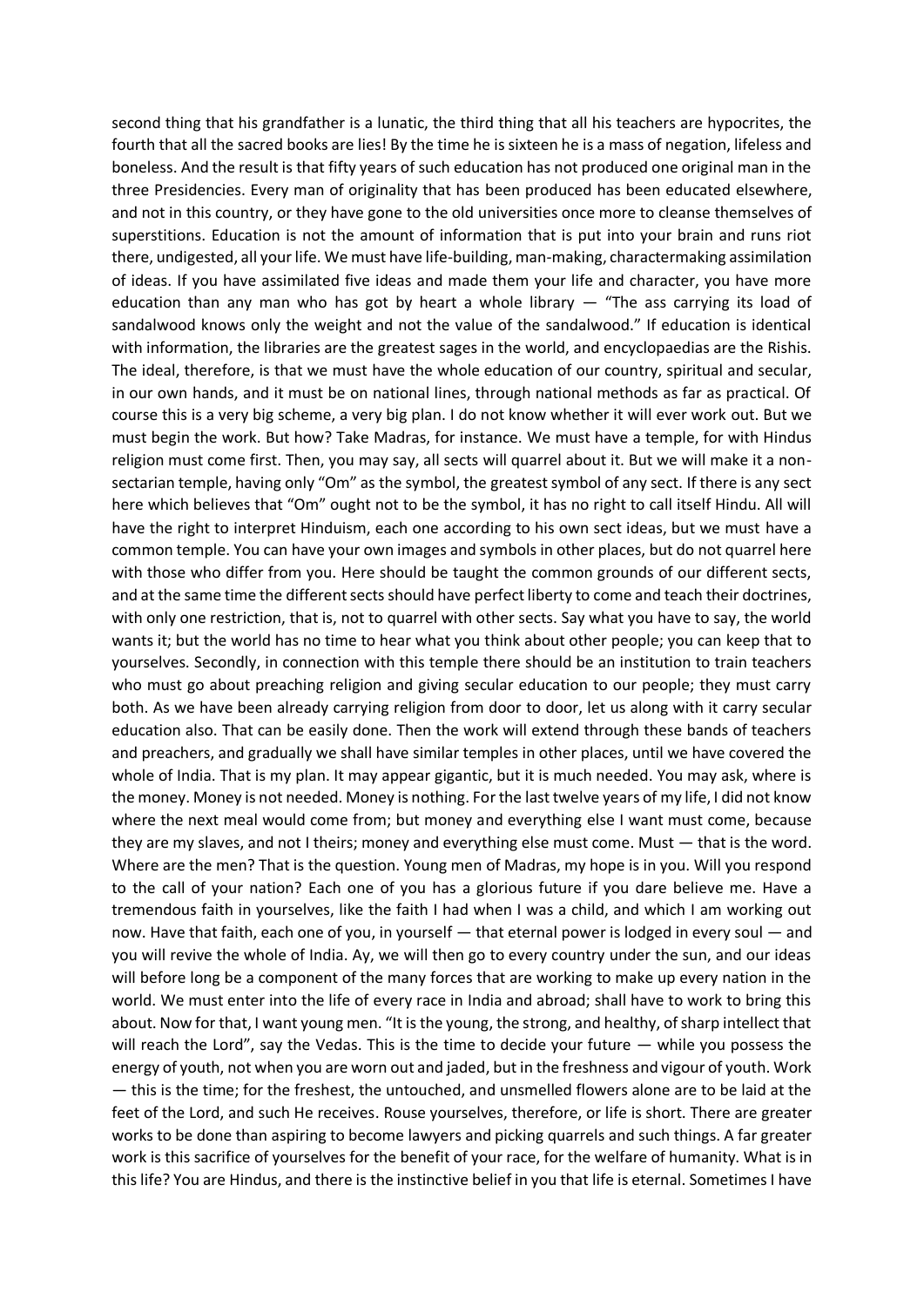second thing that his grandfather is a lunatic, the third thing that all his teachers are hypocrites, the fourth that all the sacred books are lies! By the time he is sixteen he is a mass of negation, lifeless and boneless. And the result is that fifty years of such education has not produced one original man in the three Presidencies. Every man of originality that has been produced has been educated elsewhere, and not in this country, or they have gone to the old universities once more to cleanse themselves of superstitions. Education is not the amount of information that is put into your brain and runs riot there, undigested, all your life. We must have life-building, man-making, charactermaking assimilation of ideas. If you have assimilated five ideas and made them your life and character, you have more education than any man who has got by heart a whole library — "The ass carrying its load of sandalwood knows only the weight and not the value of the sandalwood." If education is identical with information, the libraries are the greatest sages in the world, and encyclopaedias are the Rishis. The ideal, therefore, is that we must have the whole education of our country, spiritual and secular, in our own hands, and it must be on national lines, through national methods as far as practical. Of course this is a very big scheme, a very big plan. I do not know whether it will ever work out. But we must begin the work. But how? Take Madras, for instance. We must have a temple, for with Hindus religion must come first. Then, you may say, all sects will quarrel about it. But we will make it a non-sectarian temple, having only "Om" as the symbol, the greatest symbol of any sect. If there is any sect here which believes that "Om" ought not to be the symbol, it has no right to call itself Hindu. All will have the right to interpret Hinduism, each one according to his own sect ideas, but we must have a common temple. You can have your own images and symbols in other places, but do not quarrel here with those who differ from you. Here should be taught the common grounds of our different sects, and at the same time the different sects should have perfect liberty to come and teach their doctrines, with only one restriction, that is, not to quarrel with other sects. Say what you have to say, the world wants it; but the world has no time to hear what you think about other people; you can keep that to yourselves. Secondly, in connection with this temple there should be an institution to train teachers who must go about preaching religion and giving secular education to our people; they must carry both. As we have been already carrying religion from door to door, let us along with it carry secular education also. That can be easily done. Then the work will extend through these bands of teachers and preachers, and gradually we shall have similar temples in other places, until we have covered the whole of India. That is my plan. It may appear gigantic, but it is much needed. You may ask, where is the money. Money is not needed. Money is nothing. For the last twelve years of my life, I did not know where the next meal would come from; but money and everything else I want must come, because they are my slaves, and not I theirs; money and everything else must come. Must — that is the word. Where are the men? That is the question. Young men of Madras, my hope is in you. Will you respond to the call of your nation? Each one of you has a glorious future if you dare believe me. Have a tremendous faith in yourselves, like the faith I had when I was a child, and which I am working out now. Have that faith, each one of you, in yourself — that eternal power is lodged in every soul — and you will revive the whole of India. Ay, we will then go to every country under the sun, and our ideas will before long be a component of the many forces that are working to make up every nation in the world. We must enter into the life of every race in India and abroad; shall have to work to bring this about. Now for that, I want young men. "It is the young, the strong, and healthy, of sharp intellect that will reach the Lord", say the Vedas. This is the time to decide your future — while you possess the energy of youth, not when you are worn out and jaded, but in the freshness and vigour of youth. Work — this is the time; for the freshest, the untouched, and unsmelled flowers alone are to be laid at the feet of the Lord, and such He receives. Rouse yourselves, therefore, or life is short. There are greater works to be done than aspiring to become lawyers and picking quarrels and such things. A far greater work is this sacrifice of yourselves for the benefit of your race, for the welfare of humanity. What is in this life? You are Hindus, and there is the instinctive belief in you that life is eternal. Sometimes I have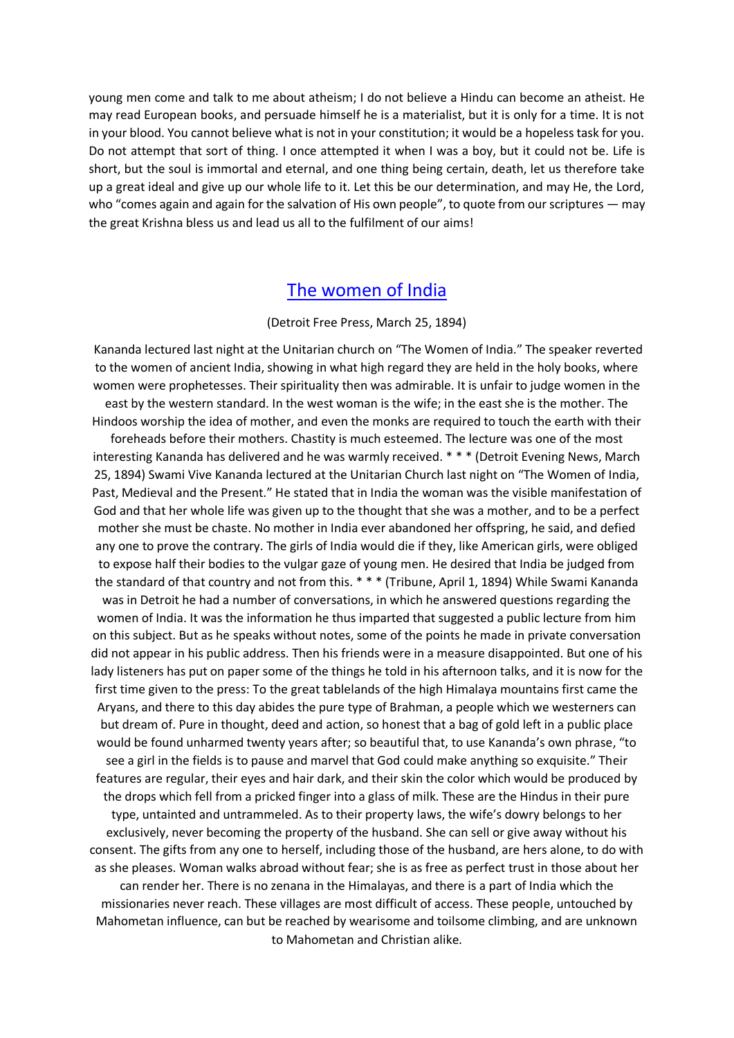young men come and talk to me about atheism; I do not believe a Hindu can become an atheist. He may read European books, and persuade himself he is a materialist, but it is only for a time. It is not in your blood. You cannot believe what is not in your constitution; it would be a hopeless task for you. Do not attempt that sort of thing. I once attempted it when I was a boy, but it could not be. Life is short, but the soul is immortal and eternal, and one thing being certain, death, let us therefore take up a great ideal and give up our whole life to it. Let this be our determination, and may He, the Lord, who "comes again and again for the salvation of His own people", to quote from our scriptures — may the great Krishna bless us and lead us all to the fulfilment of our aims!

## The women of India

(Detroit Free Press, March 25, 1894)

Kananda lectured last night at the Unitarian church on "The Women of India." The speaker reverted to the women of ancient India, showing in what high regard they are held in the holy books, where women were prophetesses. Their spirituality then was admirable. It is unfair to judge women in the east by the western standard. In the west woman is the wife; in the east she is the mother. The Hindoos worship the idea of mother, and even the monks are required to touch the earth with their foreheads before their mothers. Chastity is much esteemed. The lecture was one of the most interesting Kananda has delivered and he was warmly received. * * * (Detroit Evening News, March 25, 1894) Swami Vive Kananda lectured at the Unitarian Church last night on "The Women of India, Past, Medieval and the Present." He stated that in India the woman was the visible manifestation of God and that her whole life was given up to the thought that she was a mother, and to be a perfect mother she must be chaste. No mother in India ever abandoned her offspring, he said, and defied any one to prove the contrary. The girls of India would die if they, like American girls, were obliged to expose half their bodies to the vulgar gaze of young men. He desired that India be judged from the standard of that country and not from this. * * * (Tribune, April 1, 1894) While Swami Kananda was in Detroit he had a number of conversations, in which he answered questions regarding the women of India. It was the information he thus imparted that suggested a public lecture from him on this subject. But as he speaks without notes, some of the points he made in private conversation did not appear in his public address. Then his friends were in a measure disappointed. But one of his lady listeners has put on paper some of the things he told in his afternoon talks, and it is now for the first time given to the press: To the great tablelands of the high Himalaya mountains first came the Aryans, and there to this day abides the pure type of Brahman, a people which we westerners can but dream of. Pure in thought, deed and action, so honest that a bag of gold left in a public place would be found unharmed twenty years after; so beautiful that, to use Kananda's own phrase, "to see a girl in the fields is to pause and marvel that God could make anything so exquisite." Their features are regular, their eyes and hair dark, and their skin the color which would be produced by the drops which fell from a pricked finger into a glass of milk. These are the Hindus in their pure type, untainted and untrammeled. As to their property laws, the wife's dowry belongs to her exclusively, never becoming the property of the husband. She can sell or give away without his consent. The gifts from any one to herself, including those of the husband, are hers alone, to do with as she pleases. Woman walks abroad without fear; she is as free as perfect trust in those about her can render her. There is no zenana in the Himalayas, and there is a part of India which the missionaries never reach. These villages are most difficult of access. These people, untouched by Mahometan influence, can but be reached by wearisome and toilsome climbing, and are unknown to Mahometan and Christian alike.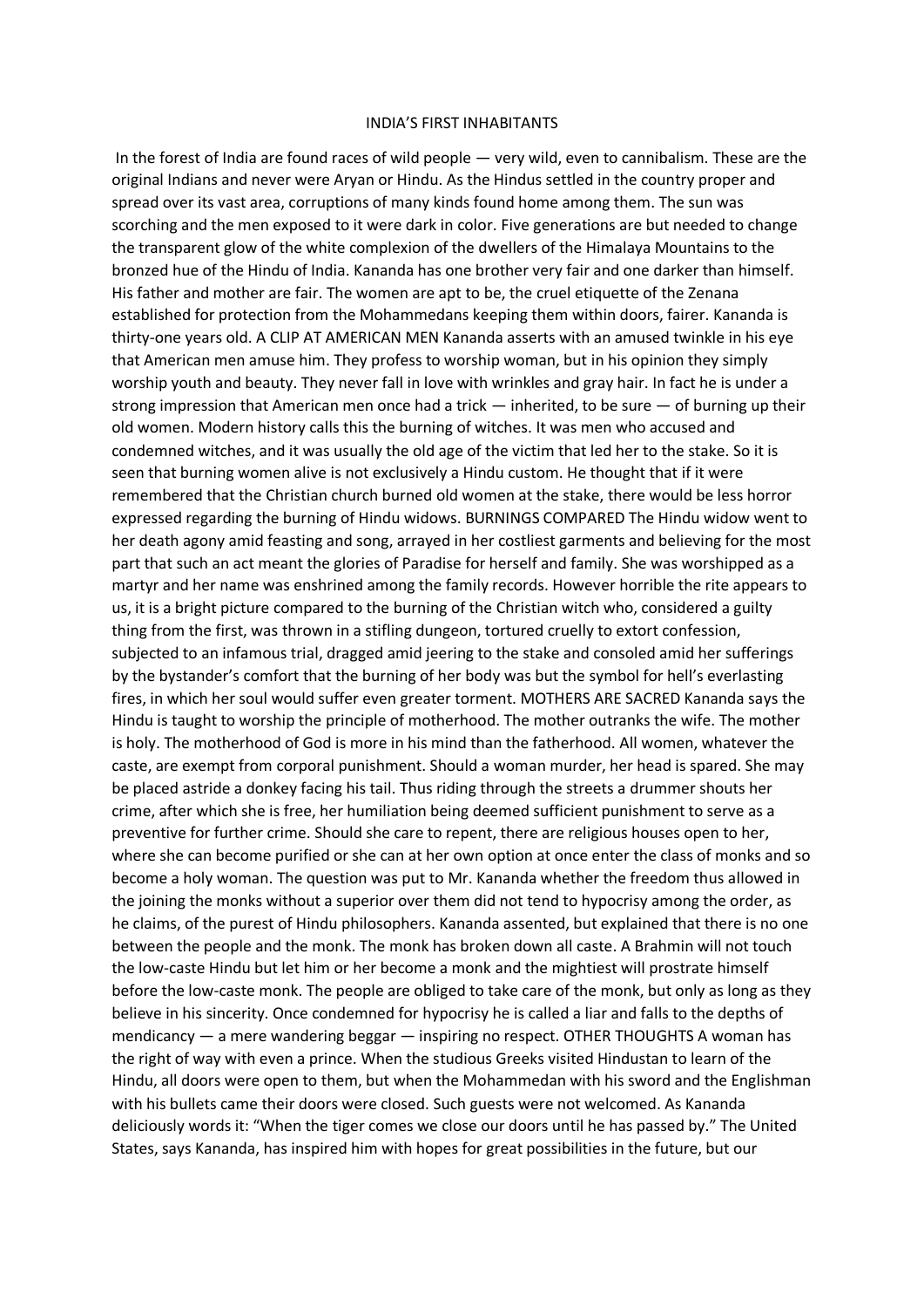# INDIA'S FIRST INHABITANTS

In the forest of India are found races of wild people — very wild, even to cannibalism. These are the original Indians and never were Aryan or Hindu. As the Hindus settled in the country proper and spread over its vast area, corruptions of many kinds found home among them. The sun was scorching and the men exposed to it were dark in color. Five generations are but needed to change the transparent glow of the white complexion of the dwellers of the Himalaya Mountains to the bronzed hue of the Hindu of India. Kananda has one brother very fair and one darker than himself. His father and mother are fair. The women are apt to be, the cruel etiquette of the Zenana established for protection from the Mohammedans keeping them within doors, fairer. Kananda is thirty-one years old. A CLIP AT AMERICAN MEN Kananda asserts with an amused twinkle in his eye that American men amuse him. They profess to worship woman, but in his opinion they simply worship youth and beauty. They never fall in love with wrinkles and gray hair. In fact he is under a strong impression that American men once had a trick — inherited, to be sure — of burning up their old women. Modern history calls this the burning of witches. It was men who accused and condemned witches, and it was usually the old age of the victim that led her to the stake. So it is seen that burning women alive is not exclusively a Hindu custom. He thought that if it were remembered that the Christian church burned old women at the stake, there would be less horror expressed regarding the burning of Hindu widows. BURNINGS COMPARED The Hindu widow went to her death agony amid feasting and song, arrayed in her costliest garments and believing for the most part that such an act meant the glories of Paradise for herself and family. She was worshipped as a martyr and her name was enshrined among the family records. However horrible the rite appears to us, it is a bright picture compared to the burning of the Christian witch who, considered a guilty thing from the first, was thrown in a stifling dungeon, tortured cruelly to extort confession, subjected to an infamous trial, dragged amid jeering to the stake and consoled amid her sufferings by the bystander's comfort that the burning of her body was but the symbol for hell's everlasting fires, in which her soul would suffer even greater torment. MOTHERS ARE SACRED Kananda says the Hindu is taught to worship the principle of motherhood. The mother outranks the wife. The mother is holy. The motherhood of God is more in his mind than the fatherhood. All women, whatever the caste, are exempt from corporal punishment. Should a woman murder, her head is spared. She may be placed astride a donkey facing his tail. Thus riding through the streets a drummer shouts her crime, after which she is free, her humiliation being deemed sufficient punishment to serve as a preventive for further crime. Should she care to repent, there are religious houses open to her, where she can become purified or she can at her own option at once enter the class of monks and so become a holy woman. The question was put to Mr. Kananda whether the freedom thus allowed in the joining the monks without a superior over them did not tend to hypocrisy among the order, as he claims, of the purest of Hindu philosophers. Kananda assented, but explained that there is no one between the people and the monk. The monk has broken down all caste. A Brahmin will not touch the low-caste Hindu but let him or her become a monk and the mightiest will prostrate himself before the low-caste monk. The people are obliged to take care of the monk, but only as long as they believe in his sincerity. Once condemned for hypocrisy he is called a liar and falls to the depths of mendicancy — a mere wandering beggar — inspiring no respect. OTHER THOUGHTS A woman has the right of way with even a prince. When the studious Greeks visited Hindustan to learn of the Hindu, all doors were open to them, but when the Mohammedan with his sword and the Englishman with his bullets came their doors were closed. Such guests were not welcomed. As Kananda deliciously words it: "When the tiger comes we close our doors until he has passed by." The United States, says Kananda, has inspired him with hopes for great possibilities in the future, but our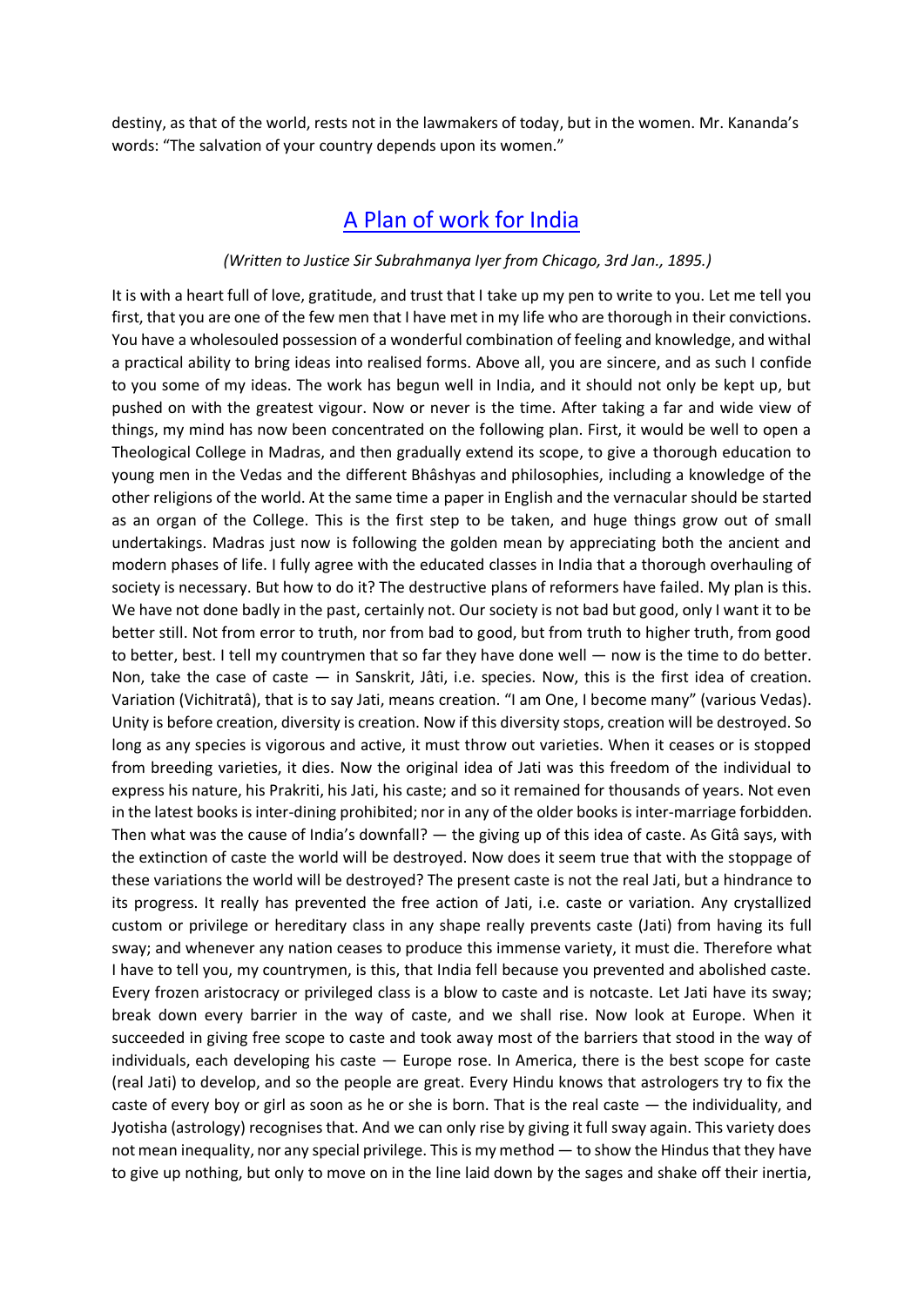destiny, as that of the world, rests not in the lawmakers of today, but in the women. Mr. Kananda's words: "The salvation of your country depends upon its women."

## A Plan of work for India

*(Written to Justice Sir Subrahmanya Iyer from Chicago, 3rd Jan., 1895.)*

It is with a heart full of love, gratitude, and trust that I take up my pen to write to you. Let me tell you first, that you are one of the few men that I have met in my life who are thorough in their convictions. You have a wholesouled possession of a wonderful combination of feeling and knowledge, and withal a practical ability to bring ideas into realised forms. Above all, you are sincere, and as such I confide to you some of my ideas. The work has begun well in India, and it should not only be kept up, but pushed on with the greatest vigour. Now or never is the time. After taking a far and wide view of things, my mind has now been concentrated on the following plan. First, it would be well to open a Theological College in Madras, and then gradually extend its scope, to give a thorough education to young men in the Vedas and the different Bhâshyas and philosophies, including a knowledge of the other religions of the world. At the same time a paper in English and the vernacular should be started as an organ of the College. This is the first step to be taken, and huge things grow out of small undertakings. Madras just now is following the golden mean by appreciating both the ancient and modern phases of life. I fully agree with the educated classes in India that a thorough overhauling of society is necessary. But how to do it? The destructive plans of reformers have failed. My plan is this. We have not done badly in the past, certainly not. Our society is not bad but good, only I want it to be better still. Not from error to truth, nor from bad to good, but from truth to higher truth, from good to better, best. I tell my countrymen that so far they have done well — now is the time to do better. Non, take the case of caste — in Sanskrit, Jâti, i.e. species. Now, this is the first idea of creation. Variation (Vichitratâ), that is to say Jati, means creation. "I am One, I become many" (various Vedas). Unity is before creation, diversity is creation. Now if this diversity stops, creation will be destroyed. So long as any species is vigorous and active, it must throw out varieties. When it ceases or is stopped from breeding varieties, it dies. Now the original idea of Jati was this freedom of the individual to express his nature, his Prakriti, his Jati, his caste; and so it remained for thousands of years. Not even in the latest books is inter-dining prohibited; nor in any of the older books is inter-marriage forbidden. Then what was the cause of India's downfall? — the giving up of this idea of caste. As Gitâ says, with the extinction of caste the world will be destroyed. Now does it seem true that with the stoppage of these variations the world will be destroyed? The present caste is not the real Jati, but a hindrance to its progress. It really has prevented the free action of Jati, i.e. caste or variation. Any crystallized custom or privilege or hereditary class in any shape really prevents caste (Jati) from having its full sway; and whenever any nation ceases to produce this immense variety, it must die. Therefore what I have to tell you, my countrymen, is this, that India fell because you prevented and abolished caste. Every frozen aristocracy or privileged class is a blow to caste and is notcaste. Let Jati have its sway; break down every barrier in the way of caste, and we shall rise. Now look at Europe. When it succeeded in giving free scope to caste and took away most of the barriers that stood in the way of individuals, each developing his caste — Europe rose. In America, there is the best scope for caste (real Jati) to develop, and so the people are great. Every Hindu knows that astrologers try to fix the caste of every boy or girl as soon as he or she is born. That is the real caste — the individuality, and Jyotisha (astrology) recognises that. And we can only rise by giving it full sway again. This variety does not mean inequality, nor any special privilege. This is my method — to show the Hindus that they have to give up nothing, but only to move on in the line laid down by the sages and shake off their inertia,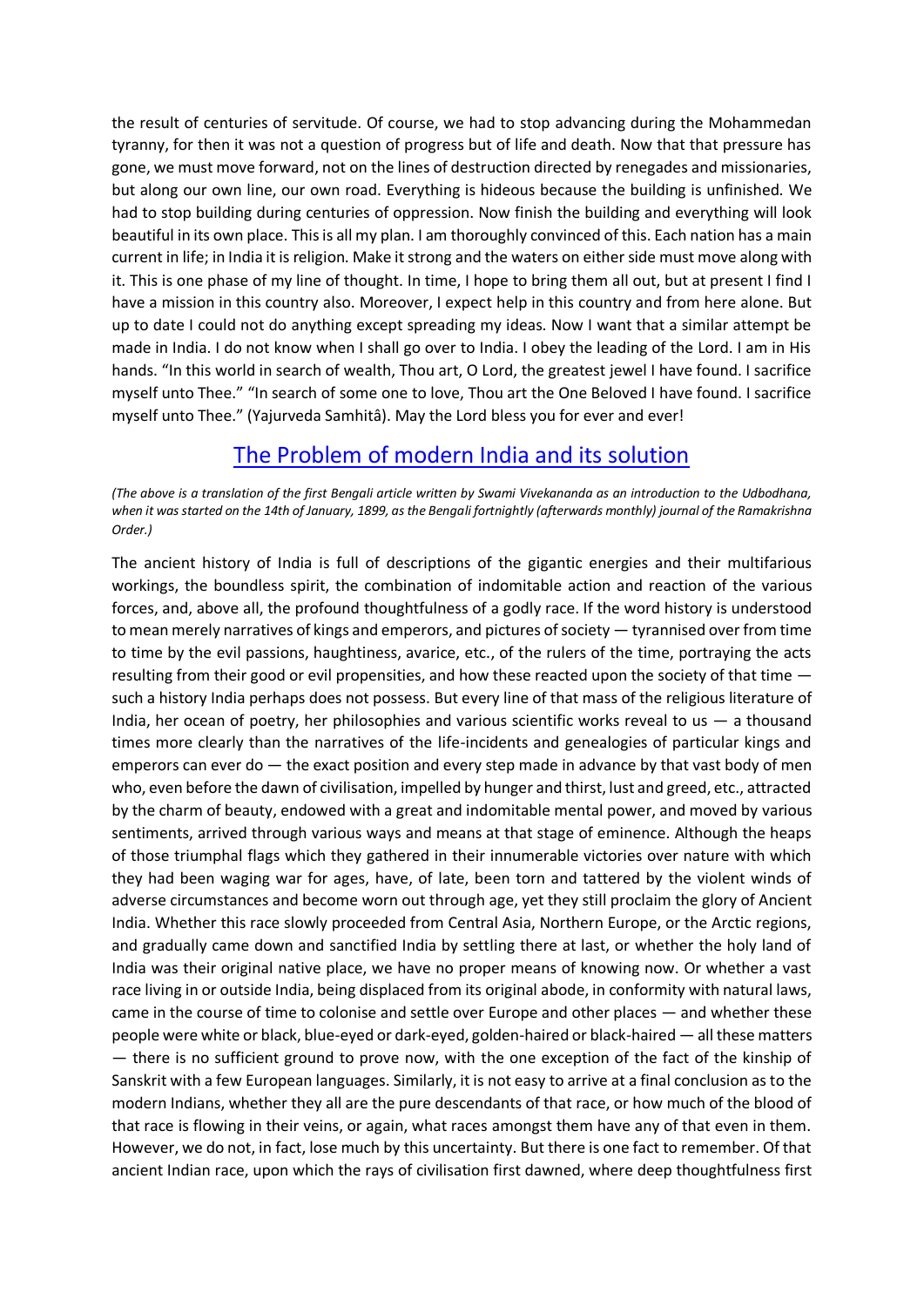the result of centuries of servitude. Of course, we had to stop advancing during the Mohammedan tyranny, for then it was not a question of progress but of life and death. Now that that pressure has gone, we must move forward, not on the lines of destruction directed by renegades and missionaries, but along our own line, our own road. Everything is hideous because the building is unfinished. We had to stop building during centuries of oppression. Now finish the building and everything will look beautiful in its own place. This is all my plan. I am thoroughly convinced of this. Each nation has a main current in life; in India it is religion. Make it strong and the waters on either side must move along with it. This is one phase of my line of thought. In time, I hope to bring them all out, but at present I find I have a mission in this country also. Moreover, I expect help in this country and from here alone. But up to date I could not do anything except spreading my ideas. Now I want that a similar attempt be made in India. I do not know when I shall go over to India. I obey the leading of the Lord. I am in His hands. "In this world in search of wealth, Thou art, O Lord, the greatest jewel I have found. I sacrifice myself unto Thee." "In search of some one to love, Thou art the One Beloved I have found. I sacrifice myself unto Thee." (Yajurveda Samhitâ). May the Lord bless you for ever and ever!

## The Problem of modern India and its solution

*(The above is a translation of the first Bengali article written by Swami Vivekananda as an introduction to the Udbodhana, when it was started on the 14th of January, 1899, as the Bengali fortnightly (afterwards monthly) journal of the Ramakrishna Order.)*

The ancient history of India is full of descriptions of the gigantic energies and their multifarious workings, the boundless spirit, the combination of indomitable action and reaction of the various forces, and, above all, the profound thoughtfulness of a godly race. If the word history is understood to mean merely narratives of kings and emperors, and pictures of society — tyrannised over from time to time by the evil passions, haughtiness, avarice, etc., of the rulers of the time, portraying the acts resulting from their good or evil propensities, and how these reacted upon the society of that time — such a history India perhaps does not possess. But every line of that mass of the religious literature of India, her ocean of poetry, her philosophies and various scientific works reveal to us — a thousand times more clearly than the narratives of the life-incidents and genealogies of particular kings and emperors can ever do — the exact position and every step made in advance by that vast body of men who, even before the dawn of civilisation, impelled by hunger and thirst, lust and greed, etc., attracted by the charm of beauty, endowed with a great and indomitable mental power, and moved by various sentiments, arrived through various ways and means at that stage of eminence. Although the heaps of those triumphal flags which they gathered in their innumerable victories over nature with which they had been waging war for ages, have, of late, been torn and tattered by the violent winds of adverse circumstances and become worn out through age, yet they still proclaim the glory of Ancient India. Whether this race slowly proceeded from Central Asia, Northern Europe, or the Arctic regions, and gradually came down and sanctified India by settling there at last, or whether the holy land of India was their original native place, we have no proper means of knowing now. Or whether a vast race living in or outside India, being displaced from its original abode, in conformity with natural laws, came in the course of time to colonise and settle over Europe and other places — and whether these people were white or black, blue-eyed or dark-eyed, golden-haired or black-haired — all these matters — there is no sufficient ground to prove now, with the one exception of the fact of the kinship of Sanskrit with a few European languages. Similarly, it is not easy to arrive at a final conclusion as to the modern Indians, whether they all are the pure descendants of that race, or how much of the blood of that race is flowing in their veins, or again, what races amongst them have any of that even in them. However, we do not, in fact, lose much by this uncertainty. But there is one fact to remember. Of that ancient Indian race, upon which the rays of civilisation first dawned, where deep thoughtfulness first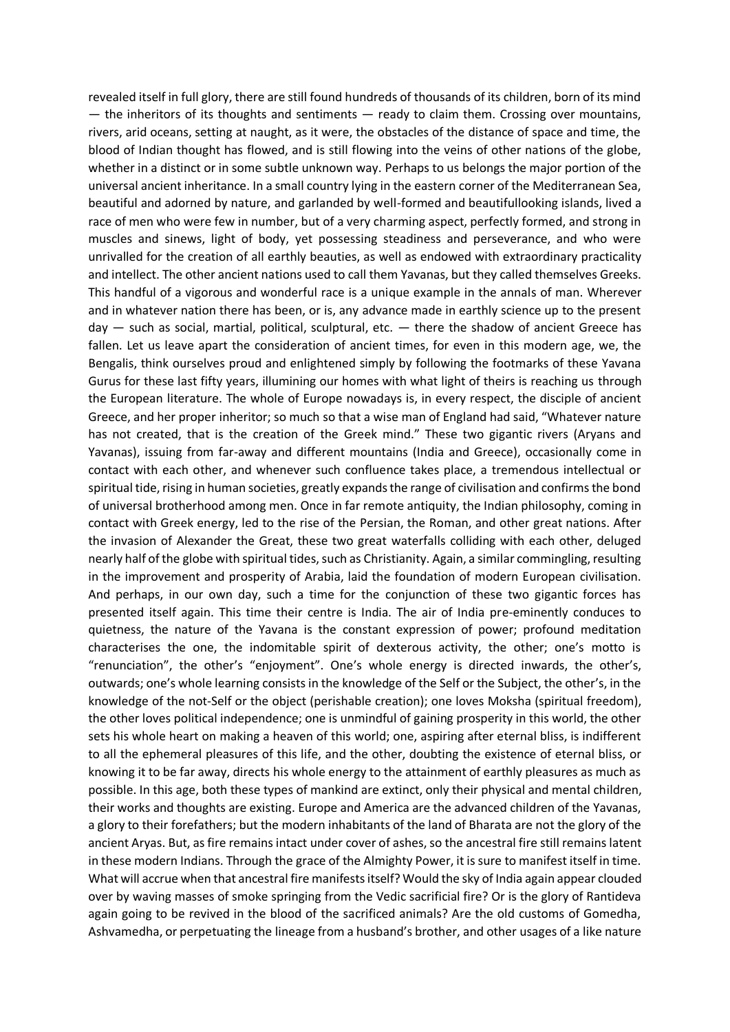revealed itself in full glory, there are still found hundreds of thousands of its children, born of its mind — the inheritors of its thoughts and sentiments — ready to claim them. Crossing over mountains, rivers, arid oceans, setting at naught, as it were, the obstacles of the distance of space and time, the blood of Indian thought has flowed, and is still flowing into the veins of other nations of the globe, whether in a distinct or in some subtle unknown way. Perhaps to us belongs the major portion of the universal ancient inheritance. In a small country lying in the eastern corner of the Mediterranean Sea, beautiful and adorned by nature, and garlanded by well-formed and beautifullooking islands, lived a race of men who were few in number, but of a very charming aspect, perfectly formed, and strong in muscles and sinews, light of body, yet possessing steadiness and perseverance, and who were unrivalled for the creation of all earthly beauties, as well as endowed with extraordinary practicality and intellect. The other ancient nations used to call them Yavanas, but they called themselves Greeks. This handful of a vigorous and wonderful race is a unique example in the annals of man. Wherever and in whatever nation there has been, or is, any advance made in earthly science up to the present day — such as social, martial, political, sculptural, etc. — there the shadow of ancient Greece has fallen. Let us leave apart the consideration of ancient times, for even in this modern age, we, the Bengalis, think ourselves proud and enlightened simply by following the footmarks of these Yavana Gurus for these last fifty years, illumining our homes with what light of theirs is reaching us through the European literature. The whole of Europe nowadays is, in every respect, the disciple of ancient Greece, and her proper inheritor; so much so that a wise man of England had said, "Whatever nature has not created, that is the creation of the Greek mind." These two gigantic rivers (Aryans and Yavanas), issuing from far-away and different mountains (India and Greece), occasionally come in contact with each other, and whenever such confluence takes place, a tremendous intellectual or spiritual tide, rising in human societies, greatly expands the range of civilisation and confirms the bond of universal brotherhood among men. Once in far remote antiquity, the Indian philosophy, coming in contact with Greek energy, led to the rise of the Persian, the Roman, and other great nations. After the invasion of Alexander the Great, these two great waterfalls colliding with each other, deluged nearly half of the globe with spiritual tides, such as Christianity. Again, a similar commingling, resulting in the improvement and prosperity of Arabia, laid the foundation of modern European civilisation. And perhaps, in our own day, such a time for the conjunction of these two gigantic forces has presented itself again. This time their centre is India. The air of India pre-eminently conduces to quietness, the nature of the Yavana is the constant expression of power; profound meditation characterises the one, the indomitable spirit of dexterous activity, the other; one's motto is "renunciation", the other's "enjoyment". One's whole energy is directed inwards, the other's, outwards; one's whole learning consists in the knowledge of the Self or the Subject, the other's, in the knowledge of the not-Self or the object (perishable creation); one loves Moksha (spiritual freedom), the other loves political independence; one is unmindful of gaining prosperity in this world, the other sets his whole heart on making a heaven of this world; one, aspiring after eternal bliss, is indifferent to all the ephemeral pleasures of this life, and the other, doubting the existence of eternal bliss, or knowing it to be far away, directs his whole energy to the attainment of earthly pleasures as much as possible. In this age, both these types of mankind are extinct, only their physical and mental children, their works and thoughts are existing. Europe and America are the advanced children of the Yavanas, a glory to their forefathers; but the modern inhabitants of the land of Bharata are not the glory of the ancient Aryas. But, as fire remains intact under cover of ashes, so the ancestral fire still remains latent in these modern Indians. Through the grace of the Almighty Power, it is sure to manifest itself in time. What will accrue when that ancestral fire manifests itself? Would the sky of India again appear clouded over by waving masses of smoke springing from the Vedic sacrificial fire? Or is the glory of Rantideva again going to be revived in the blood of the sacrificed animals? Are the old customs of Gomedha, Ashvamedha, or perpetuating the lineage from a husband's brother, and other usages of a like nature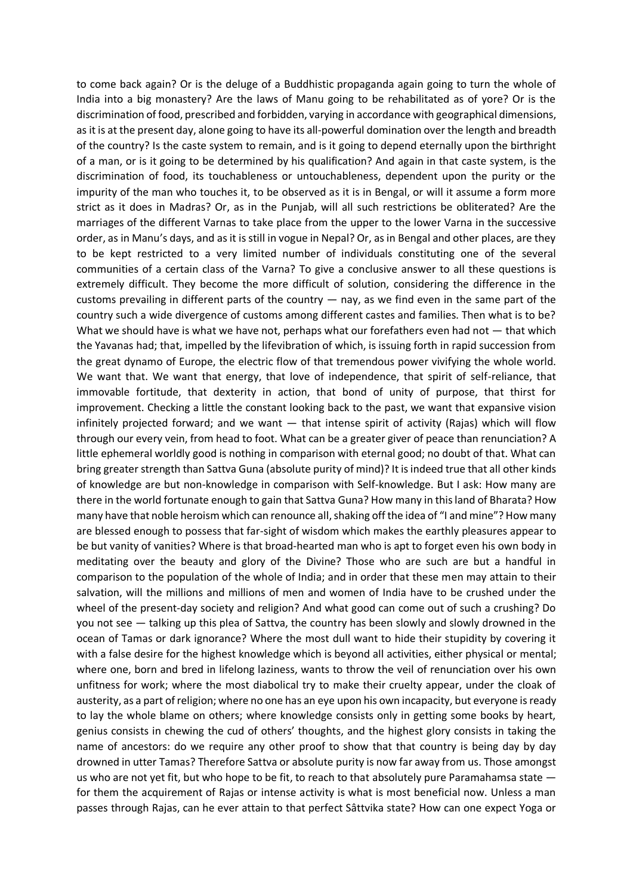to come back again? Or is the deluge of a Buddhistic propaganda again going to turn the whole of India into a big monastery? Are the laws of Manu going to be rehabilitated as of yore? Or is the discrimination of food, prescribed and forbidden, varying in accordance with geographical dimensions, as it is at the present day, alone going to have its all-powerful domination over the length and breadth of the country? Is the caste system to remain, and is it going to depend eternally upon the birthright of a man, or is it going to be determined by his qualification? And again in that caste system, is the discrimination of food, its touchableness or untouchableness, dependent upon the purity or the impurity of the man who touches it, to be observed as it is in Bengal, or will it assume a form more strict as it does in Madras? Or, as in the Punjab, will all such restrictions be obliterated? Are the marriages of the different Varnas to take place from the upper to the lower Varna in the successive order, as in Manu's days, and as it is still in vogue in Nepal? Or, as in Bengal and other places, are they to be kept restricted to a very limited number of individuals constituting one of the several communities of a certain class of the Varna? To give a conclusive answer to all these questions is extremely difficult. They become the more difficult of solution, considering the difference in the customs prevailing in different parts of the country — nay, as we find even in the same part of the country such a wide divergence of customs among different castes and families. Then what is to be? What we should have is what we have not, perhaps what our forefathers even had not — that which the Yavanas had; that, impelled by the lifevibration of which, is issuing forth in rapid succession from the great dynamo of Europe, the electric flow of that tremendous power vivifying the whole world. We want that. We want that energy, that love of independence, that spirit of self-reliance, that immovable fortitude, that dexterity in action, that bond of unity of purpose, that thirst for improvement. Checking a little the constant looking back to the past, we want that expansive vision infinitely projected forward; and we want — that intense spirit of activity (Rajas) which will flow through our every vein, from head to foot. What can be a greater giver of peace than renunciation? A little ephemeral worldly good is nothing in comparison with eternal good; no doubt of that. What can bring greater strength than Sattva Guna (absolute purity of mind)? It is indeed true that all other kinds of knowledge are but non-knowledge in comparison with Self-knowledge. But I ask: How many are there in the world fortunate enough to gain that Sattva Guna? How many in this land of Bharata? How many have that noble heroism which can renounce all, shaking off the idea of "I and mine"? How many are blessed enough to possess that far-sight of wisdom which makes the earthly pleasures appear to be but vanity of vanities? Where is that broad-hearted man who is apt to forget even his own body in meditating over the beauty and glory of the Divine? Those who are such are but a handful in comparison to the population of the whole of India; and in order that these men may attain to their salvation, will the millions and millions of men and women of India have to be crushed under the wheel of the present-day society and religion? And what good can come out of such a crushing? Do you not see — talking up this plea of Sattva, the country has been slowly and slowly drowned in the ocean of Tamas or dark ignorance? Where the most dull want to hide their stupidity by covering it with a false desire for the highest knowledge which is beyond all activities, either physical or mental; where one, born and bred in lifelong laziness, wants to throw the veil of renunciation over his own unfitness for work; where the most diabolical try to make their cruelty appear, under the cloak of austerity, as a part of religion; where no one has an eye upon his own incapacity, but everyone is ready to lay the whole blame on others; where knowledge consists only in getting some books by heart, genius consists in chewing the cud of others' thoughts, and the highest glory consists in taking the name of ancestors: do we require any other proof to show that that country is being day by day drowned in utter Tamas? Therefore Sattva or absolute purity is now far away from us. Those amongst us who are not yet fit, but who hope to be fit, to reach to that absolutely pure Paramahamsa state — for them the acquirement of Rajas or intense activity is what is most beneficial now. Unless a man passes through Rajas, can he ever attain to that perfect Sâttvika state? How can one expect Yoga or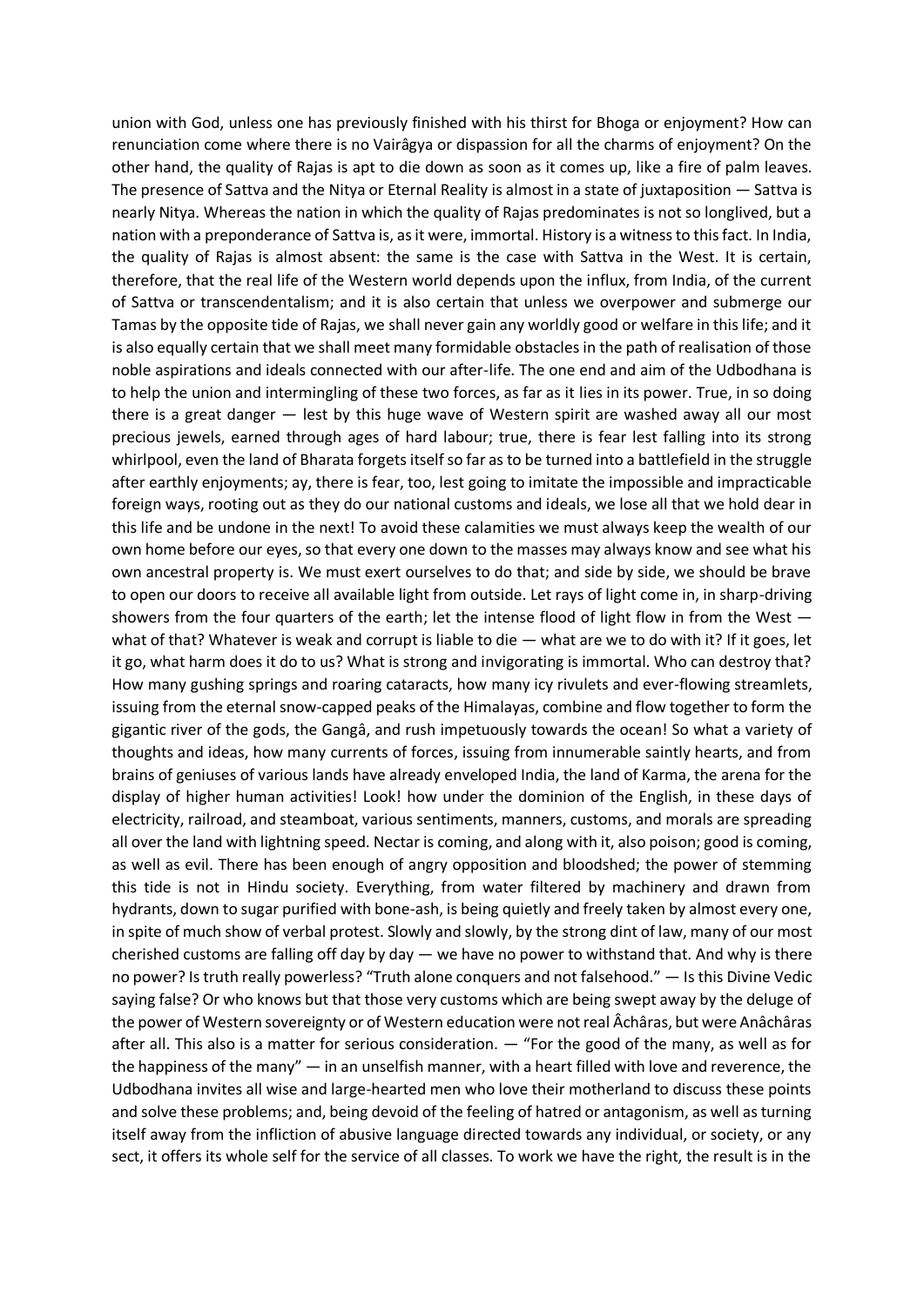union with God, unless one has previously finished with his thirst for Bhoga or enjoyment? How can renunciation come where there is no Vairâgya or dispassion for all the charms of enjoyment? On the other hand, the quality of Rajas is apt to die down as soon as it comes up, like a fire of palm leaves. The presence of Sattva and the Nitya or Eternal Reality is almost in a state of juxtaposition — Sattva is nearly Nitya. Whereas the nation in which the quality of Rajas predominates is not so longlived, but a nation with a preponderance of Sattva is, as it were, immortal. History is a witness to this fact. In India, the quality of Rajas is almost absent: the same is the case with Sattva in the West. It is certain, therefore, that the real life of the Western world depends upon the influx, from India, of the current of Sattva or transcendentalism; and it is also certain that unless we overpower and submerge our Tamas by the opposite tide of Rajas, we shall never gain any worldly good or welfare in this life; and it is also equally certain that we shall meet many formidable obstacles in the path of realisation of those noble aspirations and ideals connected with our after-life. The one end and aim of the Udbodhana is to help the union and intermingling of these two forces, as far as it lies in its power. True, in so doing there is a great danger — lest by this huge wave of Western spirit are washed away all our most precious jewels, earned through ages of hard labour; true, there is fear lest falling into its strong whirlpool, even the land of Bharata forgets itself so far as to be turned into a battlefield in the struggle after earthly enjoyments; ay, there is fear, too, lest going to imitate the impossible and impracticable foreign ways, rooting out as they do our national customs and ideals, we lose all that we hold dear in this life and be undone in the next! To avoid these calamities we must always keep the wealth of our own home before our eyes, so that every one down to the masses may always know and see what his own ancestral property is. We must exert ourselves to do that; and side by side, we should be brave to open our doors to receive all available light from outside. Let rays of light come in, in sharp-driving showers from the four quarters of the earth; let the intense flood of light flow in from the West — what of that? Whatever is weak and corrupt is liable to die — what are we to do with it? If it goes, let it go, what harm does it do to us? What is strong and invigorating is immortal. Who can destroy that? How many gushing springs and roaring cataracts, how many icy rivulets and ever-flowing streamlets, issuing from the eternal snow-capped peaks of the Himalayas, combine and flow together to form the gigantic river of the gods, the Gangâ, and rush impetuously towards the ocean! So what a variety of thoughts and ideas, how many currents of forces, issuing from innumerable saintly hearts, and from brains of geniuses of various lands have already enveloped India, the land of Karma, the arena for the display of higher human activities! Look! how under the dominion of the English, in these days of electricity, railroad, and steamboat, various sentiments, manners, customs, and morals are spreading all over the land with lightning speed. Nectar is coming, and along with it, also poison; good is coming, as well as evil. There has been enough of angry opposition and bloodshed; the power of stemming this tide is not in Hindu society. Everything, from water filtered by machinery and drawn from hydrants, down to sugar purified with bone-ash, is being quietly and freely taken by almost every one, in spite of much show of verbal protest. Slowly and slowly, by the strong dint of law, many of our most cherished customs are falling off day by day — we have no power to withstand that. And why is there no power? Is truth really powerless? "Truth alone conquers and not falsehood." — Is this Divine Vedic saying false? Or who knows but that those very customs which are being swept away by the deluge of the power of Western sovereignty or of Western education were not real Âchâras, but were Anâchâras after all. This also is a matter for serious consideration. — "For the good of the many, as well as for the happiness of the many" — in an unselfish manner, with a heart filled with love and reverence, the Udbodhana invites all wise and large-hearted men who love their motherland to discuss these points and solve these problems; and, being devoid of the feeling of hatred or antagonism, as well as turning itself away from the infliction of abusive language directed towards any individual, or society, or any sect, it offers its whole self for the service of all classes. To work we have the right, the result is in the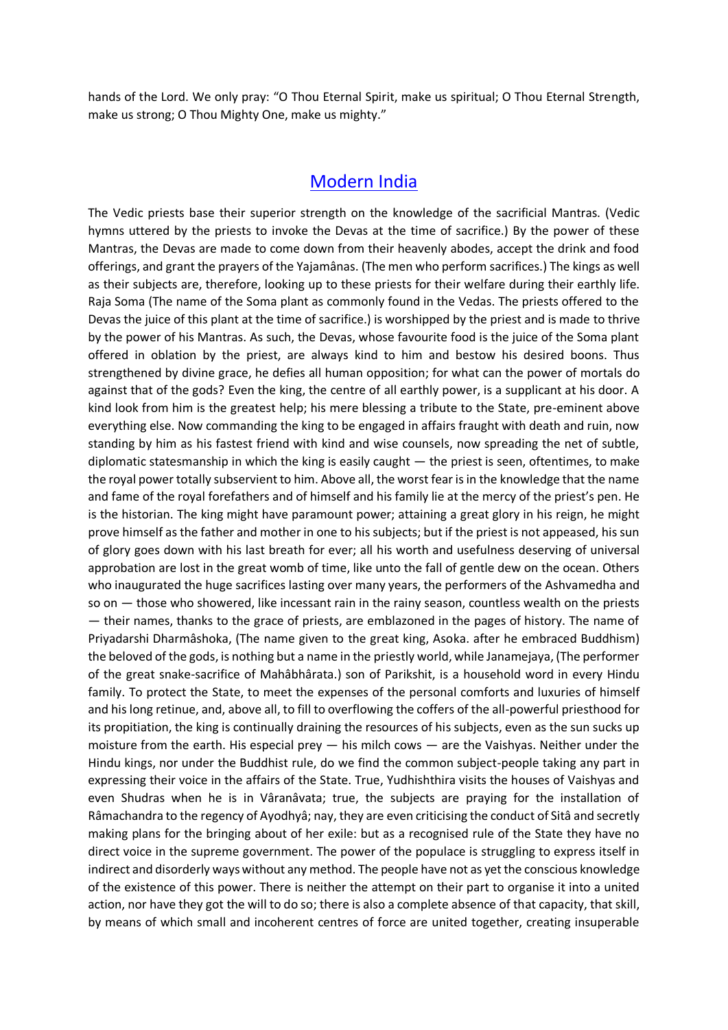hands of the Lord. We only pray: "O Thou Eternal Spirit, make us spiritual; O Thou Eternal Strength, make us strong; O Thou Mighty One, make us mighty."

## Modern India

The Vedic priests base their superior strength on the knowledge of the sacrificial Mantras. (Vedic hymns uttered by the priests to invoke the Devas at the time of sacrifice.) By the power of these Mantras, the Devas are made to come down from their heavenly abodes, accept the drink and food offerings, and grant the prayers of the Yajamânas. (The men who perform sacrifices.) The kings as well as their subjects are, therefore, looking up to these priests for their welfare during their earthly life. Raja Soma (The name of the Soma plant as commonly found in the Vedas. The priests offered to the Devas the juice of this plant at the time of sacrifice.) is worshipped by the priest and is made to thrive by the power of his Mantras. As such, the Devas, whose favourite food is the juice of the Soma plant offered in oblation by the priest, are always kind to him and bestow his desired boons. Thus strengthened by divine grace, he defies all human opposition; for what can the power of mortals do against that of the gods? Even the king, the centre of all earthly power, is a supplicant at his door. A kind look from him is the greatest help; his mere blessing a tribute to the State, pre-eminent above everything else. Now commanding the king to be engaged in affairs fraught with death and ruin, now standing by him as his fastest friend with kind and wise counsels, now spreading the net of subtle, diplomatic statesmanship in which the king is easily caught — the priest is seen, oftentimes, to make the royal power totally subservient to him. Above all, the worst fear is in the knowledge that the name and fame of the royal forefathers and of himself and his family lie at the mercy of the priest's pen. He is the historian. The king might have paramount power; attaining a great glory in his reign, he might prove himself as the father and mother in one to his subjects; but if the priest is not appeased, his sun of glory goes down with his last breath for ever; all his worth and usefulness deserving of universal approbation are lost in the great womb of time, like unto the fall of gentle dew on the ocean. Others who inaugurated the huge sacrifices lasting over many years, the performers of the Ashvamedha and so on — those who showered, like incessant rain in the rainy season, countless wealth on the priests — their names, thanks to the grace of priests, are emblazoned in the pages of history. The name of Priyadarshi Dharmâshoka, (The name given to the great king, Asoka. after he embraced Buddhism) the beloved of the gods, is nothing but a name in the priestly world, while Janamejaya, (The performer of the great snake-sacrifice of Mahâbhârata.) son of Parikshit, is a household word in every Hindu family. To protect the State, to meet the expenses of the personal comforts and luxuries of himself and his long retinue, and, above all, to fill to overflowing the coffers of the all-powerful priesthood for its propitiation, the king is continually draining the resources of his subjects, even as the sun sucks up moisture from the earth. His especial prey — his milch cows — are the Vaishyas. Neither under the Hindu kings, nor under the Buddhist rule, do we find the common subject-people taking any part in expressing their voice in the affairs of the State. True, Yudhishthira visits the houses of Vaishyas and even Shudras when he is in Vâranâvata; true, the subjects are praying for the installation of Râmachandra to the regency of Ayodhyâ; nay, they are even criticising the conduct of Sitâ and secretly making plans for the bringing about of her exile: but as a recognised rule of the State they have no direct voice in the supreme government. The power of the populace is struggling to express itself in indirect and disorderly ways without any method. The people have not as yet the conscious knowledge of the existence of this power. There is neither the attempt on their part to organise it into a united action, nor have they got the will to do so; there is also a complete absence of that capacity, that skill, by means of which small and incoherent centres of force are united together, creating insuperable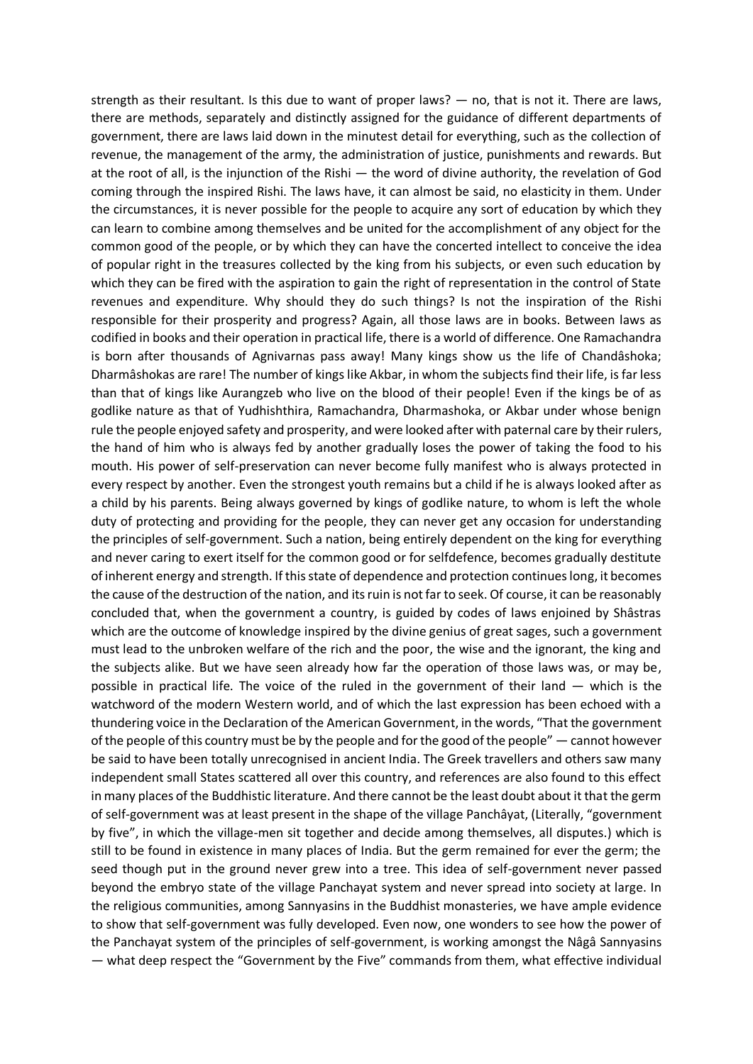strength as their resultant. Is this due to want of proper laws? — no, that is not it. There are laws, there are methods, separately and distinctly assigned for the guidance of different departments of government, there are laws laid down in the minutest detail for everything, such as the collection of revenue, the management of the army, the administration of justice, punishments and rewards. But at the root of all, is the injunction of the Rishi — the word of divine authority, the revelation of God coming through the inspired Rishi. The laws have, it can almost be said, no elasticity in them. Under the circumstances, it is never possible for the people to acquire any sort of education by which they can learn to combine among themselves and be united for the accomplishment of any object for the common good of the people, or by which they can have the concerted intellect to conceive the idea of popular right in the treasures collected by the king from his subjects, or even such education by which they can be fired with the aspiration to gain the right of representation in the control of State revenues and expenditure. Why should they do such things? Is not the inspiration of the Rishi responsible for their prosperity and progress? Again, all those laws are in books. Between laws as codified in books and their operation in practical life, there is a world of difference. One Ramachandra is born after thousands of Agnivarnas pass away! Many kings show us the life of Chandâshoka; Dharmâshokas are rare! The number of kings like Akbar, in whom the subjects find their life, is far less than that of kings like Aurangzeb who live on the blood of their people! Even if the kings be of as godlike nature as that of Yudhishthira, Ramachandra, Dharmashoka, or Akbar under whose benign rule the people enjoyed safety and prosperity, and were looked after with paternal care by their rulers, the hand of him who is always fed by another gradually loses the power of taking the food to his mouth. His power of self-preservation can never become fully manifest who is always protected in every respect by another. Even the strongest youth remains but a child if he is always looked after as a child by his parents. Being always governed by kings of godlike nature, to whom is left the whole duty of protecting and providing for the people, they can never get any occasion for understanding the principles of self-government. Such a nation, being entirely dependent on the king for everything and never caring to exert itself for the common good or for selfdefence, becomes gradually destitute of inherent energy and strength. If this state of dependence and protection continues long, it becomes the cause of the destruction of the nation, and its ruin is not far to seek. Of course, it can be reasonably concluded that, when the government a country, is guided by codes of laws enjoined by Shâstras which are the outcome of knowledge inspired by the divine genius of great sages, such a government must lead to the unbroken welfare of the rich and the poor, the wise and the ignorant, the king and the subjects alike. But we have seen already how far the operation of those laws was, or may be, possible in practical life. The voice of the ruled in the government of their land — which is the watchword of the modern Western world, and of which the last expression has been echoed with a thundering voice in the Declaration of the American Government, in the words, "That the government of the people of this country must be by the people and for the good of the people" — cannot however be said to have been totally unrecognised in ancient India. The Greek travellers and others saw many independent small States scattered all over this country, and references are also found to this effect in many places of the Buddhistic literature. And there cannot be the least doubt about it that the germ of self-government was at least present in the shape of the village Panchâyat, (Literally, "government by five", in which the village-men sit together and decide among themselves, all disputes.) which is still to be found in existence in many places of India. But the germ remained for ever the germ; the seed though put in the ground never grew into a tree. This idea of self-government never passed beyond the embryo state of the village Panchayat system and never spread into society at large. In the religious communities, among Sannyasins in the Buddhist monasteries, we have ample evidence to show that self-government was fully developed. Even now, one wonders to see how the power of the Panchayat system of the principles of self-government, is working amongst the Nâgâ Sannyasins — what deep respect the "Government by the Five" commands from them, what effective individual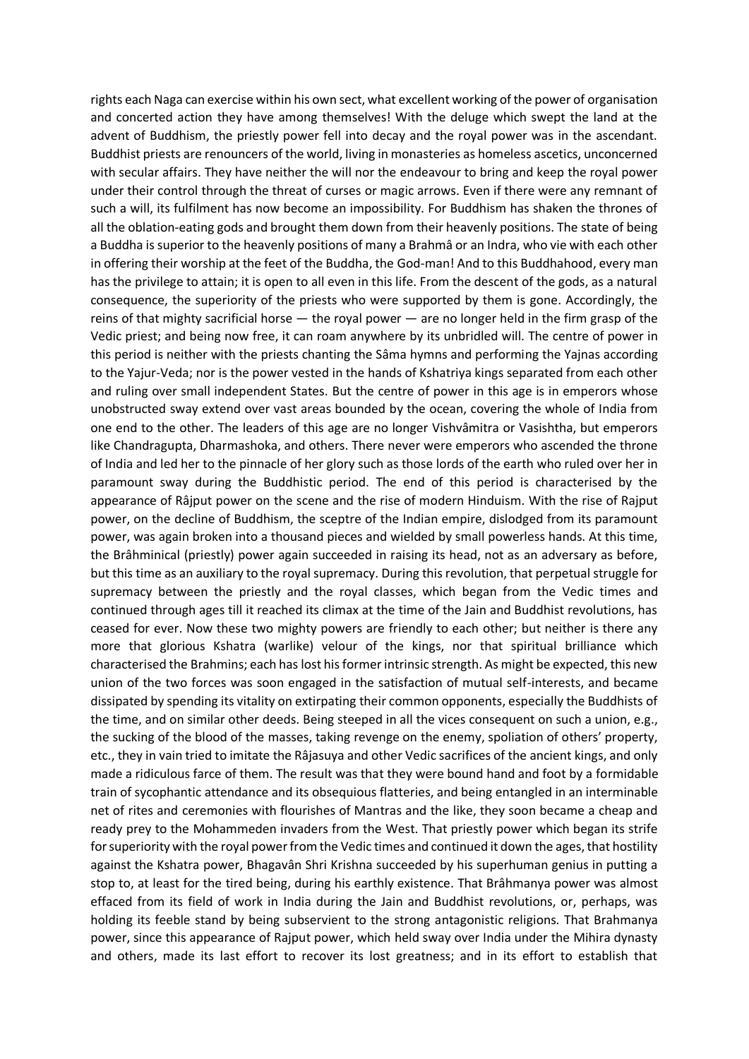rights each Naga can exercise within his own sect, what excellent working of the power of organisation and concerted action they have among themselves! With the deluge which swept the land at the advent of Buddhism, the priestly power fell into decay and the royal power was in the ascendant. Buddhist priests are renouncers of the world, living in monasteries as homeless ascetics, unconcerned with secular affairs. They have neither the will nor the endeavour to bring and keep the royal power under their control through the threat of curses or magic arrows. Even if there were any remnant of such a will, its fulfilment has now become an impossibility. For Buddhism has shaken the thrones of all the oblation-eating gods and brought them down from their heavenly positions. The state of being a Buddha is superior to the heavenly positions of many a Brahmâ or an Indra, who vie with each other in offering their worship at the feet of the Buddha, the God-man! And to this Buddhahood, every man has the privilege to attain; it is open to all even in this life. From the descent of the gods, as a natural consequence, the superiority of the priests who were supported by them is gone. Accordingly, the reins of that mighty sacrificial horse — the royal power — are no longer held in the firm grasp of the Vedic priest; and being now free, it can roam anywhere by its unbridled will. The centre of power in this period is neither with the priests chanting the Sâma hymns and performing the Yajnas according to the Yajur-Veda; nor is the power vested in the hands of Kshatriya kings separated from each other and ruling over small independent States. But the centre of power in this age is in emperors whose unobstructed sway extend over vast areas bounded by the ocean, covering the whole of India from one end to the other. The leaders of this age are no longer Vishvâmitra or Vasishtha, but emperors like Chandragupta, Dharmashoka, and others. There never were emperors who ascended the throne of India and led her to the pinnacle of her glory such as those lords of the earth who ruled over her in paramount sway during the Buddhistic period. The end of this period is characterised by the appearance of Râjput power on the scene and the rise of modern Hinduism. With the rise of Rajput power, on the decline of Buddhism, the sceptre of the Indian empire, dislodged from its paramount power, was again broken into a thousand pieces and wielded by small powerless hands. At this time, the Brâhminical (priestly) power again succeeded in raising its head, not as an adversary as before, but this time as an auxiliary to the royal supremacy. During this revolution, that perpetual struggle for supremacy between the priestly and the royal classes, which began from the Vedic times and continued through ages till it reached its climax at the time of the Jain and Buddhist revolutions, has ceased for ever. Now these two mighty powers are friendly to each other; but neither is there any more that glorious Kshatra (warlike) velour of the kings, nor that spiritual brilliance which characterised the Brahmins; each has lost his former intrinsic strength. As might be expected, this new union of the two forces was soon engaged in the satisfaction of mutual self-interests, and became dissipated by spending its vitality on extirpating their common opponents, especially the Buddhists of the time, and on similar other deeds. Being steeped in all the vices consequent on such a union, e.g., the sucking of the blood of the masses, taking revenge on the enemy, spoliation of others' property, etc., they in vain tried to imitate the Râjasuya and other Vedic sacrifices of the ancient kings, and only made a ridiculous farce of them. The result was that they were bound hand and foot by a formidable train of sycophantic attendance and its obsequious flatteries, and being entangled in an interminable net of rites and ceremonies with flourishes of Mantras and the like, they soon became a cheap and ready prey to the Mohammeden invaders from the West. That priestly power which began its strife for superiority with the royal power from the Vedic times and continued it down the ages, that hostility against the Kshatra power, Bhagavân Shri Krishna succeeded by his superhuman genius in putting a stop to, at least for the tired being, during his earthly existence. That Brâhmanya power was almost effaced from its field of work in India during the Jain and Buddhist revolutions, or, perhaps, was holding its feeble stand by being subservient to the strong antagonistic religions. That Brahmanya power, since this appearance of Rajput power, which held sway over India under the Mihira dynasty and others, made its last effort to recover its lost greatness; and in its effort to establish that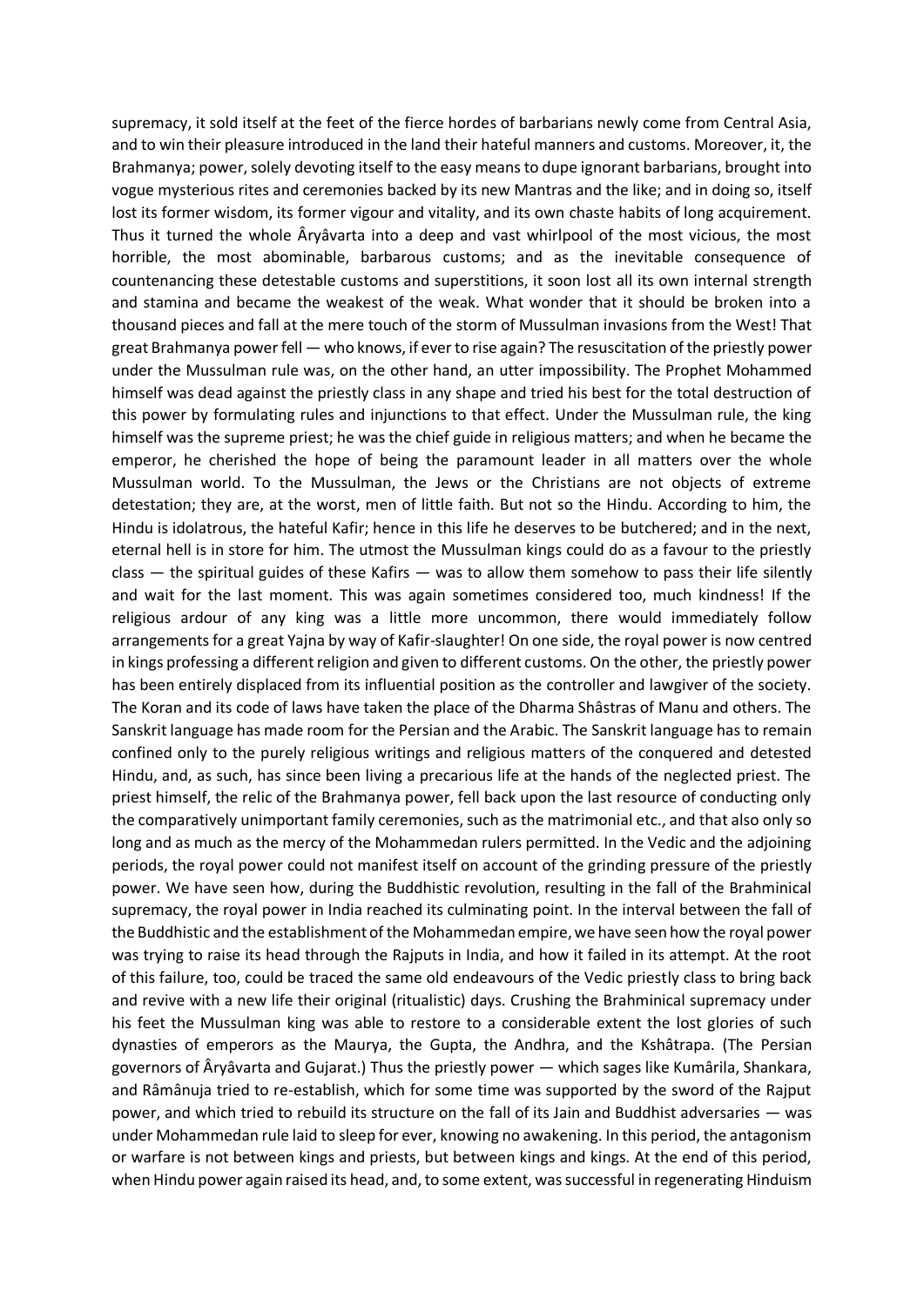supremacy, it sold itself at the feet of the fierce hordes of barbarians newly come from Central Asia, and to win their pleasure introduced in the land their hateful manners and customs. Moreover, it, the Brahmanya; power, solely devoting itself to the easy means to dupe ignorant barbarians, brought into vogue mysterious rites and ceremonies backed by its new Mantras and the like; and in doing so, itself lost its former wisdom, its former vigour and vitality, and its own chaste habits of long acquirement. Thus it turned the whole Âryâvarta into a deep and vast whirlpool of the most vicious, the most horrible, the most abominable, barbarous customs; and as the inevitable consequence of countenancing these detestable customs and superstitions, it soon lost all its own internal strength and stamina and became the weakest of the weak. What wonder that it should be broken into a thousand pieces and fall at the mere touch of the storm of Mussulman invasions from the West! That great Brahmanya power fell — who knows, if ever to rise again? The resuscitation of the priestly power under the Mussulman rule was, on the other hand, an utter impossibility. The Prophet Mohammed himself was dead against the priestly class in any shape and tried his best for the total destruction of this power by formulating rules and injunctions to that effect. Under the Mussulman rule, the king himself was the supreme priest; he was the chief guide in religious matters; and when he became the emperor, he cherished the hope of being the paramount leader in all matters over the whole Mussulman world. To the Mussulman, the Jews or the Christians are not objects of extreme detestation; they are, at the worst, men of little faith. But not so the Hindu. According to him, the Hindu is idolatrous, the hateful Kafir; hence in this life he deserves to be butchered; and in the next, eternal hell is in store for him. The utmost the Mussulman kings could do as a favour to the priestly class — the spiritual guides of these Kafirs — was to allow them somehow to pass their life silently and wait for the last moment. This was again sometimes considered too, much kindness! If the religious ardour of any king was a little more uncommon, there would immediately follow arrangements for a great Yajna by way of Kafir-slaughter! On one side, the royal power is now centred in kings professing a different religion and given to different customs. On the other, the priestly power has been entirely displaced from its influential position as the controller and lawgiver of the society. The Koran and its code of laws have taken the place of the Dharma Shâstras of Manu and others. The Sanskrit language has made room for the Persian and the Arabic. The Sanskrit language has to remain confined only to the purely religious writings and religious matters of the conquered and detested Hindu, and, as such, has since been living a precarious life at the hands of the neglected priest. The priest himself, the relic of the Brahmanya power, fell back upon the last resource of conducting only the comparatively unimportant family ceremonies, such as the matrimonial etc., and that also only so long and as much as the mercy of the Mohammedan rulers permitted. In the Vedic and the adjoining periods, the royal power could not manifest itself on account of the grinding pressure of the priestly power. We have seen how, during the Buddhistic revolution, resulting in the fall of the Brahminical supremacy, the royal power in India reached its culminating point. In the interval between the fall of the Buddhistic and the establishment of the Mohammedan empire, we have seen how the royal power was trying to raise its head through the Rajputs in India, and how it failed in its attempt. At the root of this failure, too, could be traced the same old endeavours of the Vedic priestly class to bring back and revive with a new life their original (ritualistic) days. Crushing the Brahminical supremacy under his feet the Mussulman king was able to restore to a considerable extent the lost glories of such dynasties of emperors as the Maurya, the Gupta, the Andhra, and the Kshâtrapa. (The Persian governors of Âryâvarta and Gujarat.) Thus the priestly power — which sages like Kumârila, Shankara, and Râmânuja tried to re-establish, which for some time was supported by the sword of the Rajput power, and which tried to rebuild its structure on the fall of its Jain and Buddhist adversaries — was under Mohammedan rule laid to sleep for ever, knowing no awakening. In this period, the antagonism or warfare is not between kings and priests, but between kings and kings. At the end of this period, when Hindu power again raised its head, and, to some extent, was successful in regenerating Hinduism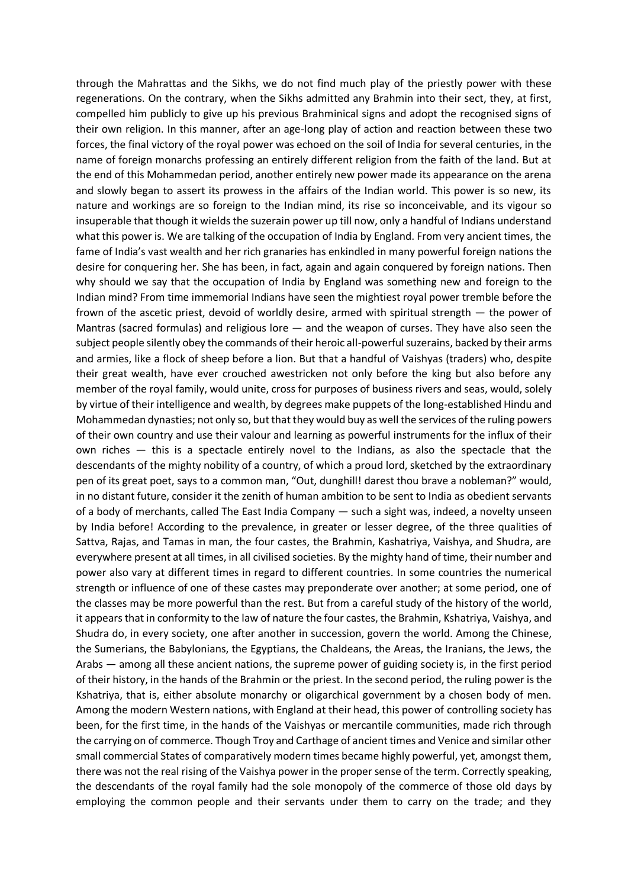through the Mahrattas and the Sikhs, we do not find much play of the priestly power with these regenerations. On the contrary, when the Sikhs admitted any Brahmin into their sect, they, at first, compelled him publicly to give up his previous Brahminical signs and adopt the recognised signs of their own religion. In this manner, after an age-long play of action and reaction between these two forces, the final victory of the royal power was echoed on the soil of India for several centuries, in the name of foreign monarchs professing an entirely different religion from the faith of the land. But at the end of this Mohammedan period, another entirely new power made its appearance on the arena and slowly began to assert its prowess in the affairs of the Indian world. This power is so new, its nature and workings are so foreign to the Indian mind, its rise so inconceivable, and its vigour so insuperable that though it wields the suzerain power up till now, only a handful of Indians understand what this power is. We are talking of the occupation of India by England. From very ancient times, the fame of India's vast wealth and her rich granaries has enkindled in many powerful foreign nations the desire for conquering her. She has been, in fact, again and again conquered by foreign nations. Then why should we say that the occupation of India by England was something new and foreign to the Indian mind? From time immemorial Indians have seen the mightiest royal power tremble before the frown of the ascetic priest, devoid of worldly desire, armed with spiritual strength — the power of Mantras (sacred formulas) and religious lore — and the weapon of curses. They have also seen the subject people silently obey the commands of their heroic all-powerful suzerains, backed by their arms and armies, like a flock of sheep before a lion. But that a handful of Vaishyas (traders) who, despite their great wealth, have ever crouched awestricken not only before the king but also before any member of the royal family, would unite, cross for purposes of business rivers and seas, would, solely by virtue of their intelligence and wealth, by degrees make puppets of the long-established Hindu and Mohammedan dynasties; not only so, but that they would buy as well the services of the ruling powers of their own country and use their valour and learning as powerful instruments for the influx of their own riches — this is a spectacle entirely novel to the Indians, as also the spectacle that the descendants of the mighty nobility of a country, of which a proud lord, sketched by the extraordinary pen of its great poet, says to a common man, "Out, dunghill! darest thou brave a nobleman?" would, in no distant future, consider it the zenith of human ambition to be sent to India as obedient servants of a body of merchants, called The East India Company — such a sight was, indeed, a novelty unseen by India before! According to the prevalence, in greater or lesser degree, of the three qualities of Sattva, Rajas, and Tamas in man, the four castes, the Brahmin, Kashatriya, Vaishya, and Shudra, are everywhere present at all times, in all civilised societies. By the mighty hand of time, their number and power also vary at different times in regard to different countries. In some countries the numerical strength or influence of one of these castes may preponderate over another; at some period, one of the classes may be more powerful than the rest. But from a careful study of the history of the world, it appears that in conformity to the law of nature the four castes, the Brahmin, Kshatriya, Vaishya, and Shudra do, in every society, one after another in succession, govern the world. Among the Chinese, the Sumerians, the Babylonians, the Egyptians, the Chaldeans, the Areas, the Iranians, the Jews, the Arabs — among all these ancient nations, the supreme power of guiding society is, in the first period of their history, in the hands of the Brahmin or the priest. In the second period, the ruling power is the Kshatriya, that is, either absolute monarchy or oligarchical government by a chosen body of men. Among the modern Western nations, with England at their head, this power of controlling society has been, for the first time, in the hands of the Vaishyas or mercantile communities, made rich through the carrying on of commerce. Though Troy and Carthage of ancient times and Venice and similar other small commercial States of comparatively modern times became highly powerful, yet, amongst them, there was not the real rising of the Vaishya power in the proper sense of the term. Correctly speaking, the descendants of the royal family had the sole monopoly of the commerce of those old days by employing the common people and their servants under them to carry on the trade; and they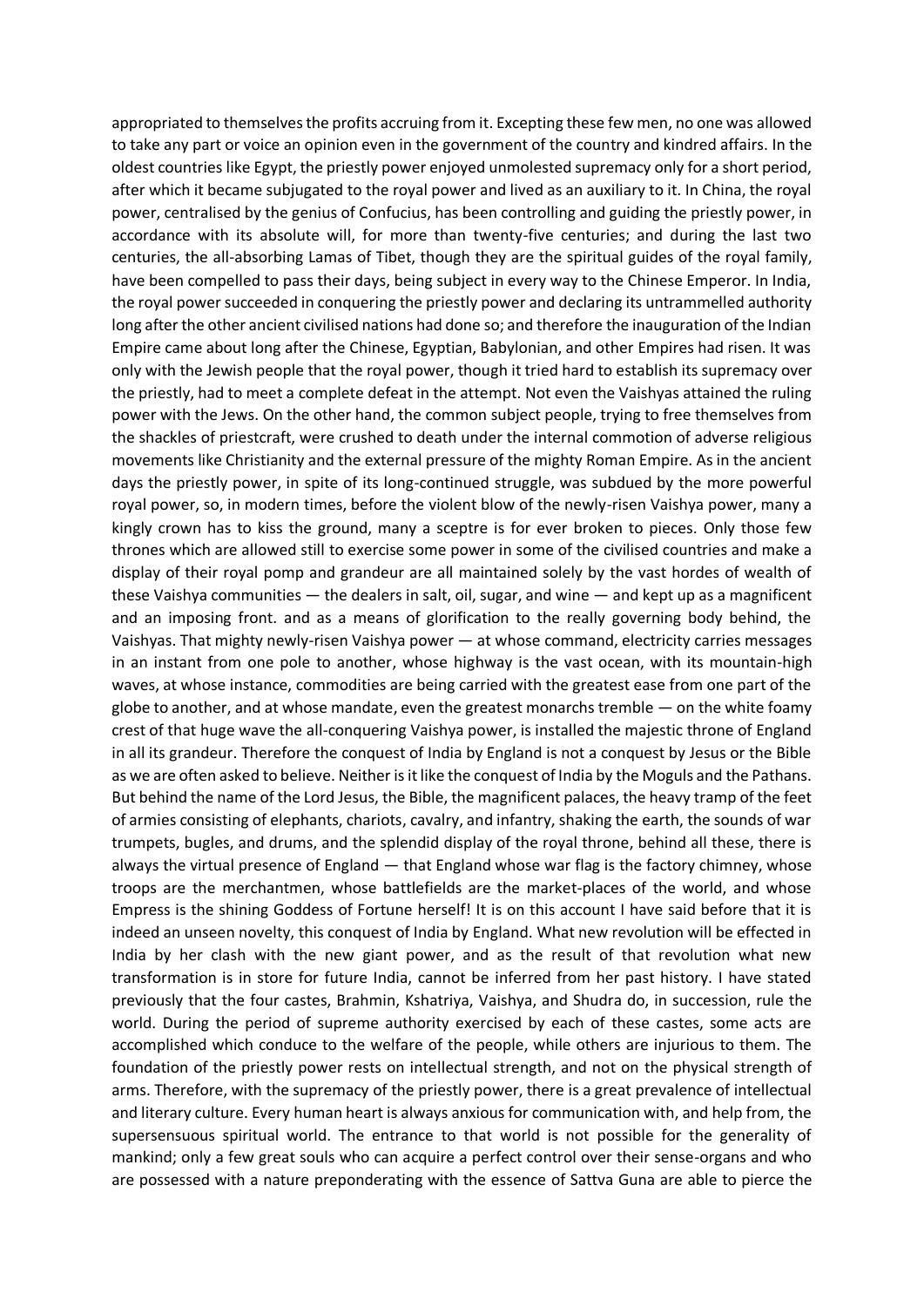appropriated to themselves the profits accruing from it. Excepting these few men, no one was allowed to take any part or voice an opinion even in the government of the country and kindred affairs. In the oldest countries like Egypt, the priestly power enjoyed unmolested supremacy only for a short period, after which it became subjugated to the royal power and lived as an auxiliary to it. In China, the royal power, centralised by the genius of Confucius, has been controlling and guiding the priestly power, in accordance with its absolute will, for more than twenty-five centuries; and during the last two centuries, the all-absorbing Lamas of Tibet, though they are the spiritual guides of the royal family, have been compelled to pass their days, being subject in every way to the Chinese Emperor. In India, the royal power succeeded in conquering the priestly power and declaring its untrammelled authority long after the other ancient civilised nations had done so; and therefore the inauguration of the Indian Empire came about long after the Chinese, Egyptian, Babylonian, and other Empires had risen. It was only with the Jewish people that the royal power, though it tried hard to establish its supremacy over the priestly, had to meet a complete defeat in the attempt. Not even the Vaishyas attained the ruling power with the Jews. On the other hand, the common subject people, trying to free themselves from the shackles of priestcraft, were crushed to death under the internal commotion of adverse religious movements like Christianity and the external pressure of the mighty Roman Empire. As in the ancient days the priestly power, in spite of its long-continued struggle, was subdued by the more powerful royal power, so, in modern times, before the violent blow of the newly-risen Vaishya power, many a kingly crown has to kiss the ground, many a sceptre is for ever broken to pieces. Only those few thrones which are allowed still to exercise some power in some of the civilised countries and make a display of their royal pomp and grandeur are all maintained solely by the vast hordes of wealth of these Vaishya communities — the dealers in salt, oil, sugar, and wine — and kept up as a magnificent and an imposing front. and as a means of glorification to the really governing body behind, the Vaishyas. That mighty newly-risen Vaishya power — at whose command, electricity carries messages in an instant from one pole to another, whose highway is the vast ocean, with its mountain-high waves, at whose instance, commodities are being carried with the greatest ease from one part of the globe to another, and at whose mandate, even the greatest monarchs tremble — on the white foamy crest of that huge wave the all-conquering Vaishya power, is installed the majestic throne of England in all its grandeur. Therefore the conquest of India by England is not a conquest by Jesus or the Bible as we are often asked to believe. Neither is it like the conquest of India by the Moguls and the Pathans. But behind the name of the Lord Jesus, the Bible, the magnificent palaces, the heavy tramp of the feet of armies consisting of elephants, chariots, cavalry, and infantry, shaking the earth, the sounds of war trumpets, bugles, and drums, and the splendid display of the royal throne, behind all these, there is always the virtual presence of England — that England whose war flag is the factory chimney, whose troops are the merchantmen, whose battlefields are the market-places of the world, and whose Empress is the shining Goddess of Fortune herself! It is on this account I have said before that it is indeed an unseen novelty, this conquest of India by England. What new revolution will be effected in India by her clash with the new giant power, and as the result of that revolution what new transformation is in store for future India, cannot be inferred from her past history. I have stated previously that the four castes, Brahmin, Kshatriya, Vaishya, and Shudra do, in succession, rule the world. During the period of supreme authority exercised by each of these castes, some acts are accomplished which conduce to the welfare of the people, while others are injurious to them. The foundation of the priestly power rests on intellectual strength, and not on the physical strength of arms. Therefore, with the supremacy of the priestly power, there is a great prevalence of intellectual and literary culture. Every human heart is always anxious for communication with, and help from, the supersensuous spiritual world. The entrance to that world is not possible for the generality of mankind; only a few great souls who can acquire a perfect control over their sense-organs and who are possessed with a nature preponderating with the essence of Sattva Guna are able to pierce the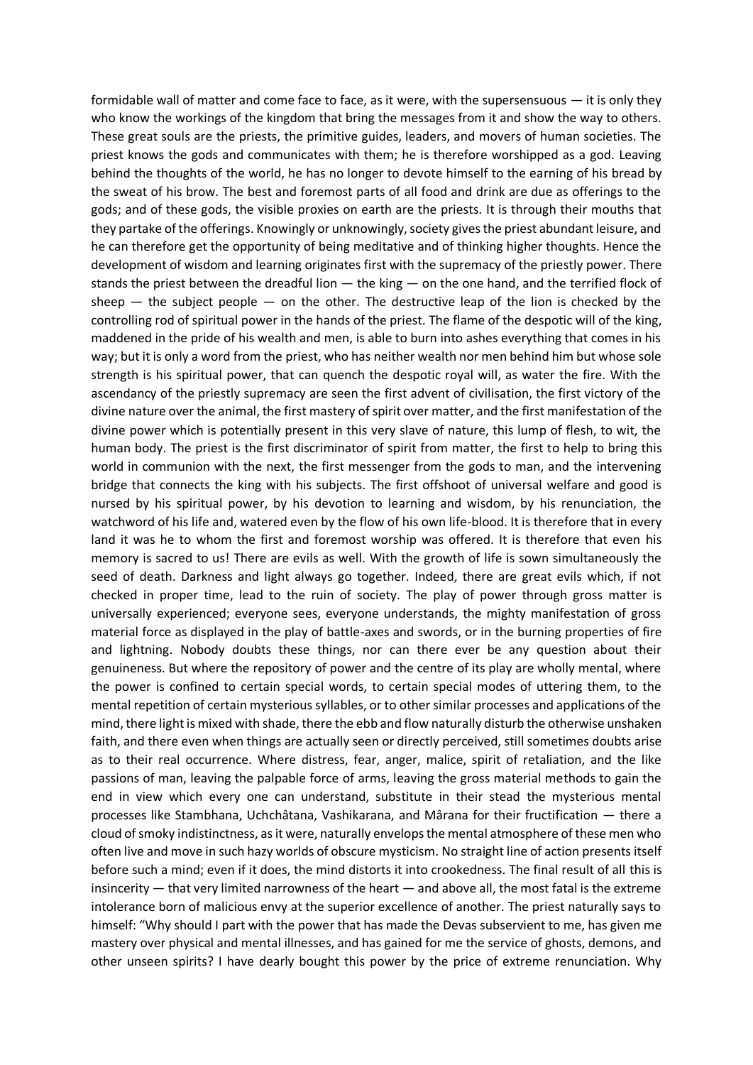formidable wall of matter and come face to face, as it were, with the supersensuous — it is only they who know the workings of the kingdom that bring the messages from it and show the way to others. These great souls are the priests, the primitive guides, leaders, and movers of human societies. The priest knows the gods and communicates with them; he is therefore worshipped as a god. Leaving behind the thoughts of the world, he has no longer to devote himself to the earning of his bread by the sweat of his brow. The best and foremost parts of all food and drink are due as offerings to the gods; and of these gods, the visible proxies on earth are the priests. It is through their mouths that they partake of the offerings. Knowingly or unknowingly, society gives the priest abundant leisure, and he can therefore get the opportunity of being meditative and of thinking higher thoughts. Hence the development of wisdom and learning originates first with the supremacy of the priestly power. There stands the priest between the dreadful lion — the king — on the one hand, and the terrified flock of sheep — the subject people — on the other. The destructive leap of the lion is checked by the controlling rod of spiritual power in the hands of the priest. The flame of the despotic will of the king, maddened in the pride of his wealth and men, is able to burn into ashes everything that comes in his way; but it is only a word from the priest, who has neither wealth nor men behind him but whose sole strength is his spiritual power, that can quench the despotic royal will, as water the fire. With the ascendancy of the priestly supremacy are seen the first advent of civilisation, the first victory of the divine nature over the animal, the first mastery of spirit over matter, and the first manifestation of the divine power which is potentially present in this very slave of nature, this lump of flesh, to wit, the human body. The priest is the first discriminator of spirit from matter, the first to help to bring this world in communion with the next, the first messenger from the gods to man, and the intervening bridge that connects the king with his subjects. The first offshoot of universal welfare and good is nursed by his spiritual power, by his devotion to learning and wisdom, by his renunciation, the watchword of his life and, watered even by the flow of his own life-blood. It is therefore that in every land it was he to whom the first and foremost worship was offered. It is therefore that even his memory is sacred to us! There are evils as well. With the growth of life is sown simultaneously the seed of death. Darkness and light always go together. Indeed, there are great evils which, if not checked in proper time, lead to the ruin of society. The play of power through gross matter is universally experienced; everyone sees, everyone understands, the mighty manifestation of gross material force as displayed in the play of battle-axes and swords, or in the burning properties of fire and lightning. Nobody doubts these things, nor can there ever be any question about their genuineness. But where the repository of power and the centre of its play are wholly mental, where the power is confined to certain special words, to certain special modes of uttering them, to the mental repetition of certain mysterious syllables, or to other similar processes and applications of the mind, there light is mixed with shade, there the ebb and flow naturally disturb the otherwise unshaken faith, and there even when things are actually seen or directly perceived, still sometimes doubts arise as to their real occurrence. Where distress, fear, anger, malice, spirit of retaliation, and the like passions of man, leaving the palpable force of arms, leaving the gross material methods to gain the end in view which every one can understand, substitute in their stead the mysterious mental processes like Stambhana, Uchchâtana, Vashikarana, and Mârana for their fructification — there a cloud of smoky indistinctness, as it were, naturally envelops the mental atmosphere of these men who often live and move in such hazy worlds of obscure mysticism. No straight line of action presents itself before such a mind; even if it does, the mind distorts it into crookedness. The final result of all this is insincerity — that very limited narrowness of the heart — and above all, the most fatal is the extreme intolerance born of malicious envy at the superior excellence of another. The priest naturally says to himself: "Why should I part with the power that has made the Devas subservient to me, has given me mastery over physical and mental illnesses, and has gained for me the service of ghosts, demons, and other unseen spirits? I have dearly bought this power by the price of extreme renunciation. Why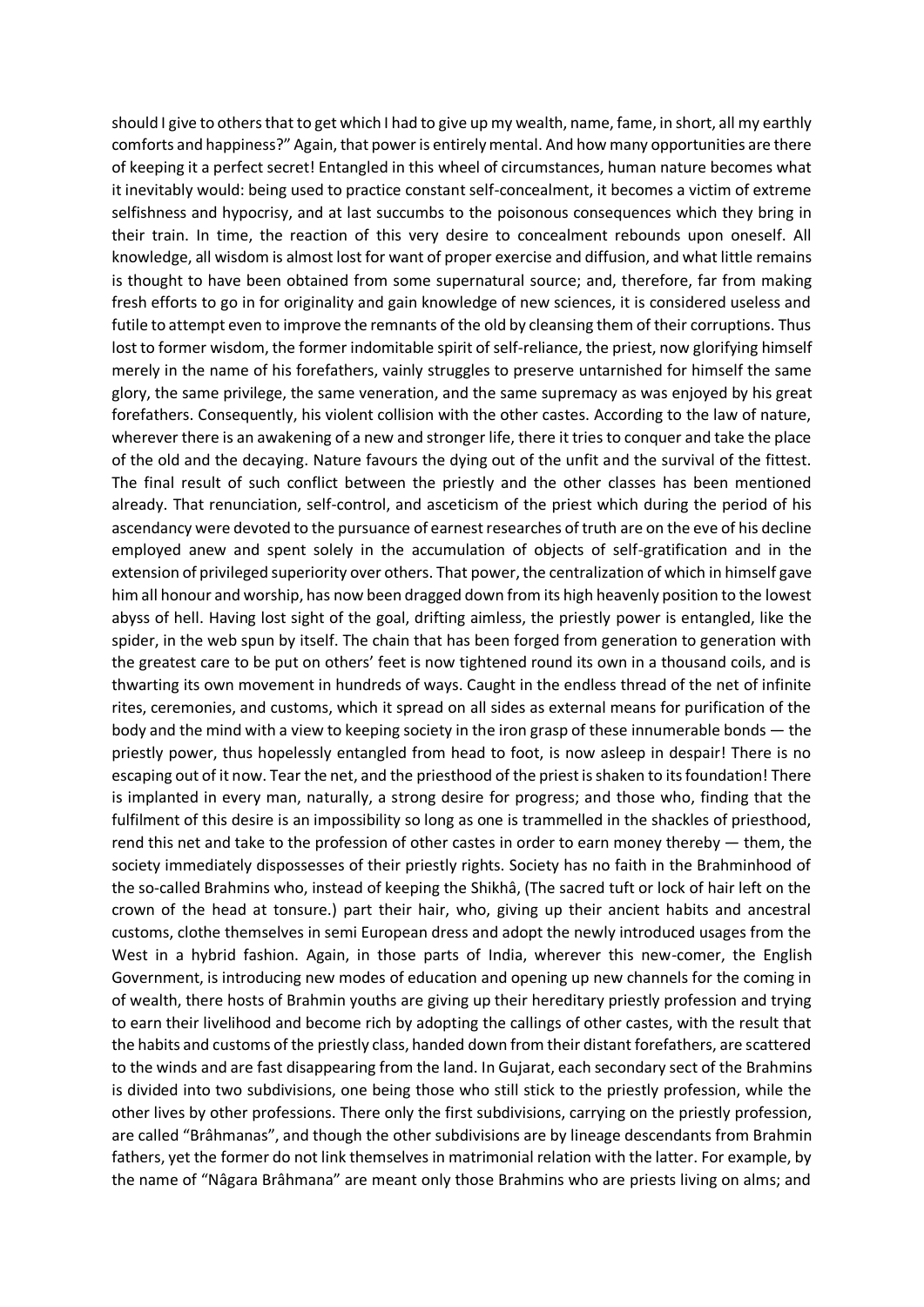should I give to others that to get which I had to give up my wealth, name, fame, in short, all my earthly comforts and happiness?" Again, that power is entirely mental. And how many opportunities are there of keeping it a perfect secret! Entangled in this wheel of circumstances, human nature becomes what it inevitably would: being used to practice constant self-concealment, it becomes a victim of extreme selfishness and hypocrisy, and at last succumbs to the poisonous consequences which they bring in their train. In time, the reaction of this very desire to concealment rebounds upon oneself. All knowledge, all wisdom is almost lost for want of proper exercise and diffusion, and what little remains is thought to have been obtained from some supernatural source; and, therefore, far from making fresh efforts to go in for originality and gain knowledge of new sciences, it is considered useless and futile to attempt even to improve the remnants of the old by cleansing them of their corruptions. Thus lost to former wisdom, the former indomitable spirit of self-reliance, the priest, now glorifying himself merely in the name of his forefathers, vainly struggles to preserve untarnished for himself the same glory, the same privilege, the same veneration, and the same supremacy as was enjoyed by his great forefathers. Consequently, his violent collision with the other castes. According to the law of nature, wherever there is an awakening of a new and stronger life, there it tries to conquer and take the place of the old and the decaying. Nature favours the dying out of the unfit and the survival of the fittest. The final result of such conflict between the priestly and the other classes has been mentioned already. That renunciation, self-control, and asceticism of the priest which during the period of his ascendancy were devoted to the pursuance of earnest researches of truth are on the eve of his decline employed anew and spent solely in the accumulation of objects of self-gratification and in the extension of privileged superiority over others. That power, the centralization of which in himself gave him all honour and worship, has now been dragged down from its high heavenly position to the lowest abyss of hell. Having lost sight of the goal, drifting aimless, the priestly power is entangled, like the spider, in the web spun by itself. The chain that has been forged from generation to generation with the greatest care to be put on others' feet is now tightened round its own in a thousand coils, and is thwarting its own movement in hundreds of ways. Caught in the endless thread of the net of infinite rites, ceremonies, and customs, which it spread on all sides as external means for purification of the body and the mind with a view to keeping society in the iron grasp of these innumerable bonds — the priestly power, thus hopelessly entangled from head to foot, is now asleep in despair! There is no escaping out of it now. Tear the net, and the priesthood of the priest is shaken to its foundation! There is implanted in every man, naturally, a strong desire for progress; and those who, finding that the fulfilment of this desire is an impossibility so long as one is trammelled in the shackles of priesthood, rend this net and take to the profession of other castes in order to earn money thereby — them, the society immediately dispossesses of their priestly rights. Society has no faith in the Brahminhood of the so-called Brahmins who, instead of keeping the Shikhâ, (The sacred tuft or lock of hair left on the crown of the head at tonsure.) part their hair, who, giving up their ancient habits and ancestral customs, clothe themselves in semi European dress and adopt the newly introduced usages from the West in a hybrid fashion. Again, in those parts of India, wherever this new-comer, the English Government, is introducing new modes of education and opening up new channels for the coming in of wealth, there hosts of Brahmin youths are giving up their hereditary priestly profession and trying to earn their livelihood and become rich by adopting the callings of other castes, with the result that the habits and customs of the priestly class, handed down from their distant forefathers, are scattered to the winds and are fast disappearing from the land. In Gujarat, each secondary sect of the Brahmins is divided into two subdivisions, one being those who still stick to the priestly profession, while the other lives by other professions. There only the first subdivisions, carrying on the priestly profession, are called "Brâhmanas", and though the other subdivisions are by lineage descendants from Brahmin fathers, yet the former do not link themselves in matrimonial relation with the latter. For example, by the name of "Nâgara Brâhmana" are meant only those Brahmins who are priests living on alms; and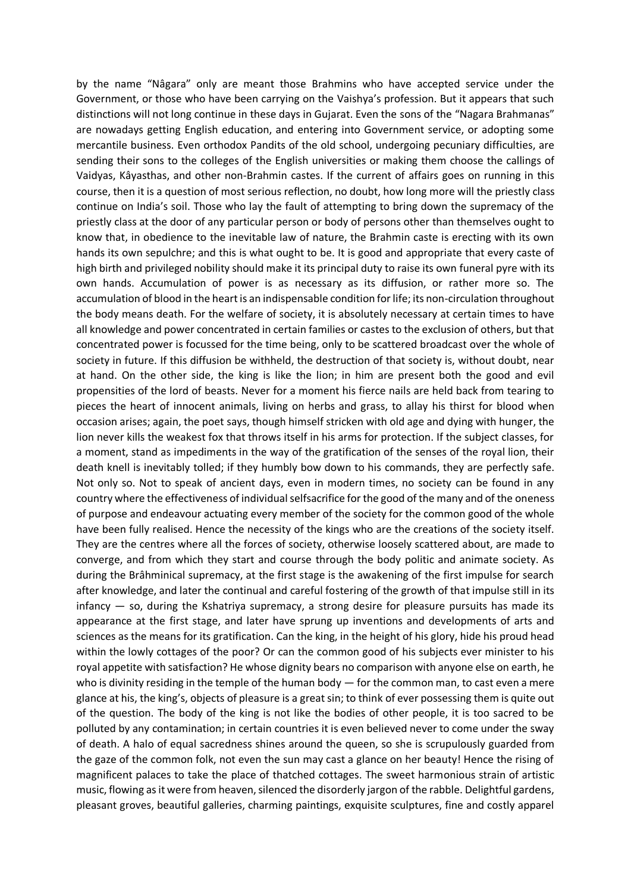by the name "Nâgara" only are meant those Brahmins who have accepted service under the Government, or those who have been carrying on the Vaishya's profession. But it appears that such distinctions will not long continue in these days in Gujarat. Even the sons of the "Nagara Brahmanas" are nowadays getting English education, and entering into Government service, or adopting some mercantile business. Even orthodox Pandits of the old school, undergoing pecuniary difficulties, are sending their sons to the colleges of the English universities or making them choose the callings of Vaidyas, Kâyasthas, and other non-Brahmin castes. If the current of affairs goes on running in this course, then it is a question of most serious reflection, no doubt, how long more will the priestly class continue on India's soil. Those who lay the fault of attempting to bring down the supremacy of the priestly class at the door of any particular person or body of persons other than themselves ought to know that, in obedience to the inevitable law of nature, the Brahmin caste is erecting with its own hands its own sepulchre; and this is what ought to be. It is good and appropriate that every caste of high birth and privileged nobility should make it its principal duty to raise its own funeral pyre with its own hands. Accumulation of power is as necessary as its diffusion, or rather more so. The accumulation of blood in the heart is an indispensable condition for life; its non-circulation throughout the body means death. For the welfare of society, it is absolutely necessary at certain times to have all knowledge and power concentrated in certain families or castes to the exclusion of others, but that concentrated power is focussed for the time being, only to be scattered broadcast over the whole of society in future. If this diffusion be withheld, the destruction of that society is, without doubt, near at hand. On the other side, the king is like the lion; in him are present both the good and evil propensities of the lord of beasts. Never for a moment his fierce nails are held back from tearing to pieces the heart of innocent animals, living on herbs and grass, to allay his thirst for blood when occasion arises; again, the poet says, though himself stricken with old age and dying with hunger, the lion never kills the weakest fox that throws itself in his arms for protection. If the subject classes, for a moment, stand as impediments in the way of the gratification of the senses of the royal lion, their death knell is inevitably tolled; if they humbly bow down to his commands, they are perfectly safe. Not only so. Not to speak of ancient days, even in modern times, no society can be found in any country where the effectiveness of individual selfsacrifice for the good of the many and of the oneness of purpose and endeavour actuating every member of the society for the common good of the whole have been fully realised. Hence the necessity of the kings who are the creations of the society itself. They are the centres where all the forces of society, otherwise loosely scattered about, are made to converge, and from which they start and course through the body politic and animate society. As during the Brâhminical supremacy, at the first stage is the awakening of the first impulse for search after knowledge, and later the continual and careful fostering of the growth of that impulse still in its infancy — so, during the Kshatriya supremacy, a strong desire for pleasure pursuits has made its appearance at the first stage, and later have sprung up inventions and developments of arts and sciences as the means for its gratification. Can the king, in the height of his glory, hide his proud head within the lowly cottages of the poor? Or can the common good of his subjects ever minister to his royal appetite with satisfaction? He whose dignity bears no comparison with anyone else on earth, he who is divinity residing in the temple of the human body — for the common man, to cast even a mere glance at his, the king's, objects of pleasure is a great sin; to think of ever possessing them is quite out of the question. The body of the king is not like the bodies of other people, it is too sacred to be polluted by any contamination; in certain countries it is even believed never to come under the sway of death. A halo of equal sacredness shines around the queen, so she is scrupulously guarded from the gaze of the common folk, not even the sun may cast a glance on her beauty! Hence the rising of magnificent palaces to take the place of thatched cottages. The sweet harmonious strain of artistic music, flowing as it were from heaven, silenced the disorderly jargon of the rabble. Delightful gardens, pleasant groves, beautiful galleries, charming paintings, exquisite sculptures, fine and costly apparel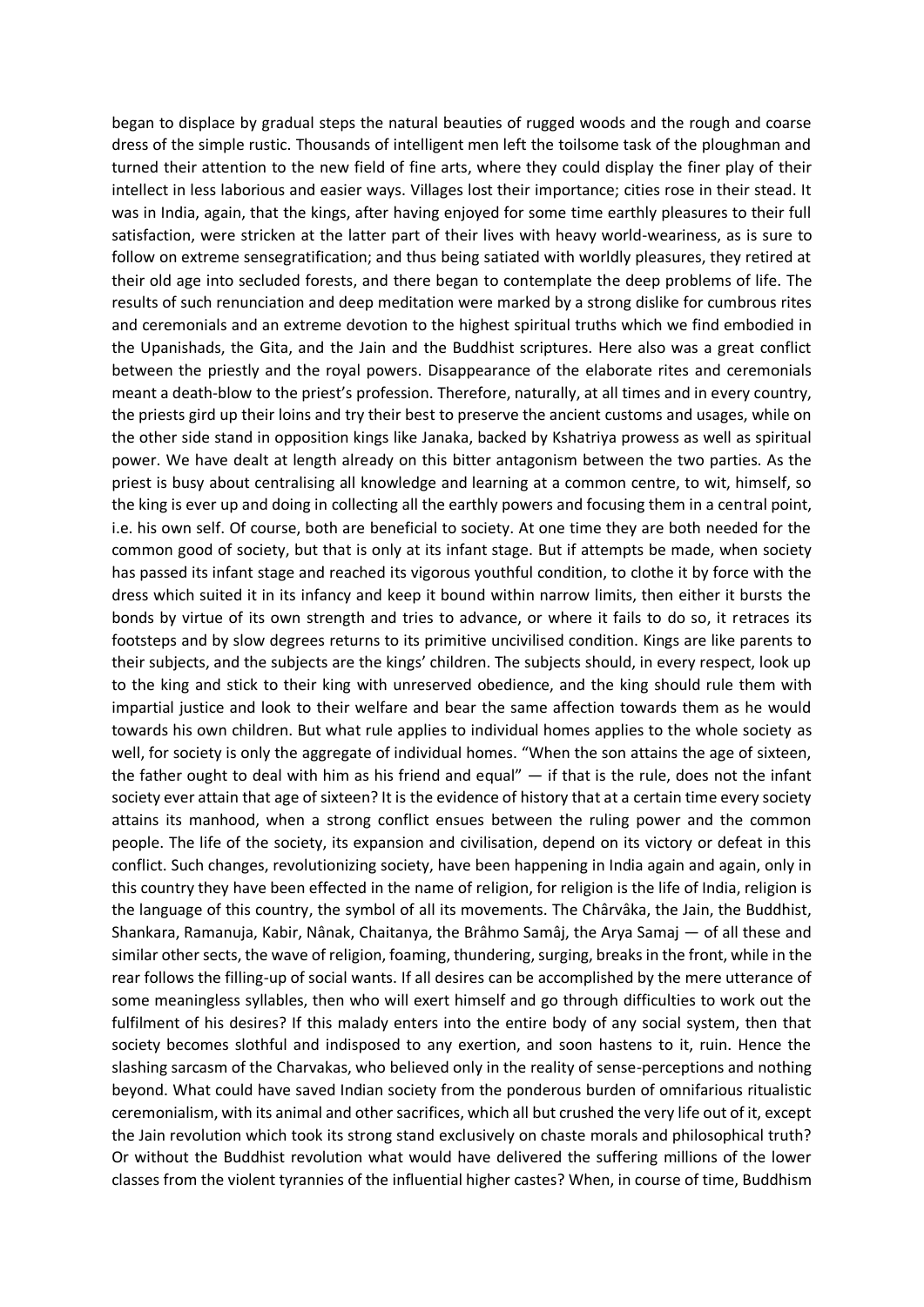began to displace by gradual steps the natural beauties of rugged woods and the rough and coarse dress of the simple rustic. Thousands of intelligent men left the toilsome task of the ploughman and turned their attention to the new field of fine arts, where they could display the finer play of their intellect in less laborious and easier ways. Villages lost their importance; cities rose in their stead. It was in India, again, that the kings, after having enjoyed for some time earthly pleasures to their full satisfaction, were stricken at the latter part of their lives with heavy world-weariness, as is sure to follow on extreme sensegratification; and thus being satiated with worldly pleasures, they retired at their old age into secluded forests, and there began to contemplate the deep problems of life. The results of such renunciation and deep meditation were marked by a strong dislike for cumbrous rites and ceremonials and an extreme devotion to the highest spiritual truths which we find embodied in the Upanishads, the Gita, and the Jain and the Buddhist scriptures. Here also was a great conflict between the priestly and the royal powers. Disappearance of the elaborate rites and ceremonials meant a death-blow to the priest's profession. Therefore, naturally, at all times and in every country, the priests gird up their loins and try their best to preserve the ancient customs and usages, while on the other side stand in opposition kings like Janaka, backed by Kshatriya prowess as well as spiritual power. We have dealt at length already on this bitter antagonism between the two parties. As the priest is busy about centralising all knowledge and learning at a common centre, to wit, himself, so the king is ever up and doing in collecting all the earthly powers and focusing them in a central point, i.e. his own self. Of course, both are beneficial to society. At one time they are both needed for the common good of society, but that is only at its infant stage. But if attempts be made, when society has passed its infant stage and reached its vigorous youthful condition, to clothe it by force with the dress which suited it in its infancy and keep it bound within narrow limits, then either it bursts the bonds by virtue of its own strength and tries to advance, or where it fails to do so, it retraces its footsteps and by slow degrees returns to its primitive uncivilised condition. Kings are like parents to their subjects, and the subjects are the kings' children. The subjects should, in every respect, look up to the king and stick to their king with unreserved obedience, and the king should rule them with impartial justice and look to their welfare and bear the same affection towards them as he would towards his own children. But what rule applies to individual homes applies to the whole society as well, for society is only the aggregate of individual homes. "When the son attains the age of sixteen, the father ought to deal with him as his friend and equal" — if that is the rule, does not the infant society ever attain that age of sixteen? It is the evidence of history that at a certain time every society attains its manhood, when a strong conflict ensues between the ruling power and the common people. The life of the society, its expansion and civilisation, depend on its victory or defeat in this conflict. Such changes, revolutionizing society, have been happening in India again and again, only in this country they have been effected in the name of religion, for religion is the life of India, religion is the language of this country, the symbol of all its movements. The Chârvâka, the Jain, the Buddhist, Shankara, Ramanuja, Kabir, Nânak, Chaitanya, the Brâhmo Samâj, the Arya Samaj — of all these and similar other sects, the wave of religion, foaming, thundering, surging, breaks in the front, while in the rear follows the filling-up of social wants. If all desires can be accomplished by the mere utterance of some meaningless syllables, then who will exert himself and go through difficulties to work out the fulfilment of his desires? If this malady enters into the entire body of any social system, then that society becomes slothful and indisposed to any exertion, and soon hastens to it, ruin. Hence the slashing sarcasm of the Charvakas, who believed only in the reality of sense-perceptions and nothing beyond. What could have saved Indian society from the ponderous burden of omnifarious ritualistic ceremonialism, with its animal and other sacrifices, which all but crushed the very life out of it, except the Jain revolution which took its strong stand exclusively on chaste morals and philosophical truth? Or without the Buddhist revolution what would have delivered the suffering millions of the lower classes from the violent tyrannies of the influential higher castes? When, in course of time, Buddhism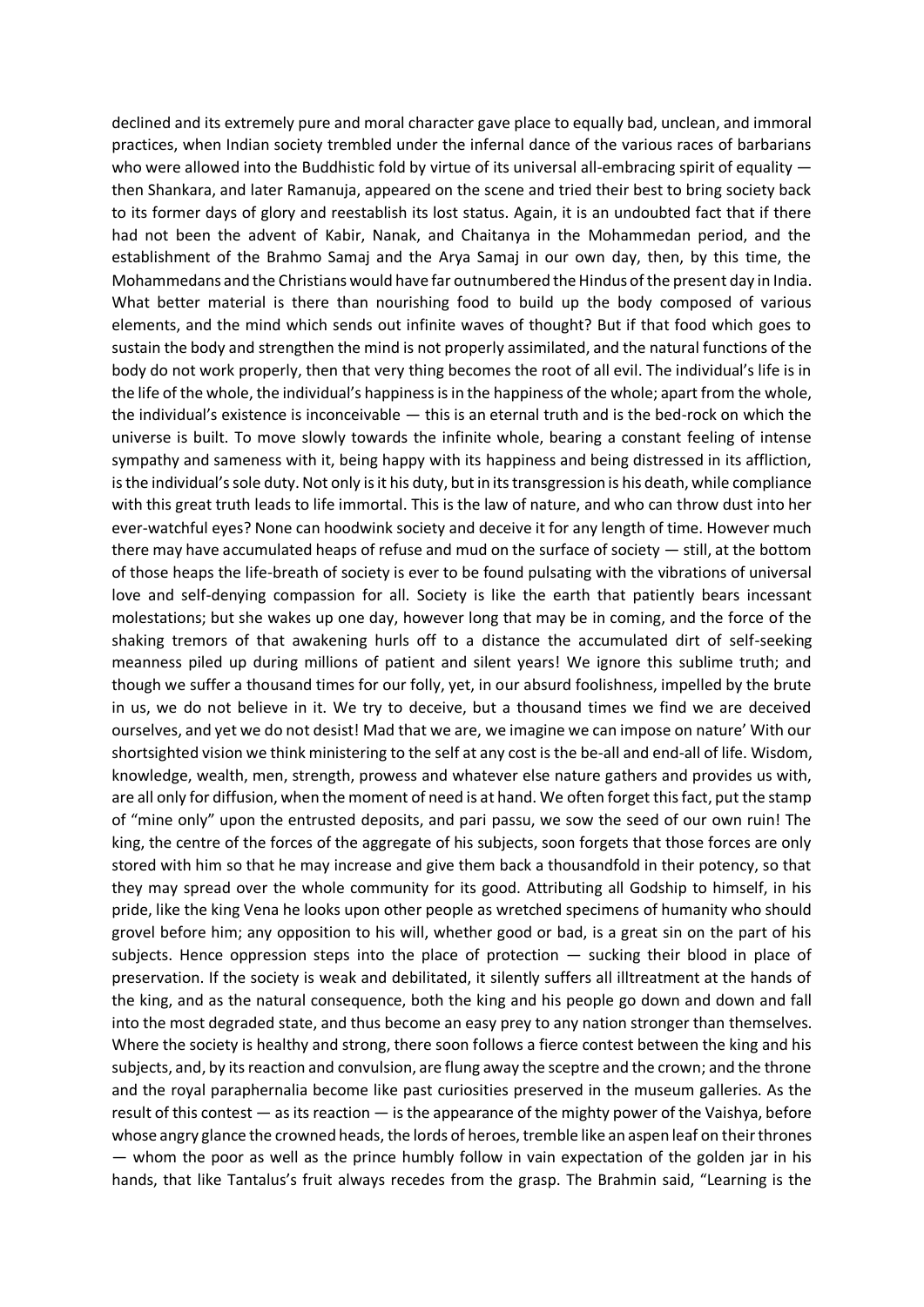declined and its extremely pure and moral character gave place to equally bad, unclean, and immoral practices, when Indian society trembled under the infernal dance of the various races of barbarians who were allowed into the Buddhistic fold by virtue of its universal all-embracing spirit of equality — then Shankara, and later Ramanuja, appeared on the scene and tried their best to bring society back to its former days of glory and reestablish its lost status. Again, it is an undoubted fact that if there had not been the advent of Kabir, Nanak, and Chaitanya in the Mohammedan period, and the establishment of the Brahmo Samaj and the Arya Samaj in our own day, then, by this time, the Mohammedans and the Christians would have far outnumbered the Hindus of the present day in India. What better material is there than nourishing food to build up the body composed of various elements, and the mind which sends out infinite waves of thought? But if that food which goes to sustain the body and strengthen the mind is not properly assimilated, and the natural functions of the body do not work properly, then that very thing becomes the root of all evil. The individual's life is in the life of the whole, the individual's happiness is in the happiness of the whole; apart from the whole, the individual's existence is inconceivable — this is an eternal truth and is the bed-rock on which the universe is built. To move slowly towards the infinite whole, bearing a constant feeling of intense sympathy and sameness with it, being happy with its happiness and being distressed in its affliction, is the individual's sole duty. Not only is it his duty, but in its transgression is his death, while compliance with this great truth leads to life immortal. This is the law of nature, and who can throw dust into her ever-watchful eyes? None can hoodwink society and deceive it for any length of time. However much there may have accumulated heaps of refuse and mud on the surface of society — still, at the bottom of those heaps the life-breath of society is ever to be found pulsating with the vibrations of universal love and self-denying compassion for all. Society is like the earth that patiently bears incessant molestations; but she wakes up one day, however long that may be in coming, and the force of the shaking tremors of that awakening hurls off to a distance the accumulated dirt of self-seeking meanness piled up during millions of patient and silent years! We ignore this sublime truth; and though we suffer a thousand times for our folly, yet, in our absurd foolishness, impelled by the brute in us, we do not believe in it. We try to deceive, but a thousand times we find we are deceived ourselves, and yet we do not desist! Mad that we are, we imagine we can impose on nature' With our shortsighted vision we think ministering to the self at any cost is the be-all and end-all of life. Wisdom, knowledge, wealth, men, strength, prowess and whatever else nature gathers and provides us with, are all only for diffusion, when the moment of need is at hand. We often forget this fact, put the stamp of "mine only" upon the entrusted deposits, and pari passu, we sow the seed of our own ruin! The king, the centre of the forces of the aggregate of his subjects, soon forgets that those forces are only stored with him so that he may increase and give them back a thousandfold in their potency, so that they may spread over the whole community for its good. Attributing all Godship to himself, in his pride, like the king Vena he looks upon other people as wretched specimens of humanity who should grovel before him; any opposition to his will, whether good or bad, is a great sin on the part of his subjects. Hence oppression steps into the place of protection — sucking their blood in place of preservation. If the society is weak and debilitated, it silently suffers all illtreatment at the hands of the king, and as the natural consequence, both the king and his people go down and down and fall into the most degraded state, and thus become an easy prey to any nation stronger than themselves. Where the society is healthy and strong, there soon follows a fierce contest between the king and his subjects, and, by its reaction and convulsion, are flung away the sceptre and the crown; and the throne and the royal paraphernalia become like past curiosities preserved in the museum galleries. As the result of this contest — as its reaction — is the appearance of the mighty power of the Vaishya, before whose angry glance the crowned heads, the lords of heroes, tremble like an aspen leaf on their thrones — whom the poor as well as the prince humbly follow in vain expectation of the golden jar in his hands, that like Tantalus's fruit always recedes from the grasp. The Brahmin said, "Learning is the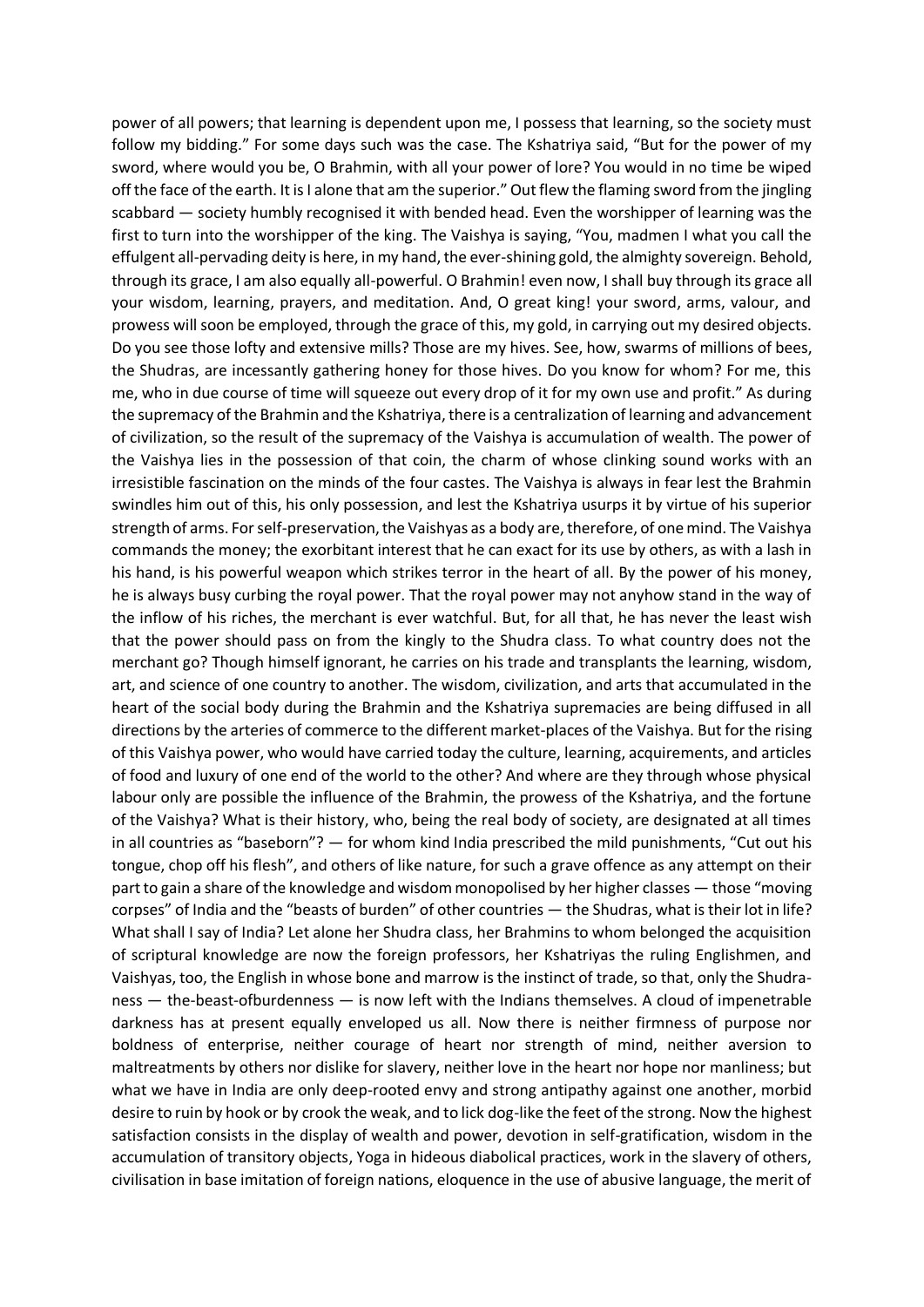power of all powers; that learning is dependent upon me, I possess that learning, so the society must follow my bidding." For some days such was the case. The Kshatriya said, "But for the power of my sword, where would you be, O Brahmin, with all your power of lore? You would in no time be wiped off the face of the earth. It is I alone that am the superior." Out flew the flaming sword from the jingling scabbard — society humbly recognised it with bended head. Even the worshipper of learning was the first to turn into the worshipper of the king. The Vaishya is saying, "You, madmen I what you call the effulgent all-pervading deity is here, in my hand, the ever-shining gold, the almighty sovereign. Behold, through its grace, I am also equally all-powerful. O Brahmin! even now, I shall buy through its grace all your wisdom, learning, prayers, and meditation. And, O great king! your sword, arms, valour, and prowess will soon be employed, through the grace of this, my gold, in carrying out my desired objects. Do you see those lofty and extensive mills? Those are my hives. See, how, swarms of millions of bees, the Shudras, are incessantly gathering honey for those hives. Do you know for whom? For me, this me, who in due course of time will squeeze out every drop of it for my own use and profit." As during the supremacy of the Brahmin and the Kshatriya, there is a centralization of learning and advancement of civilization, so the result of the supremacy of the Vaishya is accumulation of wealth. The power of the Vaishya lies in the possession of that coin, the charm of whose clinking sound works with an irresistible fascination on the minds of the four castes. The Vaishya is always in fear lest the Brahmin swindles him out of this, his only possession, and lest the Kshatriya usurps it by virtue of his superior strength of arms. For self-preservation, the Vaishyas as a body are, therefore, of one mind. The Vaishya commands the money; the exorbitant interest that he can exact for its use by others, as with a lash in his hand, is his powerful weapon which strikes terror in the heart of all. By the power of his money, he is always busy curbing the royal power. That the royal power may not anyhow stand in the way of the inflow of his riches, the merchant is ever watchful. But, for all that, he has never the least wish that the power should pass on from the kingly to the Shudra class. To what country does not the merchant go? Though himself ignorant, he carries on his trade and transplants the learning, wisdom, art, and science of one country to another. The wisdom, civilization, and arts that accumulated in the heart of the social body during the Brahmin and the Kshatriya supremacies are being diffused in all directions by the arteries of commerce to the different market-places of the Vaishya. But for the rising of this Vaishya power, who would have carried today the culture, learning, acquirements, and articles of food and luxury of one end of the world to the other? And where are they through whose physical labour only are possible the influence of the Brahmin, the prowess of the Kshatriya, and the fortune of the Vaishya? What is their history, who, being the real body of society, are designated at all times in all countries as "baseborn"? — for whom kind India prescribed the mild punishments, "Cut out his tongue, chop off his flesh", and others of like nature, for such a grave offence as any attempt on their part to gain a share of the knowledge and wisdom monopolised by her higher classes — those "moving corpses" of India and the "beasts of burden" of other countries — the Shudras, what is their lot in life? What shall I say of India? Let alone her Shudra class, her Brahmins to whom belonged the acquisition of scriptural knowledge are now the foreign professors, her Kshatriyas the ruling Englishmen, and Vaishyas, too, the English in whose bone and marrow is the instinct of trade, so that, only the Shudra-ness — the-beast-ofburdenness — is now left with the Indians themselves. A cloud of impenetrable darkness has at present equally enveloped us all. Now there is neither firmness of purpose nor boldness of enterprise, neither courage of heart nor strength of mind, neither aversion to maltreatments by others nor dislike for slavery, neither love in the heart nor hope nor manliness; but what we have in India are only deep-rooted envy and strong antipathy against one another, morbid desire to ruin by hook or by crook the weak, and to lick dog-like the feet of the strong. Now the highest satisfaction consists in the display of wealth and power, devotion in self-gratification, wisdom in the accumulation of transitory objects, Yoga in hideous diabolical practices, work in the slavery of others, civilisation in base imitation of foreign nations, eloquence in the use of abusive language, the merit of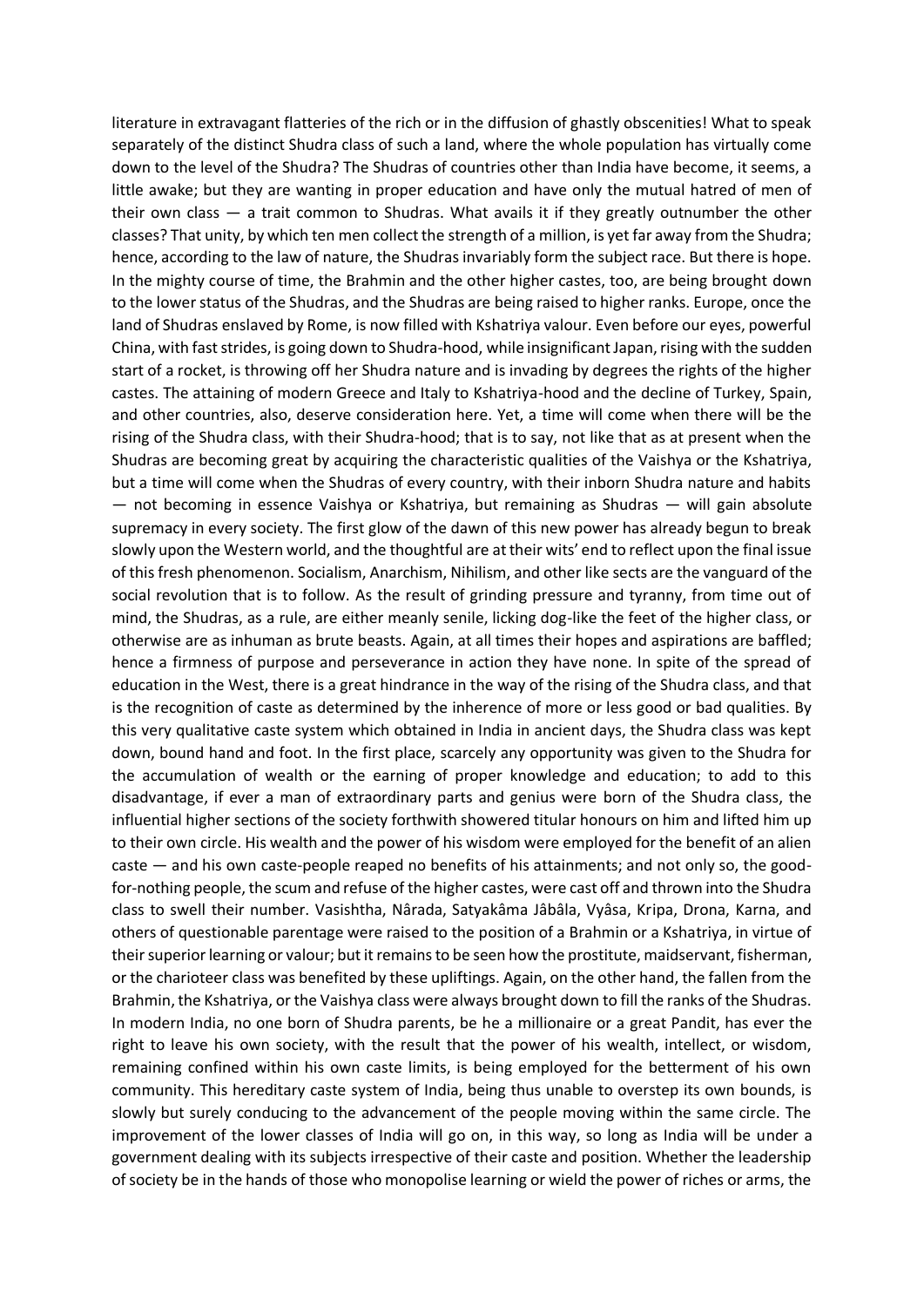literature in extravagant flatteries of the rich or in the diffusion of ghastly obscenities! What to speak separately of the distinct Shudra class of such a land, where the whole population has virtually come down to the level of the Shudra? The Shudras of countries other than India have become, it seems, a little awake; but they are wanting in proper education and have only the mutual hatred of men of their own class — a trait common to Shudras. What avails it if they greatly outnumber the other classes? That unity, by which ten men collect the strength of a million, is yet far away from the Shudra; hence, according to the law of nature, the Shudras invariably form the subject race. But there is hope. In the mighty course of time, the Brahmin and the other higher castes, too, are being brought down to the lower status of the Shudras, and the Shudras are being raised to higher ranks. Europe, once the land of Shudras enslaved by Rome, is now filled with Kshatriya valour. Even before our eyes, powerful China, with fast strides, is going down to Shudra-hood, while insignificant Japan, rising with the sudden start of a rocket, is throwing off her Shudra nature and is invading by degrees the rights of the higher castes. The attaining of modern Greece and Italy to Kshatriya-hood and the decline of Turkey, Spain, and other countries, also, deserve consideration here. Yet, a time will come when there will be the rising of the Shudra class, with their Shudra-hood; that is to say, not like that as at present when the Shudras are becoming great by acquiring the characteristic qualities of the Vaishya or the Kshatriya, but a time will come when the Shudras of every country, with their inborn Shudra nature and habits — not becoming in essence Vaishya or Kshatriya, but remaining as Shudras — will gain absolute supremacy in every society. The first glow of the dawn of this new power has already begun to break slowly upon the Western world, and the thoughtful are at their wits' end to reflect upon the final issue of this fresh phenomenon. Socialism, Anarchism, Nihilism, and other like sects are the vanguard of the social revolution that is to follow. As the result of grinding pressure and tyranny, from time out of mind, the Shudras, as a rule, are either meanly senile, licking dog-like the feet of the higher class, or otherwise are as inhuman as brute beasts. Again, at all times their hopes and aspirations are baffled; hence a firmness of purpose and perseverance in action they have none. In spite of the spread of education in the West, there is a great hindrance in the way of the rising of the Shudra class, and that is the recognition of caste as determined by the inherence of more or less good or bad qualities. By this very qualitative caste system which obtained in India in ancient days, the Shudra class was kept down, bound hand and foot. In the first place, scarcely any opportunity was given to the Shudra for the accumulation of wealth or the earning of proper knowledge and education; to add to this disadvantage, if ever a man of extraordinary parts and genius were born of the Shudra class, the influential higher sections of the society forthwith showered titular honours on him and lifted him up to their own circle. His wealth and the power of his wisdom were employed for the benefit of an alien caste — and his own caste-people reaped no benefits of his attainments; and not only so, the good-for-nothing people, the scum and refuse of the higher castes, were cast off and thrown into the Shudra class to swell their number. Vasishtha, Nârada, Satyakâma Jâbâla, Vyâsa, Kripa, Drona, Karna, and others of questionable parentage were raised to the position of a Brahmin or a Kshatriya, in virtue of their superior learning or valour; but it remains to be seen how the prostitute, maidservant, fisherman, or the charioteer class was benefited by these upliftings. Again, on the other hand, the fallen from the Brahmin, the Kshatriya, or the Vaishya class were always brought down to fill the ranks of the Shudras. In modern India, no one born of Shudra parents, be he a millionaire or a great Pandit, has ever the right to leave his own society, with the result that the power of his wealth, intellect, or wisdom, remaining confined within his own caste limits, is being employed for the betterment of his own community. This hereditary caste system of India, being thus unable to overstep its own bounds, is slowly but surely conducing to the advancement of the people moving within the same circle. The improvement of the lower classes of India will go on, in this way, so long as India will be under a government dealing with its subjects irrespective of their caste and position. Whether the leadership of society be in the hands of those who monopolise learning or wield the power of riches or arms, the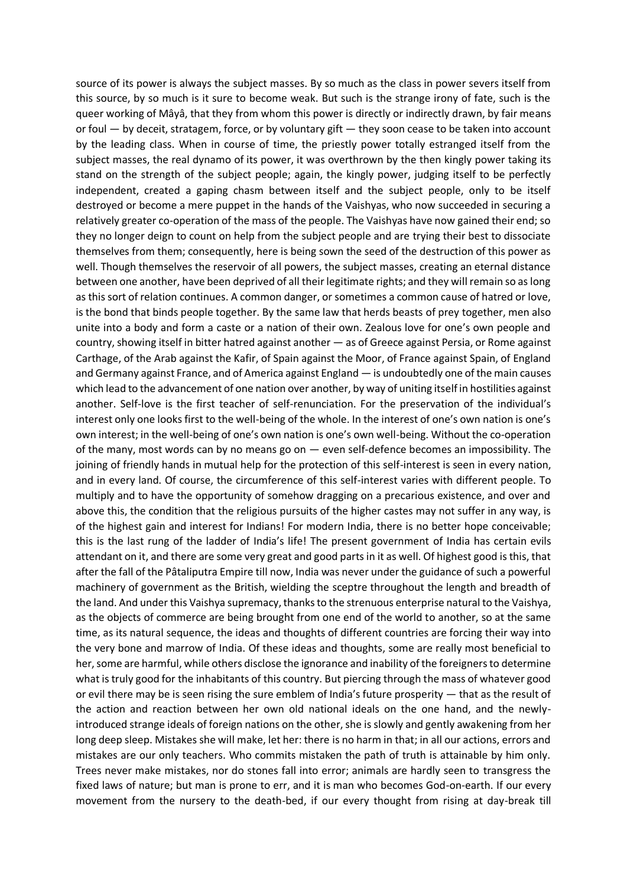source of its power is always the subject masses. By so much as the class in power severs itself from this source, by so much is it sure to become weak. But such is the strange irony of fate, such is the queer working of Mâyâ, that they from whom this power is directly or indirectly drawn, by fair means or foul — by deceit, stratagem, force, or by voluntary gift — they soon cease to be taken into account by the leading class. When in course of time, the priestly power totally estranged itself from the subject masses, the real dynamo of its power, it was overthrown by the then kingly power taking its stand on the strength of the subject people; again, the kingly power, judging itself to be perfectly independent, created a gaping chasm between itself and the subject people, only to be itself destroyed or become a mere puppet in the hands of the Vaishyas, who now succeeded in securing a relatively greater co-operation of the mass of the people. The Vaishyas have now gained their end; so they no longer deign to count on help from the subject people and are trying their best to dissociate themselves from them; consequently, here is being sown the seed of the destruction of this power as well. Though themselves the reservoir of all powers, the subject masses, creating an eternal distance between one another, have been deprived of all their legitimate rights; and they will remain so as long as this sort of relation continues. A common danger, or sometimes a common cause of hatred or love, is the bond that binds people together. By the same law that herds beasts of prey together, men also unite into a body and form a caste or a nation of their own. Zealous love for one's own people and country, showing itself in bitter hatred against another — as of Greece against Persia, or Rome against Carthage, of the Arab against the Kafir, of Spain against the Moor, of France against Spain, of England and Germany against France, and of America against England — is undoubtedly one of the main causes which lead to the advancement of one nation over another, by way of uniting itself in hostilities against another. Self-love is the first teacher of self-renunciation. For the preservation of the individual's interest only one looks first to the well-being of the whole. In the interest of one's own nation is one's own interest; in the well-being of one's own nation is one's own well-being. Without the co-operation of the many, most words can by no means go on — even self-defence becomes an impossibility. The joining of friendly hands in mutual help for the protection of this self-interest is seen in every nation, and in every land. Of course, the circumference of this self-interest varies with different people. To multiply and to have the opportunity of somehow dragging on a precarious existence, and over and above this, the condition that the religious pursuits of the higher castes may not suffer in any way, is of the highest gain and interest for Indians! For modern India, there is no better hope conceivable; this is the last rung of the ladder of India's life! The present government of India has certain evils attendant on it, and there are some very great and good parts in it as well. Of highest good is this, that after the fall of the Pâtaliputra Empire till now, India was never under the guidance of such a powerful machinery of government as the British, wielding the sceptre throughout the length and breadth of the land. And under this Vaishya supremacy, thanks to the strenuous enterprise natural to the Vaishya, as the objects of commerce are being brought from one end of the world to another, so at the same time, as its natural sequence, the ideas and thoughts of different countries are forcing their way into the very bone and marrow of India. Of these ideas and thoughts, some are really most beneficial to her, some are harmful, while others disclose the ignorance and inability of the foreigners to determine what is truly good for the inhabitants of this country. But piercing through the mass of whatever good or evil there may be is seen rising the sure emblem of India's future prosperity — that as the result of the action and reaction between her own old national ideals on the one hand, and the newly-introduced strange ideals of foreign nations on the other, she is slowly and gently awakening from her long deep sleep. Mistakes she will make, let her: there is no harm in that; in all our actions, errors and mistakes are our only teachers. Who commits mistaken the path of truth is attainable by him only. Trees never make mistakes, nor do stones fall into error; animals are hardly seen to transgress the fixed laws of nature; but man is prone to err, and it is man who becomes God-on-earth. If our every movement from the nursery to the death-bed, if our every thought from rising at day-break till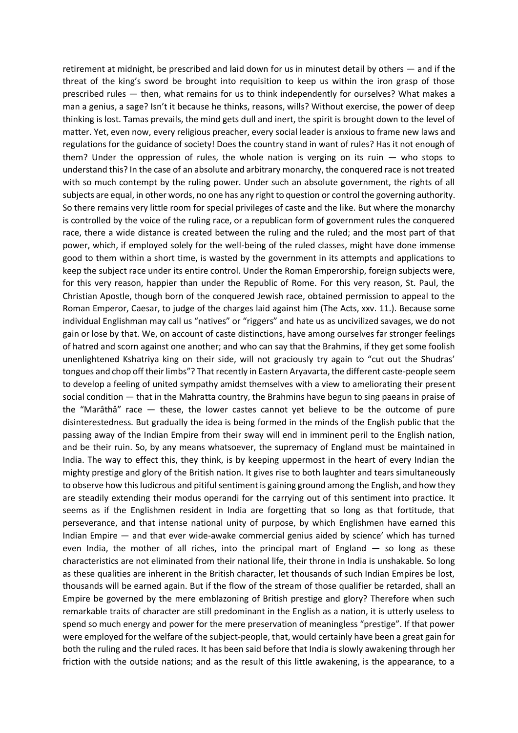retirement at midnight, be prescribed and laid down for us in minutest detail by others — and if the threat of the king's sword be brought into requisition to keep us within the iron grasp of those prescribed rules — then, what remains for us to think independently for ourselves? What makes a man a genius, a sage? Isn't it because he thinks, reasons, wills? Without exercise, the power of deep thinking is lost. Tamas prevails, the mind gets dull and inert, the spirit is brought down to the level of matter. Yet, even now, every religious preacher, every social leader is anxious to frame new laws and regulations for the guidance of society! Does the country stand in want of rules? Has it not enough of them? Under the oppression of rules, the whole nation is verging on its ruin — who stops to understand this? In the case of an absolute and arbitrary monarchy, the conquered race is not treated with so much contempt by the ruling power. Under such an absolute government, the rights of all subjects are equal, in other words, no one has any right to question or control the governing authority. So there remains very little room for special privileges of caste and the like. But where the monarchy is controlled by the voice of the ruling race, or a republican form of government rules the conquered race, there a wide distance is created between the ruling and the ruled; and the most part of that power, which, if employed solely for the well-being of the ruled classes, might have done immense good to them within a short time, is wasted by the government in its attempts and applications to keep the subject race under its entire control. Under the Roman Emperorship, foreign subjects were, for this very reason, happier than under the Republic of Rome. For this very reason, St. Paul, the Christian Apostle, though born of the conquered Jewish race, obtained permission to appeal to the Roman Emperor, Caesar, to judge of the charges laid against him (The Acts, xxv. 11.). Because some individual Englishman may call us "natives" or "riggers" and hate us as uncivilized savages, we do not gain or lose by that. We, on account of caste distinctions, have among ourselves far stronger feelings of hatred and scorn against one another; and who can say that the Brahmins, if they get some foolish unenlightened Kshatriya king on their side, will not graciously try again to "cut out the Shudras' tongues and chop off their limbs"? That recently in Eastern Aryavarta, the different caste-people seem to develop a feeling of united sympathy amidst themselves with a view to ameliorating their present social condition — that in the Mahratta country, the Brahmins have begun to sing paeans in praise of the "Marâthâ" race — these, the lower castes cannot yet believe to be the outcome of pure disinterestedness. But gradually the idea is being formed in the minds of the English public that the passing away of the Indian Empire from their sway will end in imminent peril to the English nation, and be their ruin. So, by any means whatsoever, the supremacy of England must be maintained in India. The way to effect this, they think, is by keeping uppermost in the heart of every Indian the mighty prestige and glory of the British nation. It gives rise to both laughter and tears simultaneously to observe how this ludicrous and pitiful sentiment is gaining ground among the English, and how they are steadily extending their modus operandi for the carrying out of this sentiment into practice. It seems as if the Englishmen resident in India are forgetting that so long as that fortitude, that perseverance, and that intense national unity of purpose, by which Englishmen have earned this Indian Empire — and that ever wide-awake commercial genius aided by science' which has turned even India, the mother of all riches, into the principal mart of England — so long as these characteristics are not eliminated from their national life, their throne in India is unshakable. So long as these qualities are inherent in the British character, let thousands of such Indian Empires be lost, thousands will be earned again. But if the flow of the stream of those qualifier be retarded, shall an Empire be governed by the mere emblazoning of British prestige and glory? Therefore when such remarkable traits of character are still predominant in the English as a nation, it is utterly useless to spend so much energy and power for the mere preservation of meaningless "prestige". If that power were employed for the welfare of the subject-people, that, would certainly have been a great gain for both the ruling and the ruled races. It has been said before that India is slowly awakening through her friction with the outside nations; and as the result of this little awakening, is the appearance, to a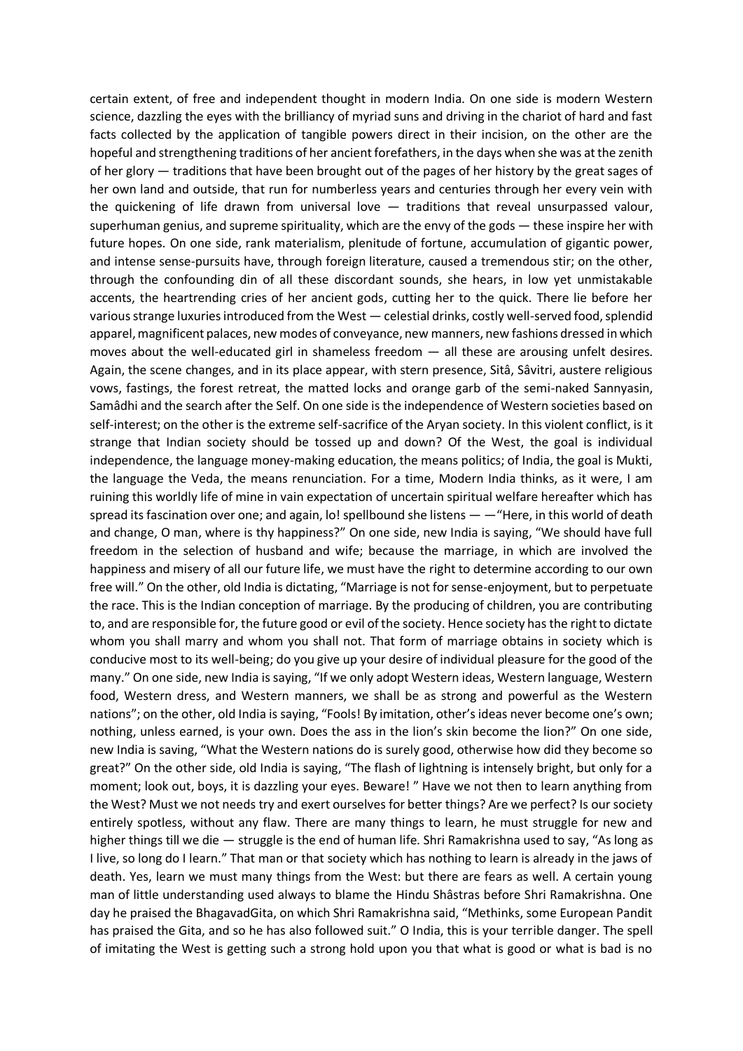certain extent, of free and independent thought in modern India. On one side is modern Western science, dazzling the eyes with the brilliancy of myriad suns and driving in the chariot of hard and fast facts collected by the application of tangible powers direct in their incision, on the other are the hopeful and strengthening traditions of her ancient forefathers, in the days when she was at the zenith of her glory — traditions that have been brought out of the pages of her history by the great sages of her own land and outside, that run for numberless years and centuries through her every vein with the quickening of life drawn from universal love — traditions that reveal unsurpassed valour, superhuman genius, and supreme spirituality, which are the envy of the gods — these inspire her with future hopes. On one side, rank materialism, plenitude of fortune, accumulation of gigantic power, and intense sense-pursuits have, through foreign literature, caused a tremendous stir; on the other, through the confounding din of all these discordant sounds, she hears, in low yet unmistakable accents, the heartrending cries of her ancient gods, cutting her to the quick. There lie before her various strange luxuries introduced from the West — celestial drinks, costly well-served food, splendid apparel, magnificent palaces, new modes of conveyance, new manners, new fashions dressed in which moves about the well-educated girl in shameless freedom — all these are arousing unfelt desires. Again, the scene changes, and in its place appear, with stern presence, Sitâ, Sâvitri, austere religious vows, fastings, the forest retreat, the matted locks and orange garb of the semi-naked Sannyasin, Samâdhi and the search after the Self. On one side is the independence of Western societies based on self-interest; on the other is the extreme self-sacrifice of the Aryan society. In this violent conflict, is it strange that Indian society should be tossed up and down? Of the West, the goal is individual independence, the language money-making education, the means politics; of India, the goal is Mukti, the language the Veda, the means renunciation. For a time, Modern India thinks, as it were, I am ruining this worldly life of mine in vain expectation of uncertain spiritual welfare hereafter which has spread its fascination over one; and again, lo! spellbound she listens — —"Here, in this world of death and change, O man, where is thy happiness?" On one side, new India is saying, "We should have full freedom in the selection of husband and wife; because the marriage, in which are involved the happiness and misery of all our future life, we must have the right to determine according to our own free will." On the other, old India is dictating, "Marriage is not for sense-enjoyment, but to perpetuate the race. This is the Indian conception of marriage. By the producing of children, you are contributing to, and are responsible for, the future good or evil of the society. Hence society has the right to dictate whom you shall marry and whom you shall not. That form of marriage obtains in society which is conducive most to its well-being; do you give up your desire of individual pleasure for the good of the many." On one side, new India is saying, "If we only adopt Western ideas, Western language, Western food, Western dress, and Western manners, we shall be as strong and powerful as the Western nations"; on the other, old India is saying, "Fools! By imitation, other's ideas never become one's own; nothing, unless earned, is your own. Does the ass in the lion's skin become the lion?" On one side, new India is saving, "What the Western nations do is surely good, otherwise how did they become so great?" On the other side, old India is saying, "The flash of lightning is intensely bright, but only for a moment; look out, boys, it is dazzling your eyes. Beware! " Have we not then to learn anything from the West? Must we not needs try and exert ourselves for better things? Are we perfect? Is our society entirely spotless, without any flaw. There are many things to learn, he must struggle for new and higher things till we die — struggle is the end of human life. Shri Ramakrishna used to say, "As long as I live, so long do I learn." That man or that society which has nothing to learn is already in the jaws of death. Yes, learn we must many things from the West: but there are fears as well. A certain young man of little understanding used always to blame the Hindu Shâstras before Shri Ramakrishna. One day he praised the BhagavadGita, on which Shri Ramakrishna said, "Methinks, some European Pandit has praised the Gita, and so he has also followed suit." O India, this is your terrible danger. The spell of imitating the West is getting such a strong hold upon you that what is good or what is bad is no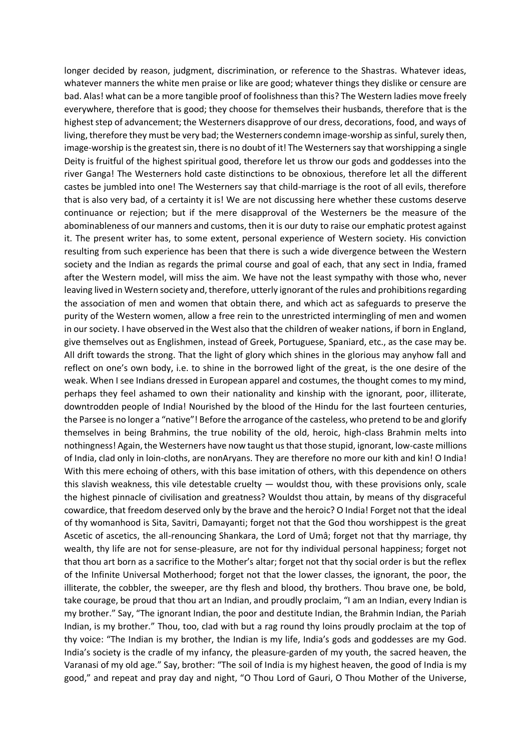longer decided by reason, judgment, discrimination, or reference to the Shastras. Whatever ideas, whatever manners the white men praise or like are good; whatever things they dislike or censure are bad. Alas! what can be a more tangible proof of foolishness than this? The Western ladies move freely everywhere, therefore that is good; they choose for themselves their husbands, therefore that is the highest step of advancement; the Westerners disapprove of our dress, decorations, food, and ways of living, therefore they must be very bad; the Westerners condemn image-worship as sinful, surely then, image-worship is the greatest sin, there is no doubt of it! The Westerners say that worshipping a single Deity is fruitful of the highest spiritual good, therefore let us throw our gods and goddesses into the river Ganga! The Westerners hold caste distinctions to be obnoxious, therefore let all the different castes be jumbled into one! The Westerners say that child-marriage is the root of all evils, therefore that is also very bad, of a certainty it is! We are not discussing here whether these customs deserve continuance or rejection; but if the mere disapproval of the Westerners be the measure of the abominableness of our manners and customs, then it is our duty to raise our emphatic protest against it. The present writer has, to some extent, personal experience of Western society. His conviction resulting from such experience has been that there is such a wide divergence between the Western society and the Indian as regards the primal course and goal of each, that any sect in India, framed after the Western model, will miss the aim. We have not the least sympathy with those who, never leaving lived in Western society and, therefore, utterly ignorant of the rules and prohibitions regarding the association of men and women that obtain there, and which act as safeguards to preserve the purity of the Western women, allow a free rein to the unrestricted intermingling of men and women in our society. I have observed in the West also that the children of weaker nations, if born in England, give themselves out as Englishmen, instead of Greek, Portuguese, Spaniard, etc., as the case may be. All drift towards the strong. That the light of glory which shines in the glorious may anyhow fall and reflect on one's own body, i.e. to shine in the borrowed light of the great, is the one desire of the weak. When I see Indians dressed in European apparel and costumes, the thought comes to my mind, perhaps they feel ashamed to own their nationality and kinship with the ignorant, poor, illiterate, downtrodden people of India! Nourished by the blood of the Hindu for the last fourteen centuries, the Parsee is no longer a "native"! Before the arrogance of the casteless, who pretend to be and glorify themselves in being Brahmins, the true nobility of the old, heroic, high-class Brahmin melts into nothingness! Again, the Westerners have now taught us that those stupid, ignorant, low-caste millions of India, clad only in loin-cloths, are nonAryans. They are therefore no more our kith and kin! O India! With this mere echoing of others, with this base imitation of others, with this dependence on others this slavish weakness, this vile detestable cruelty — wouldst thou, with these provisions only, scale the highest pinnacle of civilisation and greatness? Wouldst thou attain, by means of thy disgraceful cowardice, that freedom deserved only by the brave and the heroic? O India! Forget not that the ideal of thy womanhood is Sita, Savitri, Damayanti; forget not that the God thou worshippest is the great Ascetic of ascetics, the all-renouncing Shankara, the Lord of Umâ; forget not that thy marriage, thy wealth, thy life are not for sense-pleasure, are not for thy individual personal happiness; forget not that thou art born as a sacrifice to the Mother's altar; forget not that thy social order is but the reflex of the Infinite Universal Motherhood; forget not that the lower classes, the ignorant, the poor, the illiterate, the cobbler, the sweeper, are thy flesh and blood, thy brothers. Thou brave one, be bold, take courage, be proud that thou art an Indian, and proudly proclaim, "I am an Indian, every Indian is my brother." Say, "The ignorant Indian, the poor and destitute Indian, the Brahmin Indian, the Pariah Indian, is my brother." Thou, too, clad with but a rag round thy loins proudly proclaim at the top of thy voice: "The Indian is my brother, the Indian is my life, India's gods and goddesses are my God. India's society is the cradle of my infancy, the pleasure-garden of my youth, the sacred heaven, the Varanasi of my old age." Say, brother: "The soil of India is my highest heaven, the good of India is my good," and repeat and pray day and night, "O Thou Lord of Gauri, O Thou Mother of the Universe,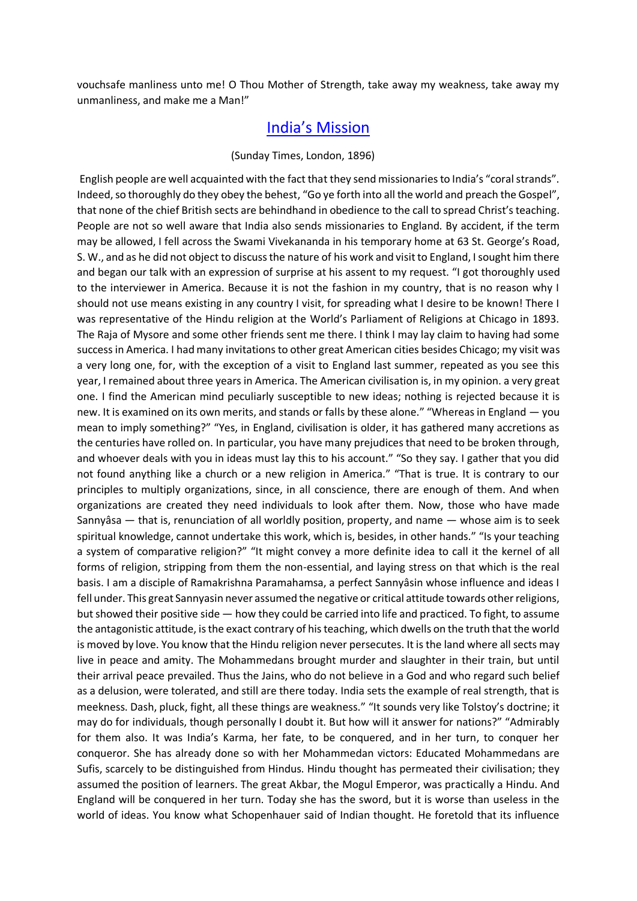vouchsafe manliness unto me! O Thou Mother of Strength, take away my weakness, take away my unmanliness, and make me a Man!"

## India's Mission

(Sunday Times, London, 1896)

English people are well acquainted with the fact that they send missionaries to India's "coral strands". Indeed, so thoroughly do they obey the behest, "Go ye forth into all the world and preach the Gospel", that none of the chief British sects are behindhand in obedience to the call to spread Christ's teaching. People are not so well aware that India also sends missionaries to England. By accident, if the term may be allowed, I fell across the Swami Vivekananda in his temporary home at 63 St. George's Road, S. W., and as he did not object to discuss the nature of his work and visit to England, I sought him there and began our talk with an expression of surprise at his assent to my request. "I got thoroughly used to the interviewer in America. Because it is not the fashion in my country, that is no reason why I should not use means existing in any country I visit, for spreading what I desire to be known! There I was representative of the Hindu religion at the World's Parliament of Religions at Chicago in 1893. The Raja of Mysore and some other friends sent me there. I think I may lay claim to having had some success in America. I had many invitations to other great American cities besides Chicago; my visit was a very long one, for, with the exception of a visit to England last summer, repeated as you see this year, I remained about three years in America. The American civilisation is, in my opinion. a very great one. I find the American mind peculiarly susceptible to new ideas; nothing is rejected because it is new. It is examined on its own merits, and stands or falls by these alone." "Whereas in England — you mean to imply something?" "Yes, in England, civilisation is older, it has gathered many accretions as the centuries have rolled on. In particular, you have many prejudices that need to be broken through, and whoever deals with you in ideas must lay this to his account." "So they say. I gather that you did not found anything like a church or a new religion in America." "That is true. It is contrary to our principles to multiply organizations, since, in all conscience, there are enough of them. And when organizations are created they need individuals to look after them. Now, those who have made Sannyâsa — that is, renunciation of all worldly position, property, and name — whose aim is to seek spiritual knowledge, cannot undertake this work, which is, besides, in other hands." "Is your teaching a system of comparative religion?" "It might convey a more definite idea to call it the kernel of all forms of religion, stripping from them the non-essential, and laying stress on that which is the real basis. I am a disciple of Ramakrishna Paramahamsa, a perfect Sannyâsin whose influence and ideas I fell under. This great Sannyasin never assumed the negative or critical attitude towards other religions, but showed their positive side — how they could be carried into life and practiced. To fight, to assume the antagonistic attitude, is the exact contrary of his teaching, which dwells on the truth that the world is moved by love. You know that the Hindu religion never persecutes. It is the land where all sects may live in peace and amity. The Mohammedans brought murder and slaughter in their train, but until their arrival peace prevailed. Thus the Jains, who do not believe in a God and who regard such belief as a delusion, were tolerated, and still are there today. India sets the example of real strength, that is meekness. Dash, pluck, fight, all these things are weakness." "It sounds very like Tolstoy's doctrine; it may do for individuals, though personally I doubt it. But how will it answer for nations?" "Admirably for them also. It was India's Karma, her fate, to be conquered, and in her turn, to conquer her conqueror. She has already done so with her Mohammedan victors: Educated Mohammedans are Sufis, scarcely to be distinguished from Hindus. Hindu thought has permeated their civilisation; they assumed the position of learners. The great Akbar, the Mogul Emperor, was practically a Hindu. And England will be conquered in her turn. Today she has the sword, but it is worse than useless in the world of ideas. You know what Schopenhauer said of Indian thought. He foretold that its influence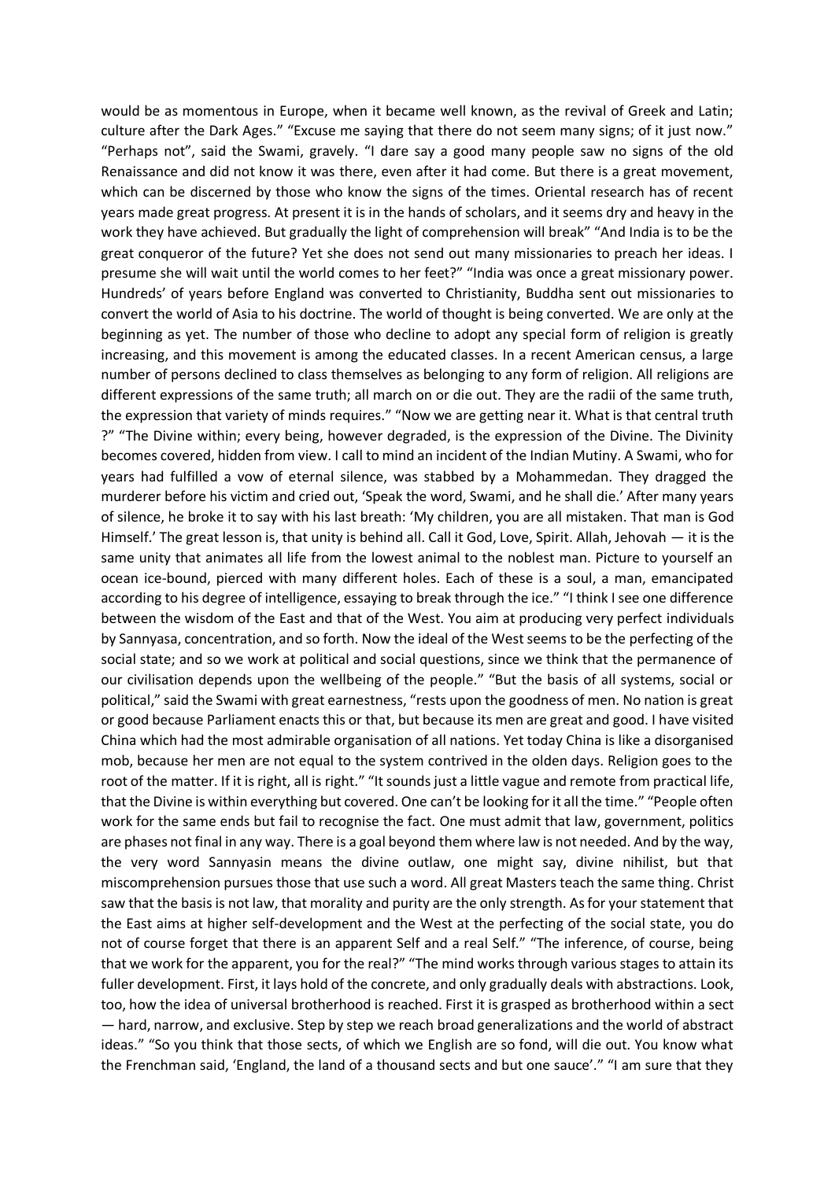would be as momentous in Europe, when it became well known, as the revival of Greek and Latin; culture after the Dark Ages." "Excuse me saying that there do not seem many signs; of it just now." "Perhaps not", said the Swami, gravely. "I dare say a good many people saw no signs of the old Renaissance and did not know it was there, even after it had come. But there is a great movement, which can be discerned by those who know the signs of the times. Oriental research has of recent years made great progress. At present it is in the hands of scholars, and it seems dry and heavy in the work they have achieved. But gradually the light of comprehension will break" "And India is to be the great conqueror of the future? Yet she does not send out many missionaries to preach her ideas. I presume she will wait until the world comes to her feet?" "India was once a great missionary power. Hundreds' of years before England was converted to Christianity, Buddha sent out missionaries to convert the world of Asia to his doctrine. The world of thought is being converted. We are only at the beginning as yet. The number of those who decline to adopt any special form of religion is greatly increasing, and this movement is among the educated classes. In a recent American census, a large number of persons declined to class themselves as belonging to any form of religion. All religions are different expressions of the same truth; all march on or die out. They are the radii of the same truth, the expression that variety of minds requires." "Now we are getting near it. What is that central truth ?" "The Divine within; every being, however degraded, is the expression of the Divine. The Divinity becomes covered, hidden from view. I call to mind an incident of the Indian Mutiny. A Swami, who for years had fulfilled a vow of eternal silence, was stabbed by a Mohammedan. They dragged the murderer before his victim and cried out, 'Speak the word, Swami, and he shall die.' After many years of silence, he broke it to say with his last breath: 'My children, you are all mistaken. That man is God Himself.' The great lesson is, that unity is behind all. Call it God, Love, Spirit. Allah, Jehovah — it is the same unity that animates all life from the lowest animal to the noblest man. Picture to yourself an ocean ice-bound, pierced with many different holes. Each of these is a soul, a man, emancipated according to his degree of intelligence, essaying to break through the ice." "I think I see one difference between the wisdom of the East and that of the West. You aim at producing very perfect individuals by Sannyasa, concentration, and so forth. Now the ideal of the West seems to be the perfecting of the social state; and so we work at political and social questions, since we think that the permanence of our civilisation depends upon the wellbeing of the people." "But the basis of all systems, social or political," said the Swami with great earnestness, "rests upon the goodness of men. No nation is great or good because Parliament enacts this or that, but because its men are great and good. I have visited China which had the most admirable organisation of all nations. Yet today China is like a disorganised mob, because her men are not equal to the system contrived in the olden days. Religion goes to the root of the matter. If it is right, all is right." "It sounds just a little vague and remote from practical life, that the Divine is within everything but covered. One can't be looking for it all the time." "People often work for the same ends but fail to recognise the fact. One must admit that law, government, politics are phases not final in any way. There is a goal beyond them where law is not needed. And by the way, the very word Sannyasin means the divine outlaw, one might say, divine nihilist, but that miscomprehension pursues those that use such a word. All great Masters teach the same thing. Christ saw that the basis is not law, that morality and purity are the only strength. As for your statement that the East aims at higher self-development and the West at the perfecting of the social state, you do not of course forget that there is an apparent Self and a real Self." "The inference, of course, being that we work for the apparent, you for the real?" "The mind works through various stages to attain its fuller development. First, it lays hold of the concrete, and only gradually deals with abstractions. Look, too, how the idea of universal brotherhood is reached. First it is grasped as brotherhood within a sect — hard, narrow, and exclusive. Step by step we reach broad generalizations and the world of abstract ideas." "So you think that those sects, of which we English are so fond, will die out. You know what the Frenchman said, 'England, the land of a thousand sects and but one sauce'." "I am sure that they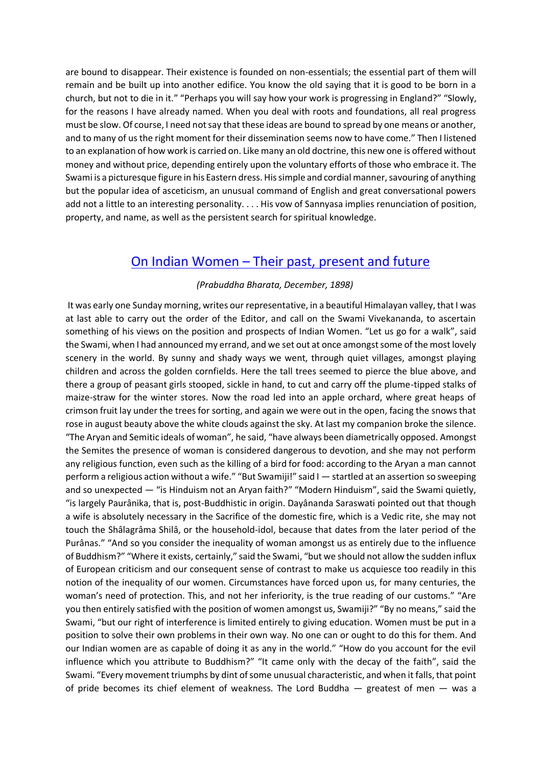are bound to disappear. Their existence is founded on non-essentials; the essential part of them will remain and be built up into another edifice. You know the old saying that it is good to be born in a church, but not to die in it." "Perhaps you will say how your work is progressing in England?" "Slowly, for the reasons I have already named. When you deal with roots and foundations, all real progress must be slow. Of course, I need not say that these ideas are bound to spread by one means or another, and to many of us the right moment for their dissemination seems now to have come." Then I listened to an explanation of how work is carried on. Like many an old doctrine, this new one is offered without money and without price, depending entirely upon the voluntary efforts of those who embrace it. The Swami is a picturesque figure in his Eastern dress. His simple and cordial manner, savouring of anything but the popular idea of asceticism, an unusual command of English and great conversational powers add not a little to an interesting personality. . . . His vow of Sannyasa implies renunciation of position, property, and name, as well as the persistent search for spiritual knowledge.

## On Indian Women – Their past, present and future

*(Prabuddha Bharata, December, 1898)*

It was early one Sunday morning, writes our representative, in a beautiful Himalayan valley, that I was at last able to carry out the order of the Editor, and call on the Swami Vivekananda, to ascertain something of his views on the position and prospects of Indian Women. "Let us go for a walk", said the Swami, when I had announced my errand, and we set out at once amongst some of the most lovely scenery in the world. By sunny and shady ways we went, through quiet villages, amongst playing children and across the golden cornfields. Here the tall trees seemed to pierce the blue above, and there a group of peasant girls stooped, sickle in hand, to cut and carry off the plume-tipped stalks of maize-straw for the winter stores. Now the road led into an apple orchard, where great heaps of crimson fruit lay under the trees for sorting, and again we were out in the open, facing the snows that rose in august beauty above the white clouds against the sky. At last my companion broke the silence. "The Aryan and Semitic ideals of woman", he said, "have always been diametrically opposed. Amongst the Semites the presence of woman is considered dangerous to devotion, and she may not perform any religious function, even such as the killing of a bird for food: according to the Aryan a man cannot perform a religious action without a wife." "But Swamiji!" said I — startled at an assertion so sweeping and so unexpected — "is Hinduism not an Aryan faith?" "Modern Hinduism", said the Swami quietly, "is largely Paurânika, that is, post-Buddhistic in origin. Dayânanda Saraswati pointed out that though a wife is absolutely necessary in the Sacrifice of the domestic fire, which is a Vedic rite, she may not touch the Shâlagrâma Shilâ, or the household-idol, because that dates from the later period of the Purânas." "And so you consider the inequality of woman amongst us as entirely due to the influence of Buddhism?" "Where it exists, certainly," said the Swami, "but we should not allow the sudden influx of European criticism and our consequent sense of contrast to make us acquiesce too readily in this notion of the inequality of our women. Circumstances have forced upon us, for many centuries, the woman's need of protection. This, and not her inferiority, is the true reading of our customs." "Are you then entirely satisfied with the position of women amongst us, Swamiji?" "By no means," said the Swami, "but our right of interference is limited entirely to giving education. Women must be put in a position to solve their own problems in their own way. No one can or ought to do this for them. And our Indian women are as capable of doing it as any in the world." "How do you account for the evil influence which you attribute to Buddhism?" "It came only with the decay of the faith", said the Swami. "Every movement triumphs by dint of some unusual characteristic, and when it falls, that point of pride becomes its chief element of weakness. The Lord Buddha — greatest of men — was a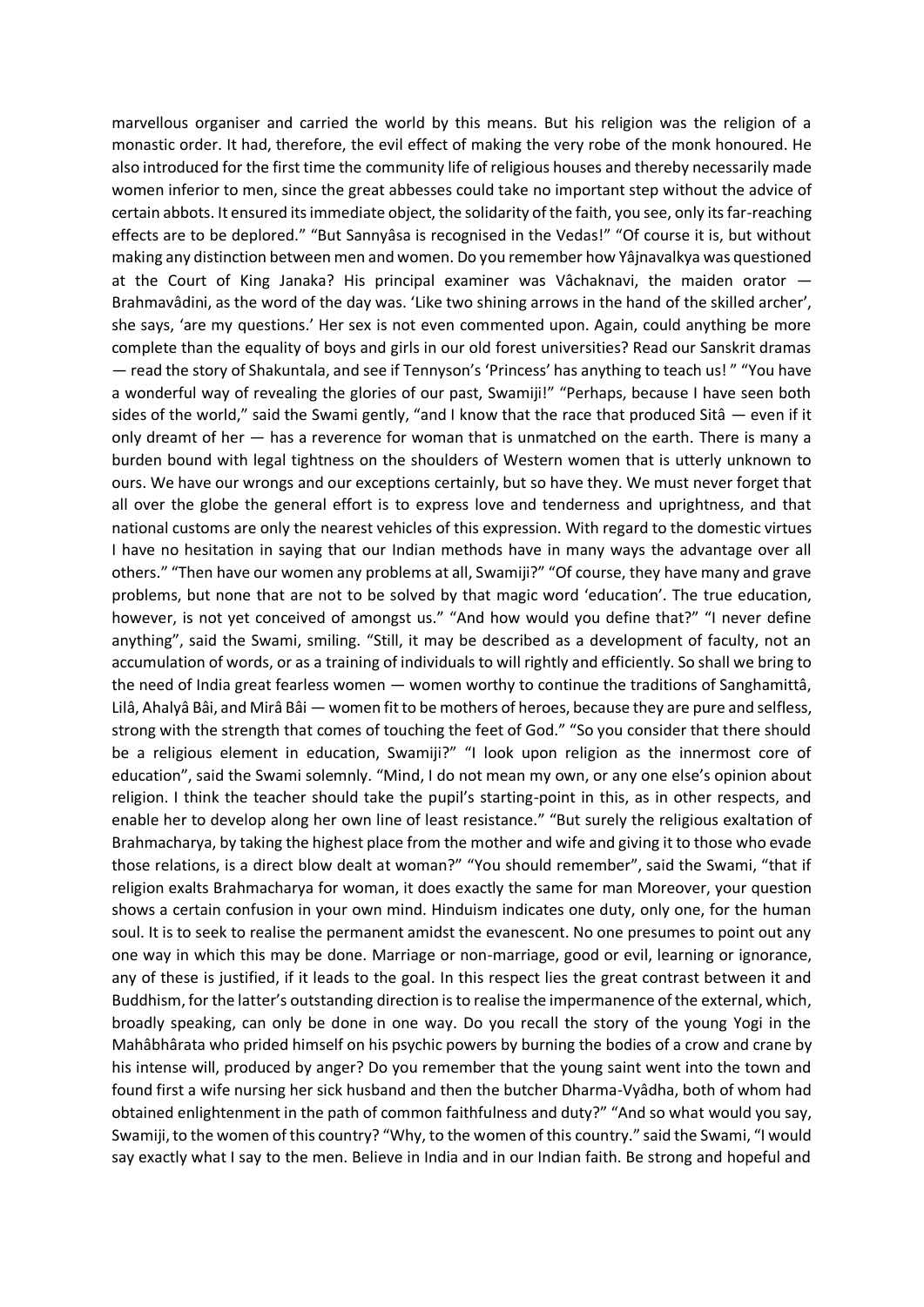marvellous organiser and carried the world by this means. But his religion was the religion of a monastic order. It had, therefore, the evil effect of making the very robe of the monk honoured. He also introduced for the first time the community life of religious houses and thereby necessarily made women inferior to men, since the great abbesses could take no important step without the advice of certain abbots. It ensured its immediate object, the solidarity of the faith, you see, only its far-reaching effects are to be deplored." "But Sannyâsa is recognised in the Vedas!" "Of course it is, but without making any distinction between men and women. Do you remember how Yâjnavalkya was questioned at the Court of King Janaka? His principal examiner was Vâchaknavi, the maiden orator — Brahmavâdini, as the word of the day was. 'Like two shining arrows in the hand of the skilled archer', she says, 'are my questions.' Her sex is not even commented upon. Again, could anything be more complete than the equality of boys and girls in our old forest universities? Read our Sanskrit dramas — read the story of Shakuntala, and see if Tennyson's 'Princess' has anything to teach us! " "You have a wonderful way of revealing the glories of our past, Swamiji!" "Perhaps, because I have seen both sides of the world," said the Swami gently, "and I know that the race that produced Sitâ — even if it only dreamt of her — has a reverence for woman that is unmatched on the earth. There is many a burden bound with legal tightness on the shoulders of Western women that is utterly unknown to ours. We have our wrongs and our exceptions certainly, but so have they. We must never forget that all over the globe the general effort is to express love and tenderness and uprightness, and that national customs are only the nearest vehicles of this expression. With regard to the domestic virtues I have no hesitation in saying that our Indian methods have in many ways the advantage over all others." "Then have our women any problems at all, Swamiji?" "Of course, they have many and grave problems, but none that are not to be solved by that magic word 'education'. The true education, however, is not yet conceived of amongst us." "And how would you define that?" "I never define anything", said the Swami, smiling. "Still, it may be described as a development of faculty, not an accumulation of words, or as a training of individuals to will rightly and efficiently. So shall we bring to the need of India great fearless women — women worthy to continue the traditions of Sanghamittâ, Lilâ, Ahalyâ Bâi, and Mirâ Bâi — women fit to be mothers of heroes, because they are pure and selfless, strong with the strength that comes of touching the feet of God." "So you consider that there should be a religious element in education, Swamiji?" "I look upon religion as the innermost core of education", said the Swami solemnly. "Mind, I do not mean my own, or any one else's opinion about religion. I think the teacher should take the pupil's starting-point in this, as in other respects, and enable her to develop along her own line of least resistance." "But surely the religious exaltation of Brahmacharya, by taking the highest place from the mother and wife and giving it to those who evade those relations, is a direct blow dealt at woman?" "You should remember", said the Swami, "that if religion exalts Brahmacharya for woman, it does exactly the same for man Moreover, your question shows a certain confusion in your own mind. Hinduism indicates one duty, only one, for the human soul. It is to seek to realise the permanent amidst the evanescent. No one presumes to point out any one way in which this may be done. Marriage or non-marriage, good or evil, learning or ignorance, any of these is justified, if it leads to the goal. In this respect lies the great contrast between it and Buddhism, for the latter's outstanding direction is to realise the impermanence of the external, which, broadly speaking, can only be done in one way. Do you recall the story of the young Yogi in the Mahâbhârata who prided himself on his psychic powers by burning the bodies of a crow and crane by his intense will, produced by anger? Do you remember that the young saint went into the town and found first a wife nursing her sick husband and then the butcher Dharma-Vyâdha, both of whom had obtained enlightenment in the path of common faithfulness and duty?" "And so what would you say, Swamiji, to the women of this country? "Why, to the women of this country." said the Swami, "I would say exactly what I say to the men. Believe in India and in our Indian faith. Be strong and hopeful and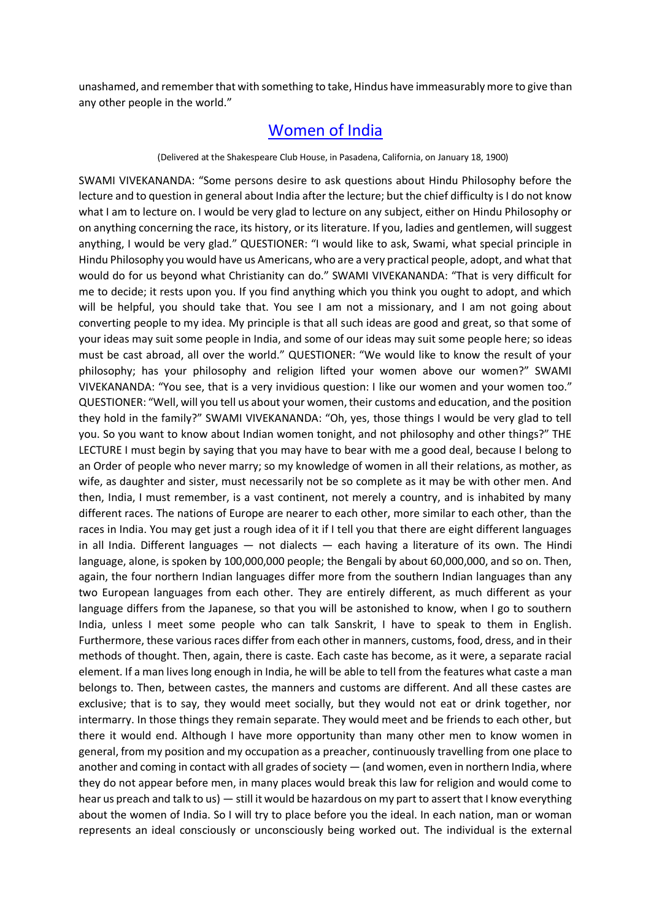unashamed, and remember that with something to take, Hindus have immeasurably more to give than any other people in the world."

## Women of India

(Delivered at the Shakespeare Club House, in Pasadena, California, on January 18, 1900)

SWAMI VIVEKANANDA: "Some persons desire to ask questions about Hindu Philosophy before the lecture and to question in general about India after the lecture; but the chief difficulty is I do not know what I am to lecture on. I would be very glad to lecture on any subject, either on Hindu Philosophy or on anything concerning the race, its history, or its literature. If you, ladies and gentlemen, will suggest anything, I would be very glad." QUESTIONER: "I would like to ask, Swami, what special principle in Hindu Philosophy you would have us Americans, who are a very practical people, adopt, and what that would do for us beyond what Christianity can do." SWAMI VIVEKANANDA: "That is very difficult for me to decide; it rests upon you. If you find anything which you think you ought to adopt, and which will be helpful, you should take that. You see I am not a missionary, and I am not going about converting people to my idea. My principle is that all such ideas are good and great, so that some of your ideas may suit some people in India, and some of our ideas may suit some people here; so ideas must be cast abroad, all over the world." QUESTIONER: "We would like to know the result of your philosophy; has your philosophy and religion lifted your women above our women?" SWAMI VIVEKANANDA: "You see, that is a very invidious question: I like our women and your women too." QUESTIONER: "Well, will you tell us about your women, their customs and education, and the position they hold in the family?" SWAMI VIVEKANANDA: "Oh, yes, those things I would be very glad to tell you. So you want to know about Indian women tonight, and not philosophy and other things?" THE LECTURE I must begin by saying that you may have to bear with me a good deal, because I belong to an Order of people who never marry; so my knowledge of women in all their relations, as mother, as wife, as daughter and sister, must necessarily not be so complete as it may be with other men. And then, India, I must remember, is a vast continent, not merely a country, and is inhabited by many different races. The nations of Europe are nearer to each other, more similar to each other, than the races in India. You may get just a rough idea of it if I tell you that there are eight different languages in all India. Different languages — not dialects — each having a literature of its own. The Hindi language, alone, is spoken by 100,000,000 people; the Bengali by about 60,000,000, and so on. Then, again, the four northern Indian languages differ more from the southern Indian languages than any two European languages from each other. They are entirely different, as much different as your language differs from the Japanese, so that you will be astonished to know, when I go to southern India, unless I meet some people who can talk Sanskrit, I have to speak to them in English. Furthermore, these various races differ from each other in manners, customs, food, dress, and in their methods of thought. Then, again, there is caste. Each caste has become, as it were, a separate racial element. If a man lives long enough in India, he will be able to tell from the features what caste a man belongs to. Then, between castes, the manners and customs are different. And all these castes are exclusive; that is to say, they would meet socially, but they would not eat or drink together, nor intermarry. In those things they remain separate. They would meet and be friends to each other, but there it would end. Although I have more opportunity than many other men to know women in general, from my position and my occupation as a preacher, continuously travelling from one place to another and coming in contact with all grades of society — (and women, even in northern India, where they do not appear before men, in many places would break this law for religion and would come to hear us preach and talk to us) — still it would be hazardous on my part to assert that I know everything about the women of India. So I will try to place before you the ideal. In each nation, man or woman represents an ideal consciously or unconsciously being worked out. The individual is the external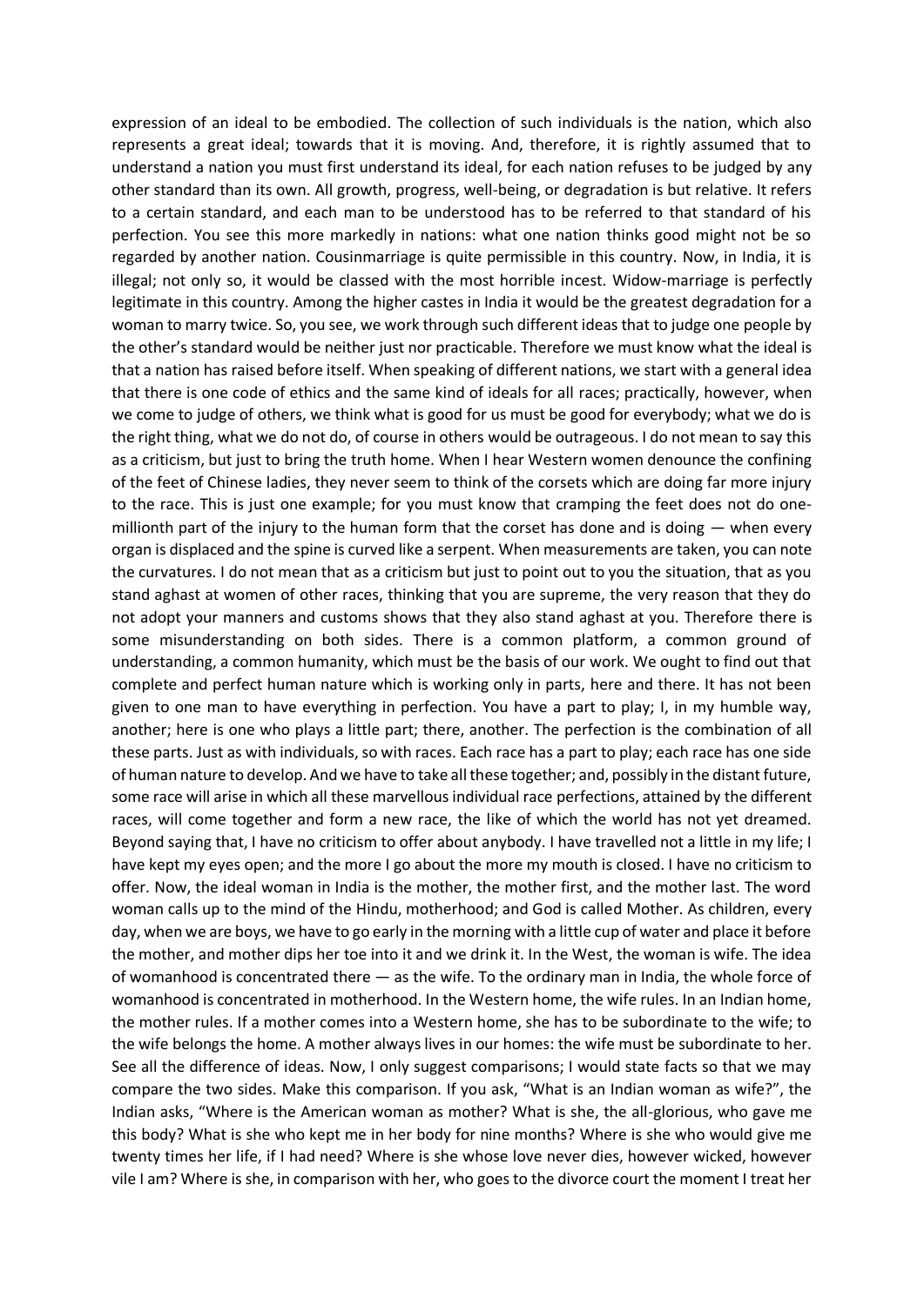expression of an ideal to be embodied. The collection of such individuals is the nation, which also represents a great ideal; towards that it is moving. And, therefore, it is rightly assumed that to understand a nation you must first understand its ideal, for each nation refuses to be judged by any other standard than its own. All growth, progress, well-being, or degradation is but relative. It refers to a certain standard, and each man to be understood has to be referred to that standard of his perfection. You see this more markedly in nations: what one nation thinks good might not be so regarded by another nation. Cousinmarriage is quite permissible in this country. Now, in India, it is illegal; not only so, it would be classed with the most horrible incest. Widow-marriage is perfectly legitimate in this country. Among the higher castes in India it would be the greatest degradation for a woman to marry twice. So, you see, we work through such different ideas that to judge one people by the other's standard would be neither just nor practicable. Therefore we must know what the ideal is that a nation has raised before itself. When speaking of different nations, we start with a general idea that there is one code of ethics and the same kind of ideals for all races; practically, however, when we come to judge of others, we think what is good for us must be good for everybody; what we do is the right thing, what we do not do, of course in others would be outrageous. I do not mean to say this as a criticism, but just to bring the truth home. When I hear Western women denounce the confining of the feet of Chinese ladies, they never seem to think of the corsets which are doing far more injury to the race. This is just one example; for you must know that cramping the feet does not do one-millionth part of the injury to the human form that the corset has done and is doing — when every organ is displaced and the spine is curved like a serpent. When measurements are taken, you can note the curvatures. I do not mean that as a criticism but just to point out to you the situation, that as you stand aghast at women of other races, thinking that you are supreme, the very reason that they do not adopt your manners and customs shows that they also stand aghast at you. Therefore there is some misunderstanding on both sides. There is a common platform, a common ground of understanding, a common humanity, which must be the basis of our work. We ought to find out that complete and perfect human nature which is working only in parts, here and there. It has not been given to one man to have everything in perfection. You have a part to play; I, in my humble way, another; here is one who plays a little part; there, another. The perfection is the combination of all these parts. Just as with individuals, so with races. Each race has a part to play; each race has one side of human nature to develop. And we have to take all these together; and, possibly in the distant future, some race will arise in which all these marvellous individual race perfections, attained by the different races, will come together and form a new race, the like of which the world has not yet dreamed. Beyond saying that, I have no criticism to offer about anybody. I have travelled not a little in my life; I have kept my eyes open; and the more I go about the more my mouth is closed. I have no criticism to offer. Now, the ideal woman in India is the mother, the mother first, and the mother last. The word woman calls up to the mind of the Hindu, motherhood; and God is called Mother. As children, every day, when we are boys, we have to go early in the morning with a little cup of water and place it before the mother, and mother dips her toe into it and we drink it. In the West, the woman is wife. The idea of womanhood is concentrated there — as the wife. To the ordinary man in India, the whole force of womanhood is concentrated in motherhood. In the Western home, the wife rules. In an Indian home, the mother rules. If a mother comes into a Western home, she has to be subordinate to the wife; to the wife belongs the home. A mother always lives in our homes: the wife must be subordinate to her. See all the difference of ideas. Now, I only suggest comparisons; I would state facts so that we may compare the two sides. Make this comparison. If you ask, "What is an Indian woman as wife?", the Indian asks, "Where is the American woman as mother? What is she, the all-glorious, who gave me this body? What is she who kept me in her body for nine months? Where is she who would give me twenty times her life, if I had need? Where is she whose love never dies, however wicked, however vile I am? Where is she, in comparison with her, who goes to the divorce court the moment I treat her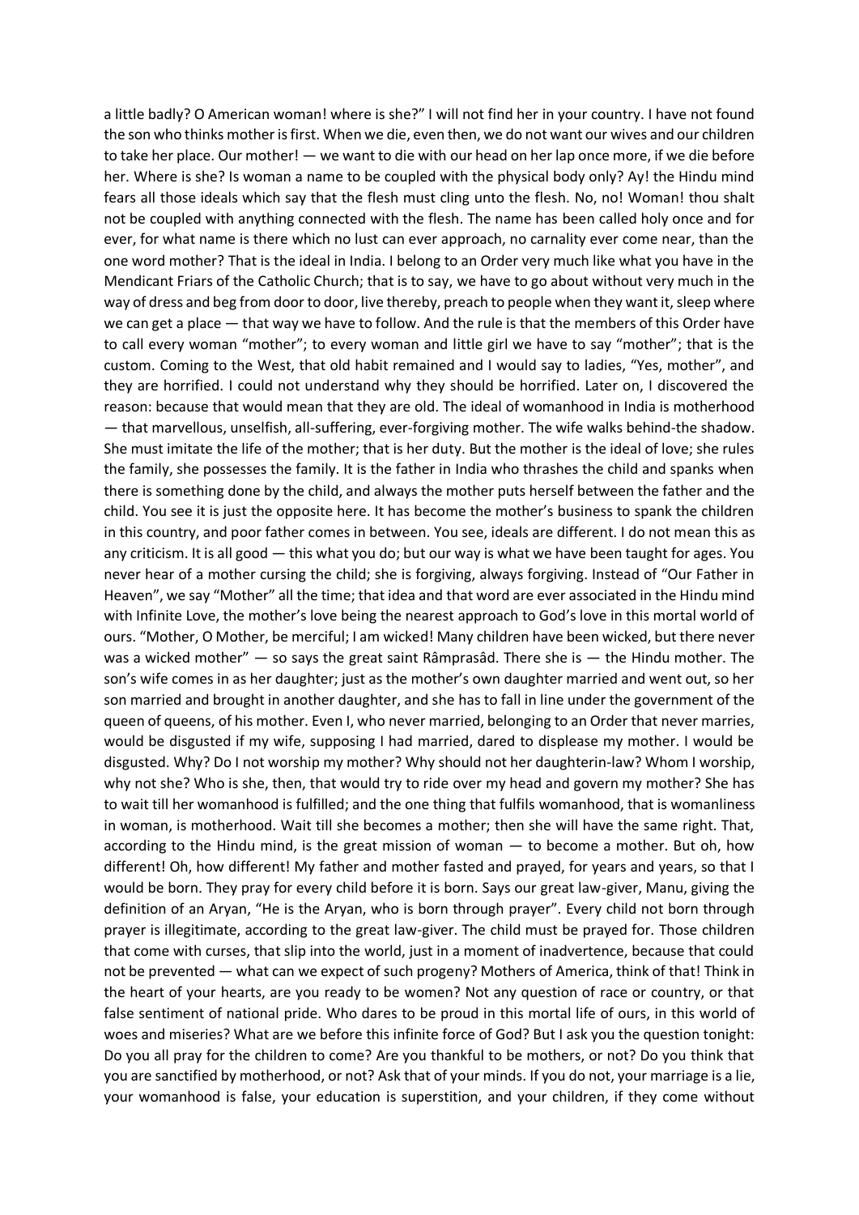a little badly? O American woman! where is she?" I will not find her in your country. I have not found the son who thinks mother is first. When we die, even then, we do not want our wives and our children to take her place. Our mother! — we want to die with our head on her lap once more, if we die before her. Where is she? Is woman a name to be coupled with the physical body only? Ay! the Hindu mind fears all those ideals which say that the flesh must cling unto the flesh. No, no! Woman! thou shalt not be coupled with anything connected with the flesh. The name has been called holy once and for ever, for what name is there which no lust can ever approach, no carnality ever come near, than the one word mother? That is the ideal in India. I belong to an Order very much like what you have in the Mendicant Friars of the Catholic Church; that is to say, we have to go about without very much in the way of dress and beg from door to door, live thereby, preach to people when they want it, sleep where we can get a place — that way we have to follow. And the rule is that the members of this Order have to call every woman "mother"; to every woman and little girl we have to say "mother"; that is the custom. Coming to the West, that old habit remained and I would say to ladies, "Yes, mother", and they are horrified. I could not understand why they should be horrified. Later on, I discovered the reason: because that would mean that they are old. The ideal of womanhood in India is motherhood — that marvellous, unselfish, all-suffering, ever-forgiving mother. The wife walks behind-the shadow. She must imitate the life of the mother; that is her duty. But the mother is the ideal of love; she rules the family, she possesses the family. It is the father in India who thrashes the child and spanks when there is something done by the child, and always the mother puts herself between the father and the child. You see it is just the opposite here. It has become the mother's business to spank the children in this country, and poor father comes in between. You see, ideals are different. I do not mean this as any criticism. It is all good — this what you do; but our way is what we have been taught for ages. You never hear of a mother cursing the child; she is forgiving, always forgiving. Instead of "Our Father in Heaven", we say "Mother" all the time; that idea and that word are ever associated in the Hindu mind with Infinite Love, the mother's love being the nearest approach to God's love in this mortal world of ours. "Mother, O Mother, be merciful; I am wicked! Many children have been wicked, but there never was a wicked mother" — so says the great saint Râmprasâd. There she is — the Hindu mother. The son's wife comes in as her daughter; just as the mother's own daughter married and went out, so her son married and brought in another daughter, and she has to fall in line under the government of the queen of queens, of his mother. Even I, who never married, belonging to an Order that never marries, would be disgusted if my wife, supposing I had married, dared to displease my mother. I would be disgusted. Why? Do I not worship my mother? Why should not her daughterin-law? Whom I worship, why not she? Who is she, then, that would try to ride over my head and govern my mother? She has to wait till her womanhood is fulfilled; and the one thing that fulfils womanhood, that is womanliness in woman, is motherhood. Wait till she becomes a mother; then she will have the same right. That, according to the Hindu mind, is the great mission of woman — to become a mother. But oh, how different! Oh, how different! My father and mother fasted and prayed, for years and years, so that I would be born. They pray for every child before it is born. Says our great law-giver, Manu, giving the definition of an Aryan, "He is the Aryan, who is born through prayer". Every child not born through prayer is illegitimate, according to the great law-giver. The child must be prayed for. Those children that come with curses, that slip into the world, just in a moment of inadvertence, because that could not be prevented — what can we expect of such progeny? Mothers of America, think of that! Think in the heart of your hearts, are you ready to be women? Not any question of race or country, or that false sentiment of national pride. Who dares to be proud in this mortal life of ours, in this world of woes and miseries? What are we before this infinite force of God? But I ask you the question tonight: Do you all pray for the children to come? Are you thankful to be mothers, or not? Do you think that you are sanctified by motherhood, or not? Ask that of your minds. If you do not, your marriage is a lie, your womanhood is false, your education is superstition, and your children, if they come without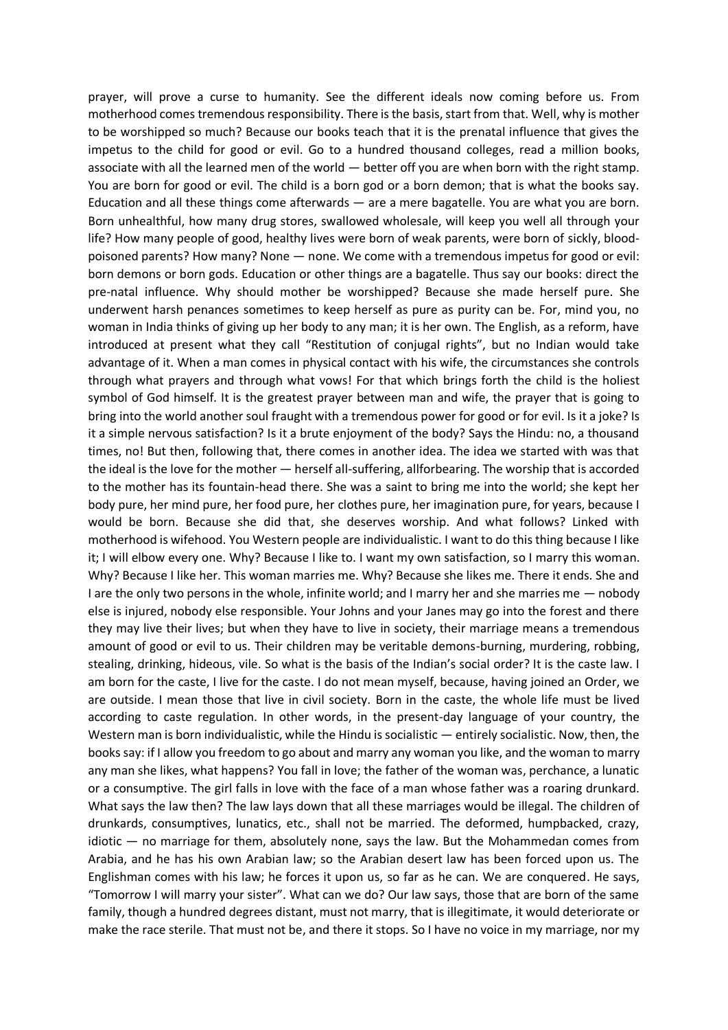prayer, will prove a curse to humanity. See the different ideals now coming before us. From motherhood comes tremendous responsibility. There is the basis, start from that. Well, why is mother to be worshipped so much? Because our books teach that it is the prenatal influence that gives the impetus to the child for good or evil. Go to a hundred thousand colleges, read a million books, associate with all the learned men of the world — better off you are when born with the right stamp. You are born for good or evil. The child is a born god or a born demon; that is what the books say. Education and all these things come afterwards — are a mere bagatelle. You are what you are born. Born unhealthful, how many drug stores, swallowed wholesale, will keep you well all through your life? How many people of good, healthy lives were born of weak parents, were born of sickly, blood-poisoned parents? How many? None — none. We come with a tremendous impetus for good or evil: born demons or born gods. Education or other things are a bagatelle. Thus say our books: direct the pre-natal influence. Why should mother be worshipped? Because she made herself pure. She underwent harsh penances sometimes to keep herself as pure as purity can be. For, mind you, no woman in India thinks of giving up her body to any man; it is her own. The English, as a reform, have introduced at present what they call "Restitution of conjugal rights", but no Indian would take advantage of it. When a man comes in physical contact with his wife, the circumstances she controls through what prayers and through what vows! For that which brings forth the child is the holiest symbol of God himself. It is the greatest prayer between man and wife, the prayer that is going to bring into the world another soul fraught with a tremendous power for good or for evil. Is it a joke? Is it a simple nervous satisfaction? Is it a brute enjoyment of the body? Says the Hindu: no, a thousand times, no! But then, following that, there comes in another idea. The idea we started with was that the ideal is the love for the mother — herself all-suffering, allforbearing. The worship that is accorded to the mother has its fountain-head there. She was a saint to bring me into the world; she kept her body pure, her mind pure, her food pure, her clothes pure, her imagination pure, for years, because I would be born. Because she did that, she deserves worship. And what follows? Linked with motherhood is wifehood. You Western people are individualistic. I want to do this thing because I like it; I will elbow every one. Why? Because I like to. I want my own satisfaction, so I marry this woman. Why? Because I like her. This woman marries me. Why? Because she likes me. There it ends. She and I are the only two persons in the whole, infinite world; and I marry her and she marries me — nobody else is injured, nobody else responsible. Your Johns and your Janes may go into the forest and there they may live their lives; but when they have to live in society, their marriage means a tremendous amount of good or evil to us. Their children may be veritable demons-burning, murdering, robbing, stealing, drinking, hideous, vile. So what is the basis of the Indian's social order? It is the caste law. I am born for the caste, I live for the caste. I do not mean myself, because, having joined an Order, we are outside. I mean those that live in civil society. Born in the caste, the whole life must be lived according to caste regulation. In other words, in the present-day language of your country, the Western man is born individualistic, while the Hindu is socialistic — entirely socialistic. Now, then, the books say: if I allow you freedom to go about and marry any woman you like, and the woman to marry any man she likes, what happens? You fall in love; the father of the woman was, perchance, a lunatic or a consumptive. The girl falls in love with the face of a man whose father was a roaring drunkard. What says the law then? The law lays down that all these marriages would be illegal. The children of drunkards, consumptives, lunatics, etc., shall not be married. The deformed, humpbacked, crazy, idiotic — no marriage for them, absolutely none, says the law. But the Mohammedan comes from Arabia, and he has his own Arabian law; so the Arabian desert law has been forced upon us. The Englishman comes with his law; he forces it upon us, so far as he can. We are conquered. He says, "Tomorrow I will marry your sister". What can we do? Our law says, those that are born of the same family, though a hundred degrees distant, must not marry, that is illegitimate, it would deteriorate or make the race sterile. That must not be, and there it stops. So I have no voice in my marriage, nor my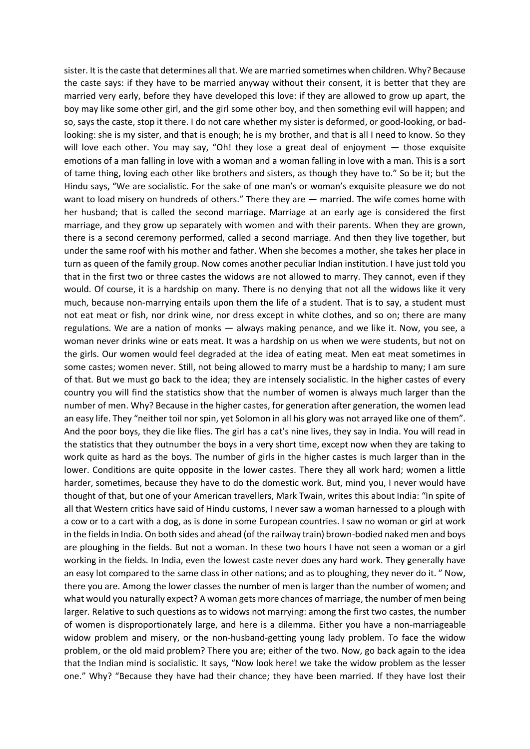sister. It is the caste that determines all that. We are married sometimes when children. Why? Because the caste says: if they have to be married anyway without their consent, it is better that they are married very early, before they have developed this love: if they are allowed to grow up apart, the boy may like some other girl, and the girl some other boy, and then something evil will happen; and so, says the caste, stop it there. I do not care whether my sister is deformed, or good-looking, or bad-looking: she is my sister, and that is enough; he is my brother, and that is all I need to know. So they will love each other. You may say, "Oh! they lose a great deal of enjoyment — those exquisite emotions of a man falling in love with a woman and a woman falling in love with a man. This is a sort of tame thing, loving each other like brothers and sisters, as though they have to." So be it; but the Hindu says, "We are socialistic. For the sake of one man's or woman's exquisite pleasure we do not want to load misery on hundreds of others." There they are — married. The wife comes home with her husband; that is called the second marriage. Marriage at an early age is considered the first marriage, and they grow up separately with women and with their parents. When they are grown, there is a second ceremony performed, called a second marriage. And then they live together, but under the same roof with his mother and father. When she becomes a mother, she takes her place in turn as queen of the family group. Now comes another peculiar Indian institution. I have just told you that in the first two or three castes the widows are not allowed to marry. They cannot, even if they would. Of course, it is a hardship on many. There is no denying that not all the widows like it very much, because non-marrying entails upon them the life of a student. That is to say, a student must not eat meat or fish, nor drink wine, nor dress except in white clothes, and so on; there are many regulations. We are a nation of monks — always making penance, and we like it. Now, you see, a woman never drinks wine or eats meat. It was a hardship on us when we were students, but not on the girls. Our women would feel degraded at the idea of eating meat. Men eat meat sometimes in some castes; women never. Still, not being allowed to marry must be a hardship to many; I am sure of that. But we must go back to the idea; they are intensely socialistic. In the higher castes of every country you will find the statistics show that the number of women is always much larger than the number of men. Why? Because in the higher castes, for generation after generation, the women lead an easy life. They "neither toil nor spin, yet Solomon in all his glory was not arrayed like one of them". And the poor boys, they die like flies. The girl has a cat's nine lives, they say in India. You will read in the statistics that they outnumber the boys in a very short time, except now when they are taking to work quite as hard as the boys. The number of girls in the higher castes is much larger than in the lower. Conditions are quite opposite in the lower castes. There they all work hard; women a little harder, sometimes, because they have to do the domestic work. But, mind you, I never would have thought of that, but one of your American travellers, Mark Twain, writes this about India: "In spite of all that Western critics have said of Hindu customs, I never saw a woman harnessed to a plough with a cow or to a cart with a dog, as is done in some European countries. I saw no woman or girl at work in the fields in India. On both sides and ahead (of the railway train) brown-bodied naked men and boys are ploughing in the fields. But not a woman. In these two hours I have not seen a woman or a girl working in the fields. In India, even the lowest caste never does any hard work. They generally have an easy lot compared to the same class in other nations; and as to ploughing, they never do it. " Now, there you are. Among the lower classes the number of men is larger than the number of women; and what would you naturally expect? A woman gets more chances of marriage, the number of men being larger. Relative to such questions as to widows not marrying: among the first two castes, the number of women is disproportionately large, and here is a dilemma. Either you have a non-marriageable widow problem and misery, or the non-husband-getting young lady problem. To face the widow problem, or the old maid problem? There you are; either of the two. Now, go back again to the idea that the Indian mind is socialistic. It says, "Now look here! we take the widow problem as the lesser one." Why? "Because they have had their chance; they have been married. If they have lost their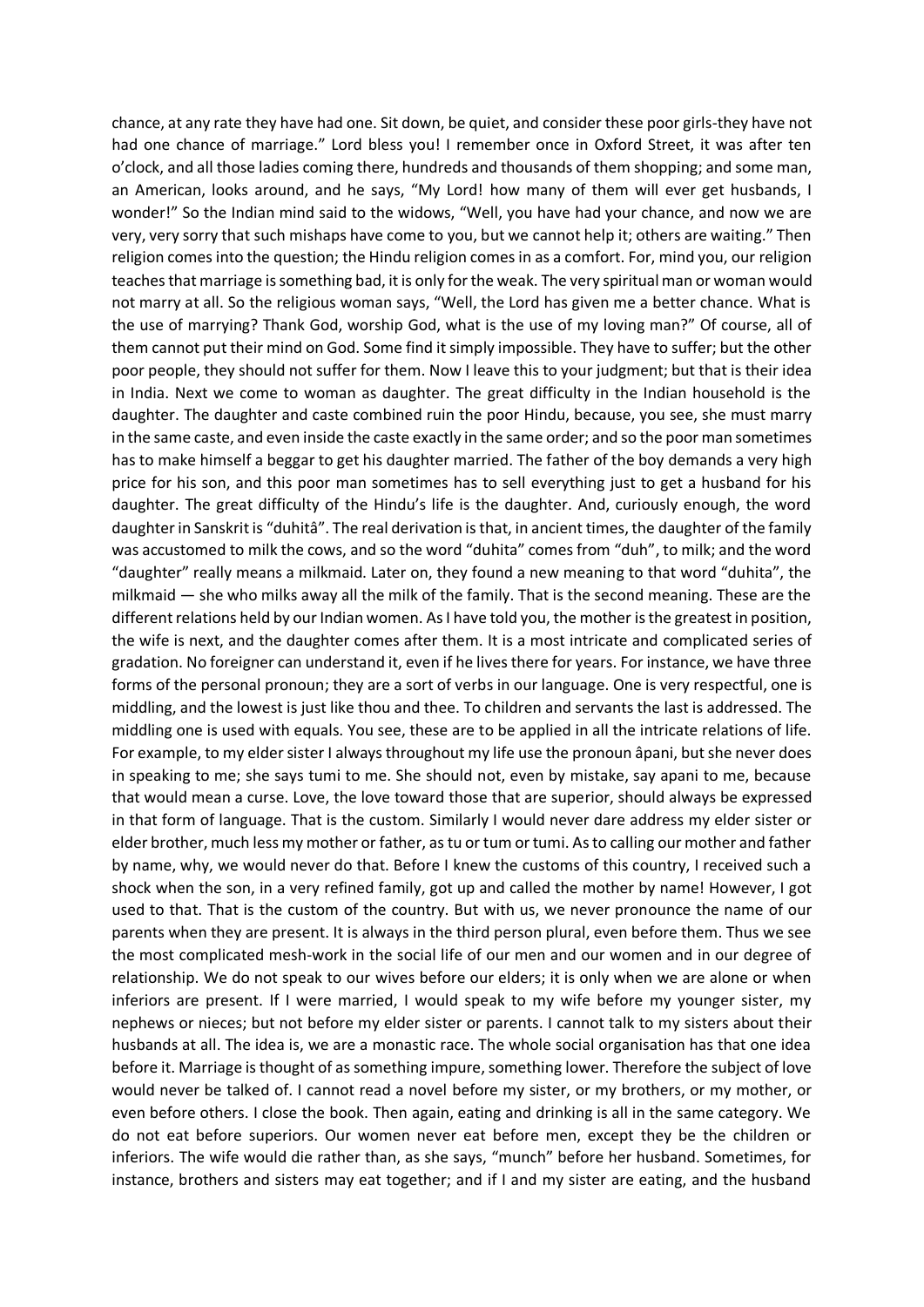chance, at any rate they have had one. Sit down, be quiet, and consider these poor girls-they have not had one chance of marriage." Lord bless you! I remember once in Oxford Street, it was after ten o'clock, and all those ladies coming there, hundreds and thousands of them shopping; and some man, an American, looks around, and he says, "My Lord! how many of them will ever get husbands, I wonder!" So the Indian mind said to the widows, "Well, you have had your chance, and now we are very, very sorry that such mishaps have come to you, but we cannot help it; others are waiting." Then religion comes into the question; the Hindu religion comes in as a comfort. For, mind you, our religion teaches that marriage is something bad, it is only for the weak. The very spiritual man or woman would not marry at all. So the religious woman says, "Well, the Lord has given me a better chance. What is the use of marrying? Thank God, worship God, what is the use of my loving man?" Of course, all of them cannot put their mind on God. Some find it simply impossible. They have to suffer; but the other poor people, they should not suffer for them. Now I leave this to your judgment; but that is their idea in India. Next we come to woman as daughter. The great difficulty in the Indian household is the daughter. The daughter and caste combined ruin the poor Hindu, because, you see, she must marry in the same caste, and even inside the caste exactly in the same order; and so the poor man sometimes has to make himself a beggar to get his daughter married. The father of the boy demands a very high price for his son, and this poor man sometimes has to sell everything just to get a husband for his daughter. The great difficulty of the Hindu's life is the daughter. And, curiously enough, the word daughter in Sanskrit is "duhitâ". The real derivation is that, in ancient times, the daughter of the family was accustomed to milk the cows, and so the word "duhita" comes from "duh", to milk; and the word "daughter" really means a milkmaid. Later on, they found a new meaning to that word "duhita", the milkmaid — she who milks away all the milk of the family. That is the second meaning. These are the different relations held by our Indian women. As I have told you, the mother is the greatest in position, the wife is next, and the daughter comes after them. It is a most intricate and complicated series of gradation. No foreigner can understand it, even if he lives there for years. For instance, we have three forms of the personal pronoun; they are a sort of verbs in our language. One is very respectful, one is middling, and the lowest is just like thou and thee. To children and servants the last is addressed. The middling one is used with equals. You see, these are to be applied in all the intricate relations of life. For example, to my elder sister I always throughout my life use the pronoun âpani, but she never does in speaking to me; she says tumi to me. She should not, even by mistake, say apani to me, because that would mean a curse. Love, the love toward those that are superior, should always be expressed in that form of language. That is the custom. Similarly I would never dare address my elder sister or elder brother, much less my mother or father, as tu or tum or tumi. As to calling our mother and father by name, why, we would never do that. Before I knew the customs of this country, I received such a shock when the son, in a very refined family, got up and called the mother by name! However, I got used to that. That is the custom of the country. But with us, we never pronounce the name of our parents when they are present. It is always in the third person plural, even before them. Thus we see the most complicated mesh-work in the social life of our men and our women and in our degree of relationship. We do not speak to our wives before our elders; it is only when we are alone or when inferiors are present. If I were married, I would speak to my wife before my younger sister, my nephews or nieces; but not before my elder sister or parents. I cannot talk to my sisters about their husbands at all. The idea is, we are a monastic race. The whole social organisation has that one idea before it. Marriage is thought of as something impure, something lower. Therefore the subject of love would never be talked of. I cannot read a novel before my sister, or my brothers, or my mother, or even before others. I close the book. Then again, eating and drinking is all in the same category. We do not eat before superiors. Our women never eat before men, except they be the children or inferiors. The wife would die rather than, as she says, "munch" before her husband. Sometimes, for instance, brothers and sisters may eat together; and if I and my sister are eating, and the husband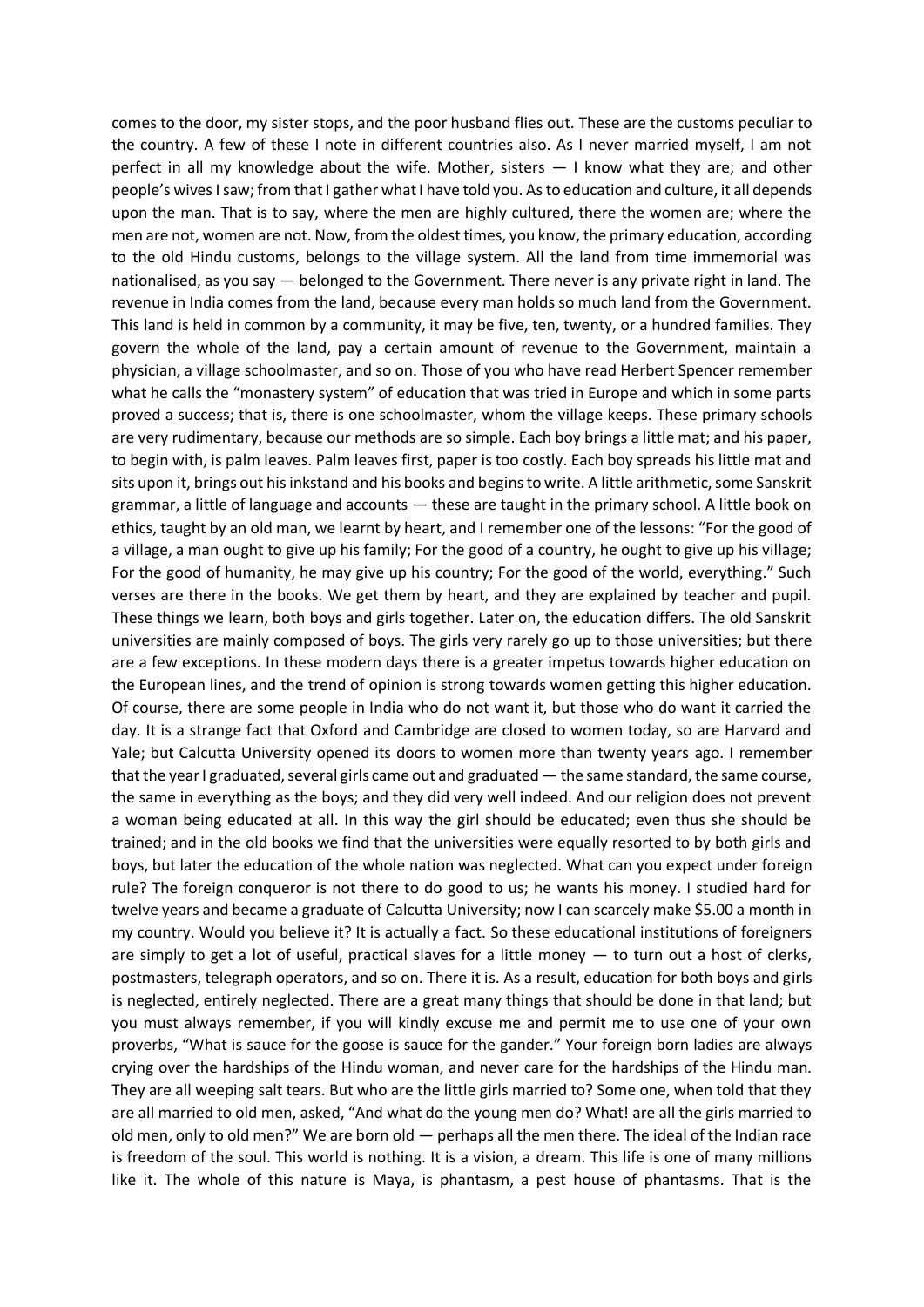comes to the door, my sister stops, and the poor husband flies out. These are the customs peculiar to the country. A few of these I note in different countries also. As I never married myself, I am not perfect in all my knowledge about the wife. Mother, sisters — I know what they are; and other people's wives I saw; from that I gather what I have told you. As to education and culture, it all depends upon the man. That is to say, where the men are highly cultured, there the women are; where the men are not, women are not. Now, from the oldest times, you know, the primary education, according to the old Hindu customs, belongs to the village system. All the land from time immemorial was nationalised, as you say — belonged to the Government. There never is any private right in land. The revenue in India comes from the land, because every man holds so much land from the Government. This land is held in common by a community, it may be five, ten, twenty, or a hundred families. They govern the whole of the land, pay a certain amount of revenue to the Government, maintain a physician, a village schoolmaster, and so on. Those of you who have read Herbert Spencer remember what he calls the "monastery system" of education that was tried in Europe and which in some parts proved a success; that is, there is one schoolmaster, whom the village keeps. These primary schools are very rudimentary, because our methods are so simple. Each boy brings a little mat; and his paper, to begin with, is palm leaves. Palm leaves first, paper is too costly. Each boy spreads his little mat and sits upon it, brings out his inkstand and his books and begins to write. A little arithmetic, some Sanskrit grammar, a little of language and accounts — these are taught in the primary school. A little book on ethics, taught by an old man, we learnt by heart, and I remember one of the lessons: "For the good of a village, a man ought to give up his family; For the good of a country, he ought to give up his village; For the good of humanity, he may give up his country; For the good of the world, everything." Such verses are there in the books. We get them by heart, and they are explained by teacher and pupil. These things we learn, both boys and girls together. Later on, the education differs. The old Sanskrit universities are mainly composed of boys. The girls very rarely go up to those universities; but there are a few exceptions. In these modern days there is a greater impetus towards higher education on the European lines, and the trend of opinion is strong towards women getting this higher education. Of course, there are some people in India who do not want it, but those who do want it carried the day. It is a strange fact that Oxford and Cambridge are closed to women today, so are Harvard and Yale; but Calcutta University opened its doors to women more than twenty years ago. I remember that the year I graduated, several girls came out and graduated — the same standard, the same course, the same in everything as the boys; and they did very well indeed. And our religion does not prevent a woman being educated at all. In this way the girl should be educated; even thus she should be trained; and in the old books we find that the universities were equally resorted to by both girls and boys, but later the education of the whole nation was neglected. What can you expect under foreign rule? The foreign conqueror is not there to do good to us; he wants his money. I studied hard for twelve years and became a graduate of Calcutta University; now I can scarcely make $5.00 a month in my country. Would you believe it? It is actually a fact. So these educational institutions of foreigners are simply to get a lot of useful, practical slaves for a little money — to turn out a host of clerks, postmasters, telegraph operators, and so on. There it is. As a result, education for both boys and girls is neglected, entirely neglected. There are a great many things that should be done in that land; but you must always remember, if you will kindly excuse me and permit me to use one of your own proverbs, "What is sauce for the goose is sauce for the gander." Your foreign born ladies are always crying over the hardships of the Hindu woman, and never care for the hardships of the Hindu man. They are all weeping salt tears. But who are the little girls married to? Some one, when told that they are all married to old men, asked, "And what do the young men do? What! are all the girls married to old men, only to old men?" We are born old — perhaps all the men there. The ideal of the Indian race is freedom of the soul. This world is nothing. It is a vision, a dream. This life is one of many millions like it. The whole of this nature is Maya, is phantasm, a pest house of phantasms. That is the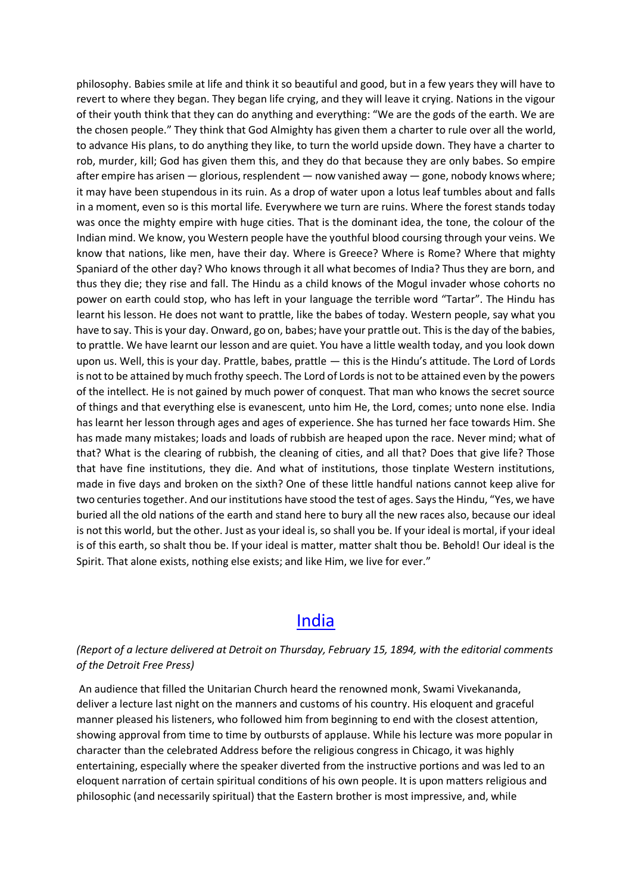philosophy. Babies smile at life and think it so beautiful and good, but in a few years they will have to revert to where they began. They began life crying, and they will leave it crying. Nations in the vigour of their youth think that they can do anything and everything: "We are the gods of the earth. We are the chosen people." They think that God Almighty has given them a charter to rule over all the world, to advance His plans, to do anything they like, to turn the world upside down. They have a charter to rob, murder, kill; God has given them this, and they do that because they are only babes. So empire after empire has arisen — glorious, resplendent — now vanished away — gone, nobody knows where; it may have been stupendous in its ruin. As a drop of water upon a lotus leaf tumbles about and falls in a moment, even so is this mortal life. Everywhere we turn are ruins. Where the forest stands today was once the mighty empire with huge cities. That is the dominant idea, the tone, the colour of the Indian mind. We know, you Western people have the youthful blood coursing through your veins. We know that nations, like men, have their day. Where is Greece? Where is Rome? Where that mighty Spaniard of the other day? Who knows through it all what becomes of India? Thus they are born, and thus they die; they rise and fall. The Hindu as a child knows of the Mogul invader whose cohorts no power on earth could stop, who has left in your language the terrible word "Tartar". The Hindu has learnt his lesson. He does not want to prattle, like the babes of today. Western people, say what you have to say. This is your day. Onward, go on, babes; have your prattle out. This is the day of the babies, to prattle. We have learnt our lesson and are quiet. You have a little wealth today, and you look down upon us. Well, this is your day. Prattle, babes, prattle — this is the Hindu's attitude. The Lord of Lords is not to be attained by much frothy speech. The Lord of Lords is not to be attained even by the powers of the intellect. He is not gained by much power of conquest. That man who knows the secret source of things and that everything else is evanescent, unto him He, the Lord, comes; unto none else. India has learnt her lesson through ages and ages of experience. She has turned her face towards Him. She has made many mistakes; loads and loads of rubbish are heaped upon the race. Never mind; what of that? What is the clearing of rubbish, the cleaning of cities, and all that? Does that give life? Those that have fine institutions, they die. And what of institutions, those tinplate Western institutions, made in five days and broken on the sixth? One of these little handful nations cannot keep alive for two centuries together. And our institutions have stood the test of ages. Says the Hindu, "Yes, we have buried all the old nations of the earth and stand here to bury all the new races also, because our ideal is not this world, but the other. Just as your ideal is, so shall you be. If your ideal is mortal, if your ideal is of this earth, so shalt thou be. If your ideal is matter, matter shalt thou be. Behold! Our ideal is the Spirit. That alone exists, nothing else exists; and like Him, we live for ever."

# India

*(Report of a lecture delivered at Detroit on Thursday, February 15, 1894, with the editorial comments of the Detroit Free Press)*

An audience that filled the Unitarian Church heard the renowned monk, Swami Vivekananda, deliver a lecture last night on the manners and customs of his country. His eloquent and graceful manner pleased his listeners, who followed him from beginning to end with the closest attention, showing approval from time to time by outbursts of applause. While his lecture was more popular in character than the celebrated Address before the religious congress in Chicago, it was highly entertaining, especially where the speaker diverted from the instructive portions and was led to an eloquent narration of certain spiritual conditions of his own people. It is upon matters religious and philosophic (and necessarily spiritual) that the Eastern brother is most impressive, and, while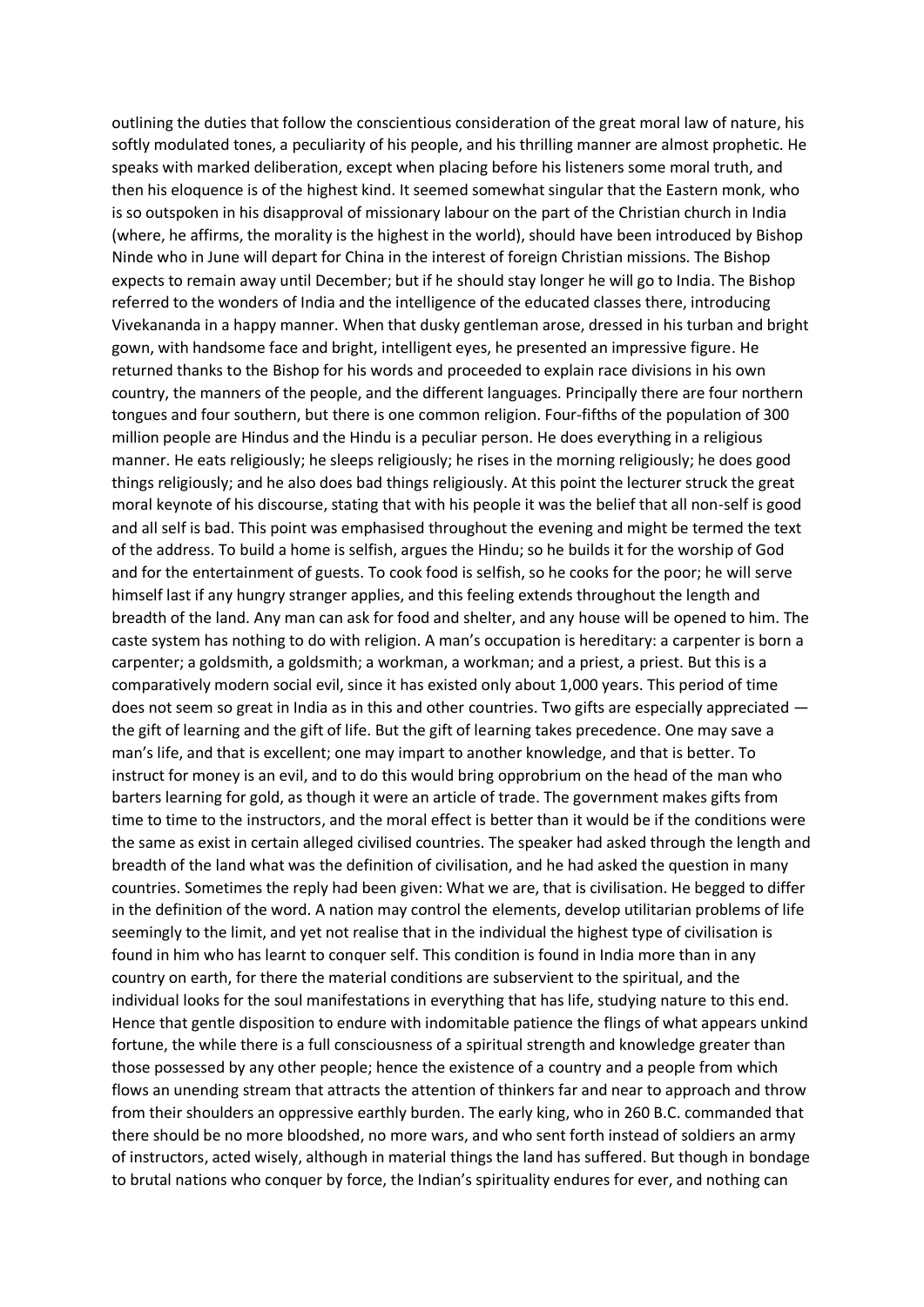outlining the duties that follow the conscientious consideration of the great moral law of nature, his softly modulated tones, a peculiarity of his people, and his thrilling manner are almost prophetic. He speaks with marked deliberation, except when placing before his listeners some moral truth, and then his eloquence is of the highest kind. It seemed somewhat singular that the Eastern monk, who is so outspoken in his disapproval of missionary labour on the part of the Christian church in India (where, he affirms, the morality is the highest in the world), should have been introduced by Bishop Ninde who in June will depart for China in the interest of foreign Christian missions. The Bishop expects to remain away until December; but if he should stay longer he will go to India. The Bishop referred to the wonders of India and the intelligence of the educated classes there, introducing Vivekananda in a happy manner. When that dusky gentleman arose, dressed in his turban and bright gown, with handsome face and bright, intelligent eyes, he presented an impressive figure. He returned thanks to the Bishop for his words and proceeded to explain race divisions in his own country, the manners of the people, and the different languages. Principally there are four northern tongues and four southern, but there is one common religion. Four-fifths of the population of 300 million people are Hindus and the Hindu is a peculiar person. He does everything in a religious manner. He eats religiously; he sleeps religiously; he rises in the morning religiously; he does good things religiously; and he also does bad things religiously. At this point the lecturer struck the great moral keynote of his discourse, stating that with his people it was the belief that all non-self is good and all self is bad. This point was emphasised throughout the evening and might be termed the text of the address. To build a home is selfish, argues the Hindu; so he builds it for the worship of God and for the entertainment of guests. To cook food is selfish, so he cooks for the poor; he will serve himself last if any hungry stranger applies, and this feeling extends throughout the length and breadth of the land. Any man can ask for food and shelter, and any house will be opened to him. The caste system has nothing to do with religion. A man's occupation is hereditary: a carpenter is born a carpenter; a goldsmith, a goldsmith; a workman, a workman; and a priest, a priest. But this is a comparatively modern social evil, since it has existed only about 1,000 years. This period of time does not seem so great in India as in this and other countries. Two gifts are especially appreciated — the gift of learning and the gift of life. But the gift of learning takes precedence. One may save a man's life, and that is excellent; one may impart to another knowledge, and that is better. To instruct for money is an evil, and to do this would bring opprobrium on the head of the man who barters learning for gold, as though it were an article of trade. The government makes gifts from time to time to the instructors, and the moral effect is better than it would be if the conditions were the same as exist in certain alleged civilised countries. The speaker had asked through the length and breadth of the land what was the definition of civilisation, and he had asked the question in many countries. Sometimes the reply had been given: What we are, that is civilisation. He begged to differ in the definition of the word. A nation may control the elements, develop utilitarian problems of life seemingly to the limit, and yet not realise that in the individual the highest type of civilisation is found in him who has learnt to conquer self. This condition is found in India more than in any country on earth, for there the material conditions are subservient to the spiritual, and the individual looks for the soul manifestations in everything that has life, studying nature to this end. Hence that gentle disposition to endure with indomitable patience the flings of what appears unkind fortune, the while there is a full consciousness of a spiritual strength and knowledge greater than those possessed by any other people; hence the existence of a country and a people from which flows an unending stream that attracts the attention of thinkers far and near to approach and throw from their shoulders an oppressive earthly burden. The early king, who in 260 B.C. commanded that there should be no more bloodshed, no more wars, and who sent forth instead of soldiers an army of instructors, acted wisely, although in material things the land has suffered. But though in bondage to brutal nations who conquer by force, the Indian's spirituality endures for ever, and nothing can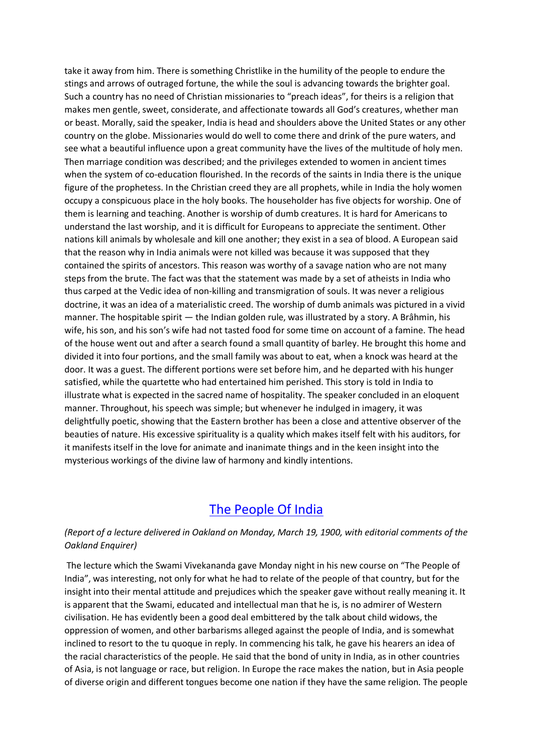take it away from him. There is something Christlike in the humility of the people to endure the stings and arrows of outraged fortune, the while the soul is advancing towards the brighter goal. Such a country has no need of Christian missionaries to "preach ideas", for theirs is a religion that makes men gentle, sweet, considerate, and affectionate towards all God's creatures, whether man or beast. Morally, said the speaker, India is head and shoulders above the United States or any other country on the globe. Missionaries would do well to come there and drink of the pure waters, and see what a beautiful influence upon a great community have the lives of the multitude of holy men. Then marriage condition was described; and the privileges extended to women in ancient times when the system of co-education flourished. In the records of the saints in India there is the unique figure of the prophetess. In the Christian creed they are all prophets, while in India the holy women occupy a conspicuous place in the holy books. The householder has five objects for worship. One of them is learning and teaching. Another is worship of dumb creatures. It is hard for Americans to understand the last worship, and it is difficult for Europeans to appreciate the sentiment. Other nations kill animals by wholesale and kill one another; they exist in a sea of blood. A European said that the reason why in India animals were not killed was because it was supposed that they contained the spirits of ancestors. This reason was worthy of a savage nation who are not many steps from the brute. The fact was that the statement was made by a set of atheists in India who thus carped at the Vedic idea of non-killing and transmigration of souls. It was never a religious doctrine, it was an idea of a materialistic creed. The worship of dumb animals was pictured in a vivid manner. The hospitable spirit — the Indian golden rule, was illustrated by a story. A Brâhmin, his wife, his son, and his son's wife had not tasted food for some time on account of a famine. The head of the house went out and after a search found a small quantity of barley. He brought this home and divided it into four portions, and the small family was about to eat, when a knock was heard at the door. It was a guest. The different portions were set before him, and he departed with his hunger satisfied, while the quartette who had entertained him perished. This story is told in India to illustrate what is expected in the sacred name of hospitality. The speaker concluded in an eloquent manner. Throughout, his speech was simple; but whenever he indulged in imagery, it was delightfully poetic, showing that the Eastern brother has been a close and attentive observer of the beauties of nature. His excessive spirituality is a quality which makes itself felt with his auditors, for it manifests itself in the love for animate and inanimate things and in the keen insight into the mysterious workings of the divine law of harmony and kindly intentions.

## The People Of India

*(Report of a lecture delivered in Oakland on Monday, March 19, 1900, with editorial comments of the Oakland Enquirer)*

The lecture which the Swami Vivekananda gave Monday night in his new course on "The People of India", was interesting, not only for what he had to relate of the people of that country, but for the insight into their mental attitude and prejudices which the speaker gave without really meaning it. It is apparent that the Swami, educated and intellectual man that he is, is no admirer of Western civilisation. He has evidently been a good deal embittered by the talk about child widows, the oppression of women, and other barbarisms alleged against the people of India, and is somewhat inclined to resort to the tu quoque in reply. In commencing his talk, he gave his hearers an idea of the racial characteristics of the people. He said that the bond of unity in India, as in other countries of Asia, is not language or race, but religion. In Europe the race makes the nation, but in Asia people of diverse origin and different tongues become one nation if they have the same religion. The people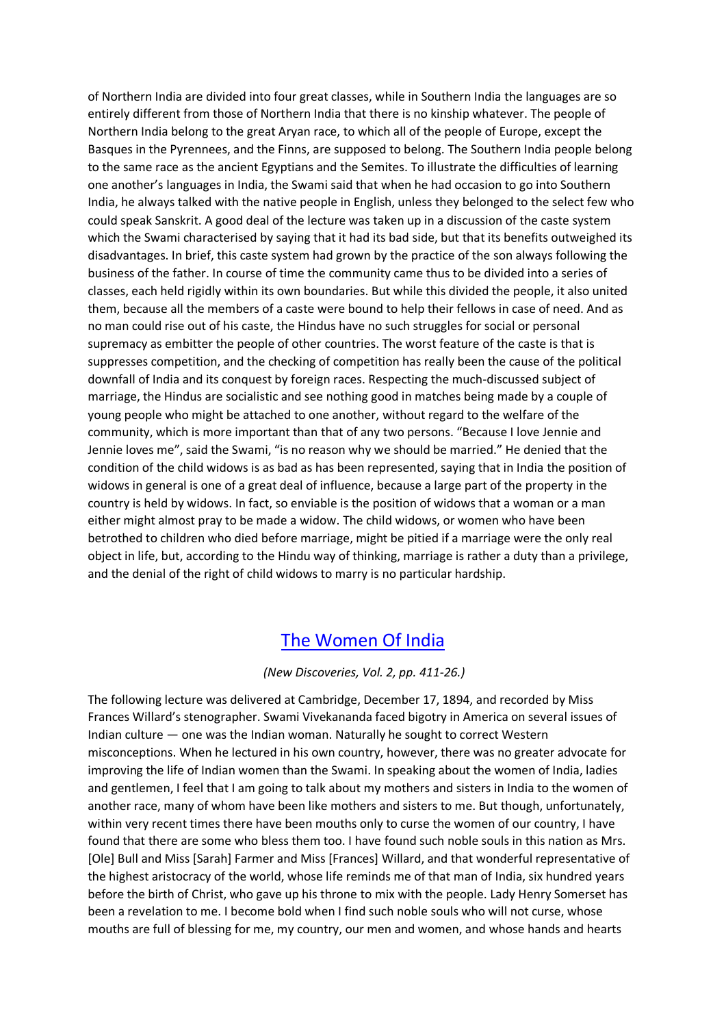of Northern India are divided into four great classes, while in Southern India the languages are so entirely different from those of Northern India that there is no kinship whatever. The people of Northern India belong to the great Aryan race, to which all of the people of Europe, except the Basques in the Pyrennees, and the Finns, are supposed to belong. The Southern India people belong to the same race as the ancient Egyptians and the Semites. To illustrate the difficulties of learning one another's languages in India, the Swami said that when he had occasion to go into Southern India, he always talked with the native people in English, unless they belonged to the select few who could speak Sanskrit. A good deal of the lecture was taken up in a discussion of the caste system which the Swami characterised by saying that it had its bad side, but that its benefits outweighed its disadvantages. In brief, this caste system had grown by the practice of the son always following the business of the father. In course of time the community came thus to be divided into a series of classes, each held rigidly within its own boundaries. But while this divided the people, it also united them, because all the members of a caste were bound to help their fellows in case of need. And as no man could rise out of his caste, the Hindus have no such struggles for social or personal supremacy as embitter the people of other countries. The worst feature of the caste is that is suppresses competition, and the checking of competition has really been the cause of the political downfall of India and its conquest by foreign races. Respecting the much-discussed subject of marriage, the Hindus are socialistic and see nothing good in matches being made by a couple of young people who might be attached to one another, without regard to the welfare of the community, which is more important than that of any two persons. "Because I love Jennie and Jennie loves me", said the Swami, "is no reason why we should be married." He denied that the condition of the child widows is as bad as has been represented, saying that in India the position of widows in general is one of a great deal of influence, because a large part of the property in the country is held by widows. In fact, so enviable is the position of widows that a woman or a man either might almost pray to be made a widow. The child widows, or women who have been betrothed to children who died before marriage, might be pitied if a marriage were the only real object in life, but, according to the Hindu way of thinking, marriage is rather a duty than a privilege, and the denial of the right of child widows to marry is no particular hardship.

## The Women Of India

*(New Discoveries, Vol. 2, pp. 411-26.)*

The following lecture was delivered at Cambridge, December 17, 1894, and recorded by Miss Frances Willard's stenographer. Swami Vivekananda faced bigotry in America on several issues of Indian culture — one was the Indian woman. Naturally he sought to correct Western misconceptions. When he lectured in his own country, however, there was no greater advocate for improving the life of Indian women than the Swami. In speaking about the women of India, ladies and gentlemen, I feel that I am going to talk about my mothers and sisters in India to the women of another race, many of whom have been like mothers and sisters to me. But though, unfortunately, within very recent times there have been mouths only to curse the women of our country, I have found that there are some who bless them too. I have found such noble souls in this nation as Mrs. [Ole] Bull and Miss [Sarah] Farmer and Miss [Frances] Willard, and that wonderful representative of the highest aristocracy of the world, whose life reminds me of that man of India, six hundred years before the birth of Christ, who gave up his throne to mix with the people. Lady Henry Somerset has been a revelation to me. I become bold when I find such noble souls who will not curse, whose mouths are full of blessing for me, my country, our men and women, and whose hands and hearts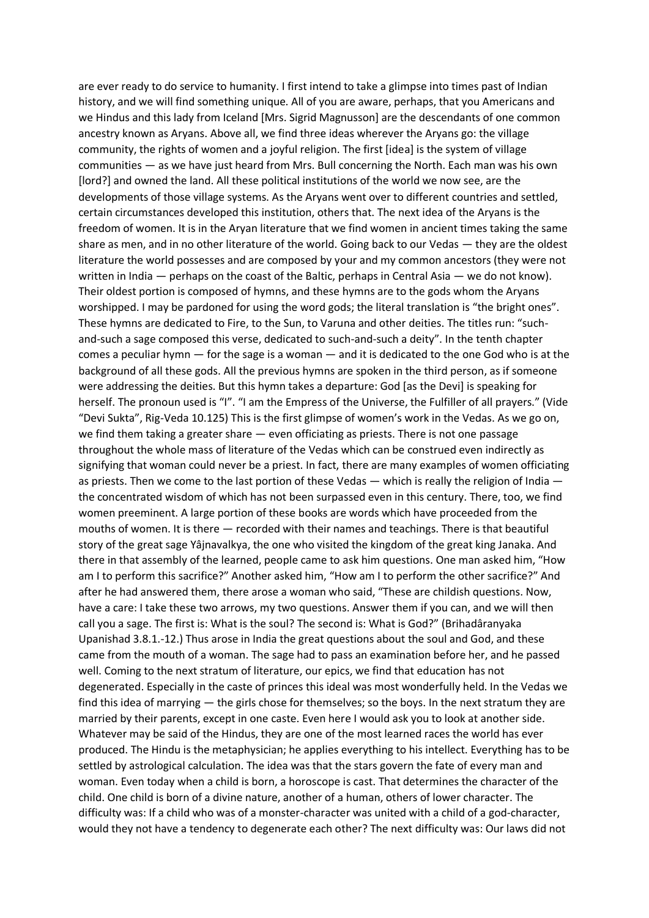are ever ready to do service to humanity. I first intend to take a glimpse into times past of Indian history, and we will find something unique. All of you are aware, perhaps, that you Americans and we Hindus and this lady from Iceland [Mrs. Sigrid Magnusson] are the descendants of one common ancestry known as Aryans. Above all, we find three ideas wherever the Aryans go: the village community, the rights of women and a joyful religion. The first [idea] is the system of village communities — as we have just heard from Mrs. Bull concerning the North. Each man was his own [lord?] and owned the land. All these political institutions of the world we now see, are the developments of those village systems. As the Aryans went over to different countries and settled, certain circumstances developed this institution, others that. The next idea of the Aryans is the freedom of women. It is in the Aryan literature that we find women in ancient times taking the same share as men, and in no other literature of the world. Going back to our Vedas — they are the oldest literature the world possesses and are composed by your and my common ancestors (they were not written in India — perhaps on the coast of the Baltic, perhaps in Central Asia — we do not know). Their oldest portion is composed of hymns, and these hymns are to the gods whom the Aryans worshipped. I may be pardoned for using the word gods; the literal translation is "the bright ones". These hymns are dedicated to Fire, to the Sun, to Varuna and other deities. The titles run: "such-and-such a sage composed this verse, dedicated to such-and-such a deity". In the tenth chapter comes a peculiar hymn — for the sage is a woman — and it is dedicated to the one God who is at the background of all these gods. All the previous hymns are spoken in the third person, as if someone were addressing the deities. But this hymn takes a departure: God [as the Devi] is speaking for herself. The pronoun used is "I". "I am the Empress of the Universe, the Fulfiller of all prayers." (Vide "Devi Sukta", Rig-Veda 10.125) This is the first glimpse of women's work in the Vedas. As we go on, we find them taking a greater share — even officiating as priests. There is not one passage throughout the whole mass of literature of the Vedas which can be construed even indirectly as signifying that woman could never be a priest. In fact, there are many examples of women officiating as priests. Then we come to the last portion of these Vedas — which is really the religion of India — the concentrated wisdom of which has not been surpassed even in this century. There, too, we find women preeminent. A large portion of these books are words which have proceeded from the mouths of women. It is there — recorded with their names and teachings. There is that beautiful story of the great sage Yâjnavalkya, the one who visited the kingdom of the great king Janaka. And there in that assembly of the learned, people came to ask him questions. One man asked him, "How am I to perform this sacrifice?" Another asked him, "How am I to perform the other sacrifice?" And after he had answered them, there arose a woman who said, "These are childish questions. Now, have a care: I take these two arrows, my two questions. Answer them if you can, and we will then call you a sage. The first is: What is the soul? The second is: What is God?" (Brihadâranyaka Upanishad 3.8.1.-12.) Thus arose in India the great questions about the soul and God, and these came from the mouth of a woman. The sage had to pass an examination before her, and he passed well. Coming to the next stratum of literature, our epics, we find that education has not degenerated. Especially in the caste of princes this ideal was most wonderfully held. In the Vedas we find this idea of marrying — the girls chose for themselves; so the boys. In the next stratum they are married by their parents, except in one caste. Even here I would ask you to look at another side. Whatever may be said of the Hindus, they are one of the most learned races the world has ever produced. The Hindu is the metaphysician; he applies everything to his intellect. Everything has to be settled by astrological calculation. The idea was that the stars govern the fate of every man and woman. Even today when a child is born, a horoscope is cast. That determines the character of the child. One child is born of a divine nature, another of a human, others of lower character. The difficulty was: If a child who was of a monster-character was united with a child of a god-character, would they not have a tendency to degenerate each other? The next difficulty was: Our laws did not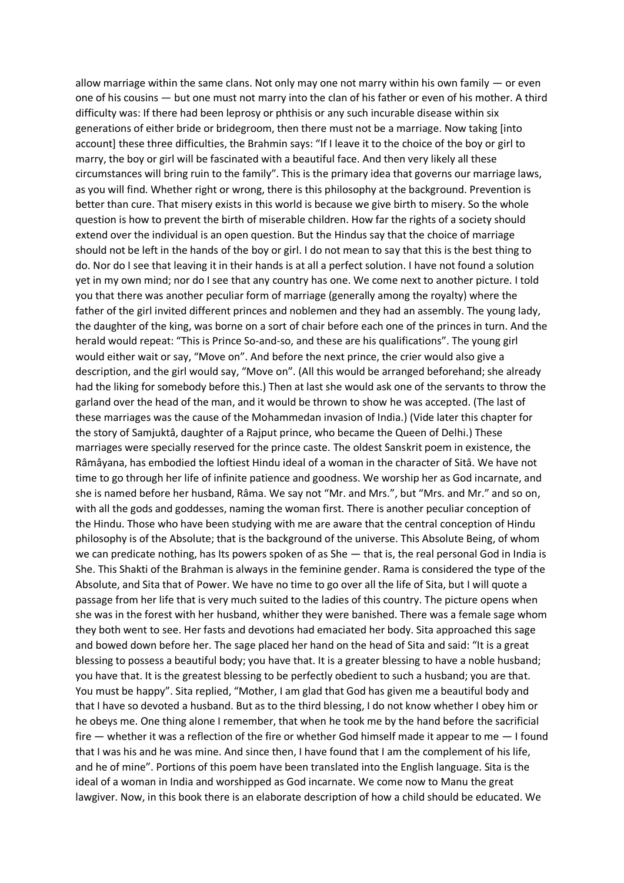allow marriage within the same clans. Not only may one not marry within his own family — or even one of his cousins — but one must not marry into the clan of his father or even of his mother. A third difficulty was: If there had been leprosy or phthisis or any such incurable disease within six generations of either bride or bridegroom, then there must not be a marriage. Now taking [into account] these three difficulties, the Brahmin says: "If I leave it to the choice of the boy or girl to marry, the boy or girl will be fascinated with a beautiful face. And then very likely all these circumstances will bring ruin to the family". This is the primary idea that governs our marriage laws, as you will find. Whether right or wrong, there is this philosophy at the background. Prevention is better than cure. That misery exists in this world is because we give birth to misery. So the whole question is how to prevent the birth of miserable children. How far the rights of a society should extend over the individual is an open question. But the Hindus say that the choice of marriage should not be left in the hands of the boy or girl. I do not mean to say that this is the best thing to do. Nor do I see that leaving it in their hands is at all a perfect solution. I have not found a solution yet in my own mind; nor do I see that any country has one. We come next to another picture. I told you that there was another peculiar form of marriage (generally among the royalty) where the father of the girl invited different princes and noblemen and they had an assembly. The young lady, the daughter of the king, was borne on a sort of chair before each one of the princes in turn. And the herald would repeat: "This is Prince So-and-so, and these are his qualifications". The young girl would either wait or say, "Move on". And before the next prince, the crier would also give a description, and the girl would say, "Move on". (All this would be arranged beforehand; she already had the liking for somebody before this.) Then at last she would ask one of the servants to throw the garland over the head of the man, and it would be thrown to show he was accepted. (The last of these marriages was the cause of the Mohammedan invasion of India.) (Vide later this chapter for the story of Samjuktâ, daughter of a Rajput prince, who became the Queen of Delhi.) These marriages were specially reserved for the prince caste. The oldest Sanskrit poem in existence, the Râmâyana, has embodied the loftiest Hindu ideal of a woman in the character of Sitâ. We have not time to go through her life of infinite patience and goodness. We worship her as God incarnate, and she is named before her husband, Râma. We say not "Mr. and Mrs.", but "Mrs. and Mr." and so on, with all the gods and goddesses, naming the woman first. There is another peculiar conception of the Hindu. Those who have been studying with me are aware that the central conception of Hindu philosophy is of the Absolute; that is the background of the universe. This Absolute Being, of whom we can predicate nothing, has Its powers spoken of as She — that is, the real personal God in India is She. This Shakti of the Brahman is always in the feminine gender. Rama is considered the type of the Absolute, and Sita that of Power. We have no time to go over all the life of Sita, but I will quote a passage from her life that is very much suited to the ladies of this country. The picture opens when she was in the forest with her husband, whither they were banished. There was a female sage whom they both went to see. Her fasts and devotions had emaciated her body. Sita approached this sage and bowed down before her. The sage placed her hand on the head of Sita and said: "It is a great blessing to possess a beautiful body; you have that. It is a greater blessing to have a noble husband; you have that. It is the greatest blessing to be perfectly obedient to such a husband; you are that. You must be happy". Sita replied, "Mother, I am glad that God has given me a beautiful body and that I have so devoted a husband. But as to the third blessing, I do not know whether I obey him or he obeys me. One thing alone I remember, that when he took me by the hand before the sacrificial fire — whether it was a reflection of the fire or whether God himself made it appear to me — I found that I was his and he was mine. And since then, I have found that I am the complement of his life, and he of mine". Portions of this poem have been translated into the English language. Sita is the ideal of a woman in India and worshipped as God incarnate. We come now to Manu the great lawgiver. Now, in this book there is an elaborate description of how a child should be educated. We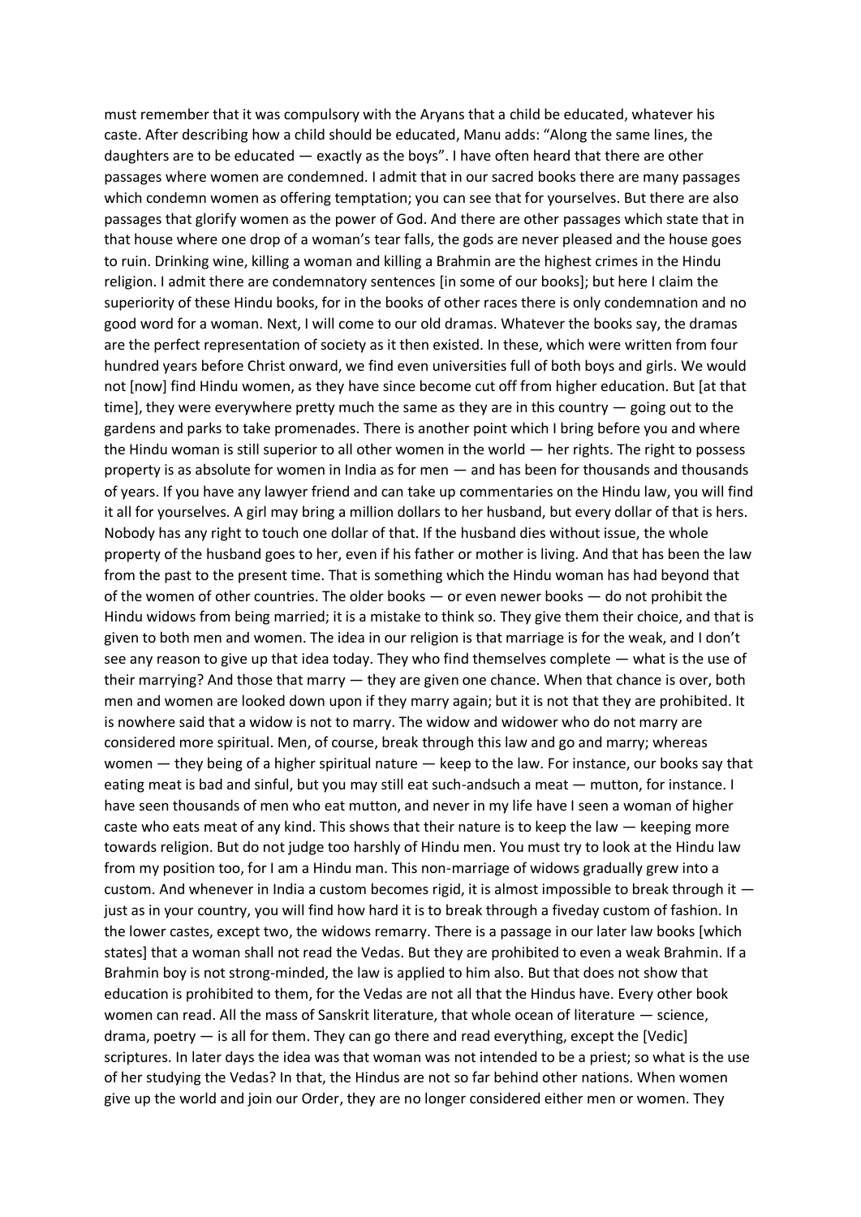must remember that it was compulsory with the Aryans that a child be educated, whatever his caste. After describing how a child should be educated, Manu adds: "Along the same lines, the daughters are to be educated — exactly as the boys". I have often heard that there are other passages where women are condemned. I admit that in our sacred books there are many passages which condemn women as offering temptation; you can see that for yourselves. But there are also passages that glorify women as the power of God. And there are other passages which state that in that house where one drop of a woman's tear falls, the gods are never pleased and the house goes to ruin. Drinking wine, killing a woman and killing a Brahmin are the highest crimes in the Hindu religion. I admit there are condemnatory sentences [in some of our books]; but here I claim the superiority of these Hindu books, for in the books of other races there is only condemnation and no good word for a woman. Next, I will come to our old dramas. Whatever the books say, the dramas are the perfect representation of society as it then existed. In these, which were written from four hundred years before Christ onward, we find even universities full of both boys and girls. We would not [now] find Hindu women, as they have since become cut off from higher education. But [at that time], they were everywhere pretty much the same as they are in this country — going out to the gardens and parks to take promenades. There is another point which I bring before you and where the Hindu woman is still superior to all other women in the world — her rights. The right to possess property is as absolute for women in India as for men — and has been for thousands and thousands of years. If you have any lawyer friend and can take up commentaries on the Hindu law, you will find it all for yourselves. A girl may bring a million dollars to her husband, but every dollar of that is hers. Nobody has any right to touch one dollar of that. If the husband dies without issue, the whole property of the husband goes to her, even if his father or mother is living. And that has been the law from the past to the present time. That is something which the Hindu woman has had beyond that of the women of other countries. The older books — or even newer books — do not prohibit the Hindu widows from being married; it is a mistake to think so. They give them their choice, and that is given to both men and women. The idea in our religion is that marriage is for the weak, and I don't see any reason to give up that idea today. They who find themselves complete — what is the use of their marrying? And those that marry — they are given one chance. When that chance is over, both men and women are looked down upon if they marry again; but it is not that they are prohibited. It is nowhere said that a widow is not to marry. The widow and widower who do not marry are considered more spiritual. Men, of course, break through this law and go and marry; whereas women — they being of a higher spiritual nature — keep to the law. For instance, our books say that eating meat is bad and sinful, but you may still eat such-andsuch a meat — mutton, for instance. I have seen thousands of men who eat mutton, and never in my life have I seen a woman of higher caste who eats meat of any kind. This shows that their nature is to keep the law — keeping more towards religion. But do not judge too harshly of Hindu men. You must try to look at the Hindu law from my position too, for I am a Hindu man. This non-marriage of widows gradually grew into a custom. And whenever in India a custom becomes rigid, it is almost impossible to break through it — just as in your country, you will find how hard it is to break through a fiveday custom of fashion. In the lower castes, except two, the widows remarry. There is a passage in our later law books [which states] that a woman shall not read the Vedas. But they are prohibited to even a weak Brahmin. If a Brahmin boy is not strong-minded, the law is applied to him also. But that does not show that education is prohibited to them, for the Vedas are not all that the Hindus have. Every other book women can read. All the mass of Sanskrit literature, that whole ocean of literature — science, drama, poetry — is all for them. They can go there and read everything, except the [Vedic] scriptures. In later days the idea was that woman was not intended to be a priest; so what is the use of her studying the Vedas? In that, the Hindus are not so far behind other nations. When women give up the world and join our Order, they are no longer considered either men or women. They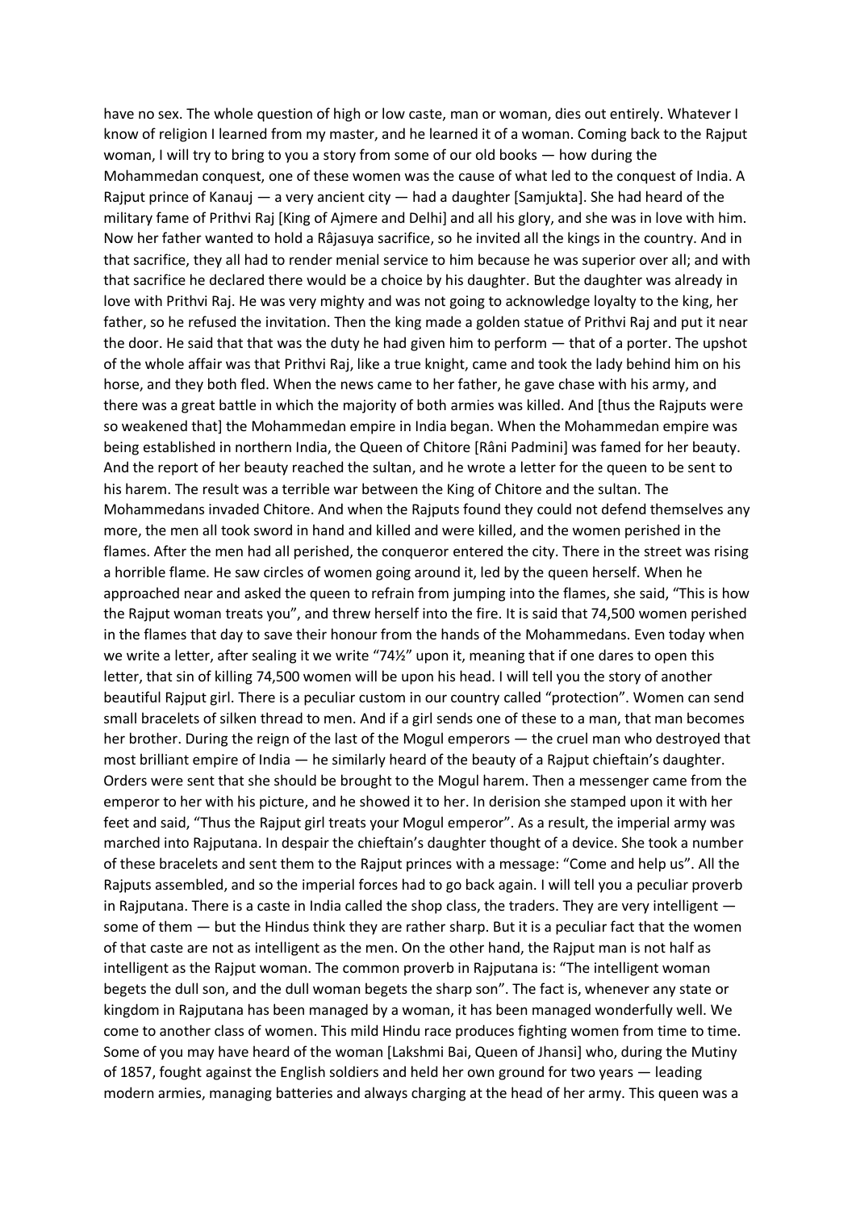have no sex. The whole question of high or low caste, man or woman, dies out entirely. Whatever I know of religion I learned from my master, and he learned it of a woman. Coming back to the Rajput woman, I will try to bring to you a story from some of our old books — how during the Mohammedan conquest, one of these women was the cause of what led to the conquest of India. A Rajput prince of Kanauj — a very ancient city — had a daughter [Samjukta]. She had heard of the military fame of Prithvi Raj [King of Ajmere and Delhi] and all his glory, and she was in love with him. Now her father wanted to hold a Râjasuya sacrifice, so he invited all the kings in the country. And in that sacrifice, they all had to render menial service to him because he was superior over all; and with that sacrifice he declared there would be a choice by his daughter. But the daughter was already in love with Prithvi Raj. He was very mighty and was not going to acknowledge loyalty to the king, her father, so he refused the invitation. Then the king made a golden statue of Prithvi Raj and put it near the door. He said that that was the duty he had given him to perform — that of a porter. The upshot of the whole affair was that Prithvi Raj, like a true knight, came and took the lady behind him on his horse, and they both fled. When the news came to her father, he gave chase with his army, and there was a great battle in which the majority of both armies was killed. And [thus the Rajputs were so weakened that] the Mohammedan empire in India began. When the Mohammedan empire was being established in northern India, the Queen of Chitore [Râni Padmini] was famed for her beauty. And the report of her beauty reached the sultan, and he wrote a letter for the queen to be sent to his harem. The result was a terrible war between the King of Chitore and the sultan. The Mohammedans invaded Chitore. And when the Rajputs found they could not defend themselves any more, the men all took sword in hand and killed and were killed, and the women perished in the flames. After the men had all perished, the conqueror entered the city. There in the street was rising a horrible flame. He saw circles of women going around it, led by the queen herself. When he approached near and asked the queen to refrain from jumping into the flames, she said, "This is how the Rajput woman treats you", and threw herself into the fire. It is said that 74,500 women perished in the flames that day to save their honour from the hands of the Mohammedans. Even today when we write a letter, after sealing it we write "74½" upon it, meaning that if one dares to open this letter, that sin of killing 74,500 women will be upon his head. I will tell you the story of another beautiful Rajput girl. There is a peculiar custom in our country called "protection". Women can send small bracelets of silken thread to men. And if a girl sends one of these to a man, that man becomes her brother. During the reign of the last of the Mogul emperors — the cruel man who destroyed that most brilliant empire of India — he similarly heard of the beauty of a Rajput chieftain's daughter. Orders were sent that she should be brought to the Mogul harem. Then a messenger came from the emperor to her with his picture, and he showed it to her. In derision she stamped upon it with her feet and said, "Thus the Rajput girl treats your Mogul emperor". As a result, the imperial army was marched into Rajputana. In despair the chieftain's daughter thought of a device. She took a number of these bracelets and sent them to the Rajput princes with a message: "Come and help us". All the Rajputs assembled, and so the imperial forces had to go back again. I will tell you a peculiar proverb in Rajputana. There is a caste in India called the shop class, the traders. They are very intelligent — some of them — but the Hindus think they are rather sharp. But it is a peculiar fact that the women of that caste are not as intelligent as the men. On the other hand, the Rajput man is not half as intelligent as the Rajput woman. The common proverb in Rajputana is: "The intelligent woman begets the dull son, and the dull woman begets the sharp son". The fact is, whenever any state or kingdom in Rajputana has been managed by a woman, it has been managed wonderfully well. We come to another class of women. This mild Hindu race produces fighting women from time to time. Some of you may have heard of the woman [Lakshmi Bai, Queen of Jhansi] who, during the Mutiny of 1857, fought against the English soldiers and held her own ground for two years — leading modern armies, managing batteries and always charging at the head of her army. This queen was a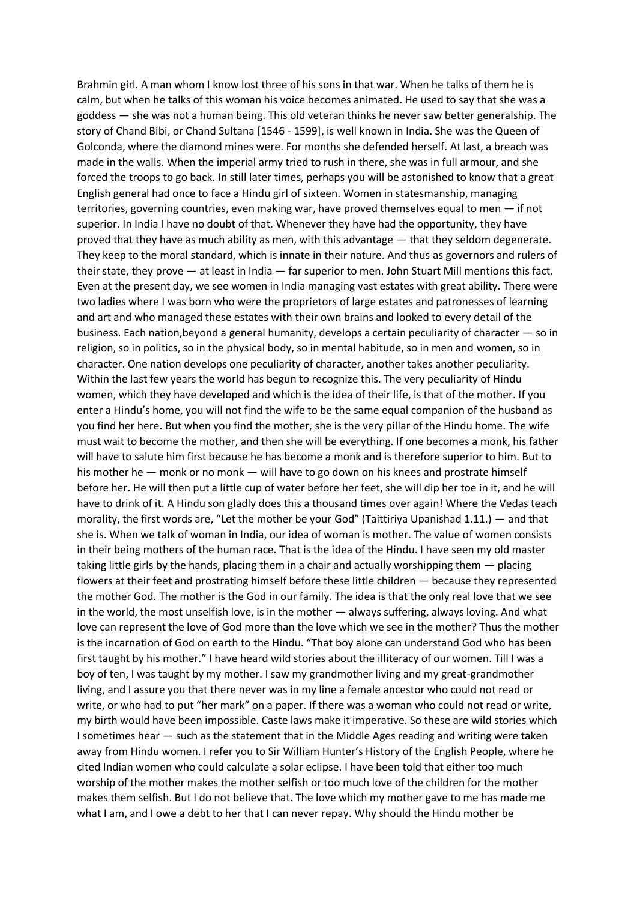Brahmin girl. A man whom I know lost three of his sons in that war. When he talks of them he is calm, but when he talks of this woman his voice becomes animated. He used to say that she was a goddess — she was not a human being. This old veteran thinks he never saw better generalship. The story of Chand Bibi, or Chand Sultana [1546 - 1599], is well known in India. She was the Queen of Golconda, where the diamond mines were. For months she defended herself. At last, a breach was made in the walls. When the imperial army tried to rush in there, she was in full armour, and she forced the troops to go back. In still later times, perhaps you will be astonished to know that a great English general had once to face a Hindu girl of sixteen. Women in statesmanship, managing territories, governing countries, even making war, have proved themselves equal to men — if not superior. In India I have no doubt of that. Whenever they have had the opportunity, they have proved that they have as much ability as men, with this advantage — that they seldom degenerate. They keep to the moral standard, which is innate in their nature. And thus as governors and rulers of their state, they prove — at least in India — far superior to men. John Stuart Mill mentions this fact. Even at the present day, we see women in India managing vast estates with great ability. There were two ladies where I was born who were the proprietors of large estates and patronesses of learning and art and who managed these estates with their own brains and looked to every detail of the business. Each nation,beyond a general humanity, develops a certain peculiarity of character — so in religion, so in politics, so in the physical body, so in mental habitude, so in men and women, so in character. One nation develops one peculiarity of character, another takes another peculiarity. Within the last few years the world has begun to recognize this. The very peculiarity of Hindu women, which they have developed and which is the idea of their life, is that of the mother. If you enter a Hindu's home, you will not find the wife to be the same equal companion of the husband as you find her here. But when you find the mother, she is the very pillar of the Hindu home. The wife must wait to become the mother, and then she will be everything. If one becomes a monk, his father will have to salute him first because he has become a monk and is therefore superior to him. But to his mother he — monk or no monk — will have to go down on his knees and prostrate himself before her. He will then put a little cup of water before her feet, she will dip her toe in it, and he will have to drink of it. A Hindu son gladly does this a thousand times over again! Where the Vedas teach morality, the first words are, "Let the mother be your God" (Taittiriya Upanishad 1.11.) — and that she is. When we talk of woman in India, our idea of woman is mother. The value of women consists in their being mothers of the human race. That is the idea of the Hindu. I have seen my old master taking little girls by the hands, placing them in a chair and actually worshipping them — placing flowers at their feet and prostrating himself before these little children — because they represented the mother God. The mother is the God in our family. The idea is that the only real love that we see in the world, the most unselfish love, is in the mother — always suffering, always loving. And what love can represent the love of God more than the love which we see in the mother? Thus the mother is the incarnation of God on earth to the Hindu. "That boy alone can understand God who has been first taught by his mother." I have heard wild stories about the illiteracy of our women. Till I was a boy of ten, I was taught by my mother. I saw my grandmother living and my great-grandmother living, and I assure you that there never was in my line a female ancestor who could not read or write, or who had to put "her mark" on a paper. If there was a woman who could not read or write, my birth would have been impossible. Caste laws make it imperative. So these are wild stories which I sometimes hear — such as the statement that in the Middle Ages reading and writing were taken away from Hindu women. I refer you to Sir William Hunter's History of the English People, where he cited Indian women who could calculate a solar eclipse. I have been told that either too much worship of the mother makes the mother selfish or too much love of the children for the mother makes them selfish. But I do not believe that. The love which my mother gave to me has made me what I am, and I owe a debt to her that I can never repay. Why should the Hindu mother be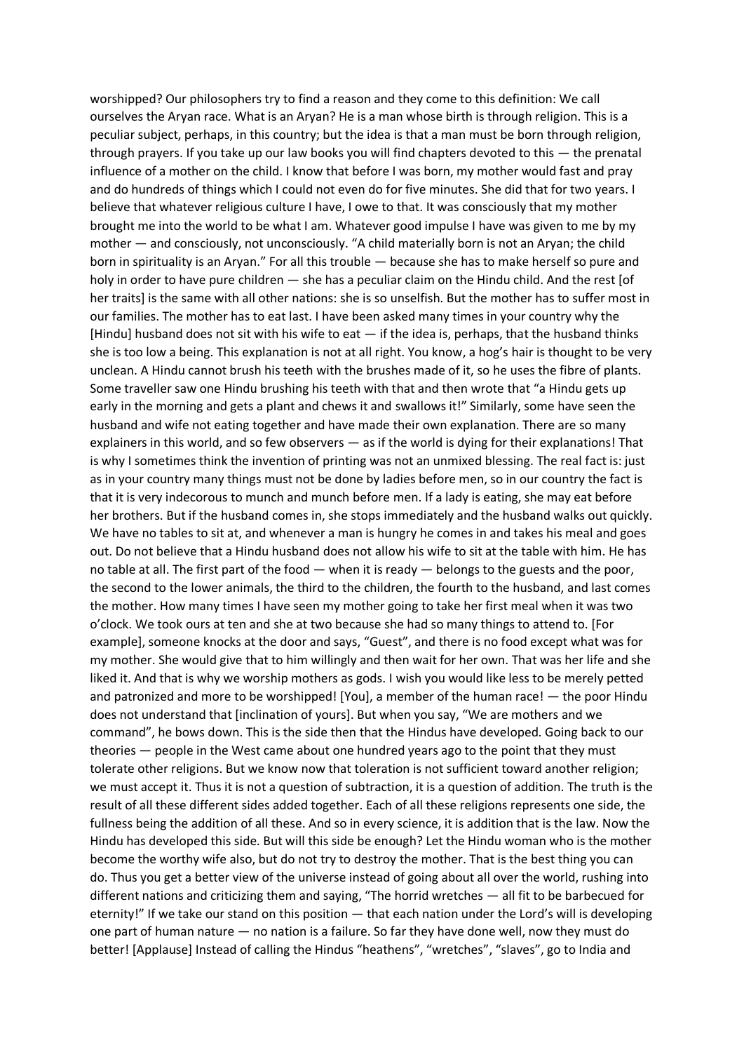worshipped? Our philosophers try to find a reason and they come to this definition: We call ourselves the Aryan race. What is an Aryan? He is a man whose birth is through religion. This is a peculiar subject, perhaps, in this country; but the idea is that a man must be born through religion, through prayers. If you take up our law books you will find chapters devoted to this — the prenatal influence of a mother on the child. I know that before I was born, my mother would fast and pray and do hundreds of things which I could not even do for five minutes. She did that for two years. I believe that whatever religious culture I have, I owe to that. It was consciously that my mother brought me into the world to be what I am. Whatever good impulse I have was given to me by my mother — and consciously, not unconsciously. "A child materially born is not an Aryan; the child born in spirituality is an Aryan." For all this trouble — because she has to make herself so pure and holy in order to have pure children — she has a peculiar claim on the Hindu child. And the rest [of her traits] is the same with all other nations: she is so unselfish. But the mother has to suffer most in our families. The mother has to eat last. I have been asked many times in your country why the [Hindu] husband does not sit with his wife to eat — if the idea is, perhaps, that the husband thinks she is too low a being. This explanation is not at all right. You know, a hog's hair is thought to be very unclean. A Hindu cannot brush his teeth with the brushes made of it, so he uses the fibre of plants. Some traveller saw one Hindu brushing his teeth with that and then wrote that "a Hindu gets up early in the morning and gets a plant and chews it and swallows it!" Similarly, some have seen the husband and wife not eating together and have made their own explanation. There are so many explainers in this world, and so few observers — as if the world is dying for their explanations! That is why I sometimes think the invention of printing was not an unmixed blessing. The real fact is: just as in your country many things must not be done by ladies before men, so in our country the fact is that it is very indecorous to munch and munch before men. If a lady is eating, she may eat before her brothers. But if the husband comes in, she stops immediately and the husband walks out quickly. We have no tables to sit at, and whenever a man is hungry he comes in and takes his meal and goes out. Do not believe that a Hindu husband does not allow his wife to sit at the table with him. He has no table at all. The first part of the food — when it is ready — belongs to the guests and the poor, the second to the lower animals, the third to the children, the fourth to the husband, and last comes the mother. How many times I have seen my mother going to take her first meal when it was two o'clock. We took ours at ten and she at two because she had so many things to attend to. [For example], someone knocks at the door and says, "Guest", and there is no food except what was for my mother. She would give that to him willingly and then wait for her own. That was her life and she liked it. And that is why we worship mothers as gods. I wish you would like less to be merely petted and patronized and more to be worshipped! [You], a member of the human race! — the poor Hindu does not understand that [inclination of yours]. But when you say, "We are mothers and we command", he bows down. This is the side then that the Hindus have developed. Going back to our theories — people in the West came about one hundred years ago to the point that they must tolerate other religions. But we know now that toleration is not sufficient toward another religion; we must accept it. Thus it is not a question of subtraction, it is a question of addition. The truth is the result of all these different sides added together. Each of all these religions represents one side, the fullness being the addition of all these. And so in every science, it is addition that is the law. Now the Hindu has developed this side. But will this side be enough? Let the Hindu woman who is the mother become the worthy wife also, but do not try to destroy the mother. That is the best thing you can do. Thus you get a better view of the universe instead of going about all over the world, rushing into different nations and criticizing them and saying, "The horrid wretches — all fit to be barbecued for eternity!" If we take our stand on this position — that each nation under the Lord's will is developing one part of human nature — no nation is a failure. So far they have done well, now they must do better! [Applause] Instead of calling the Hindus "heathens", "wretches", "slaves", go to India and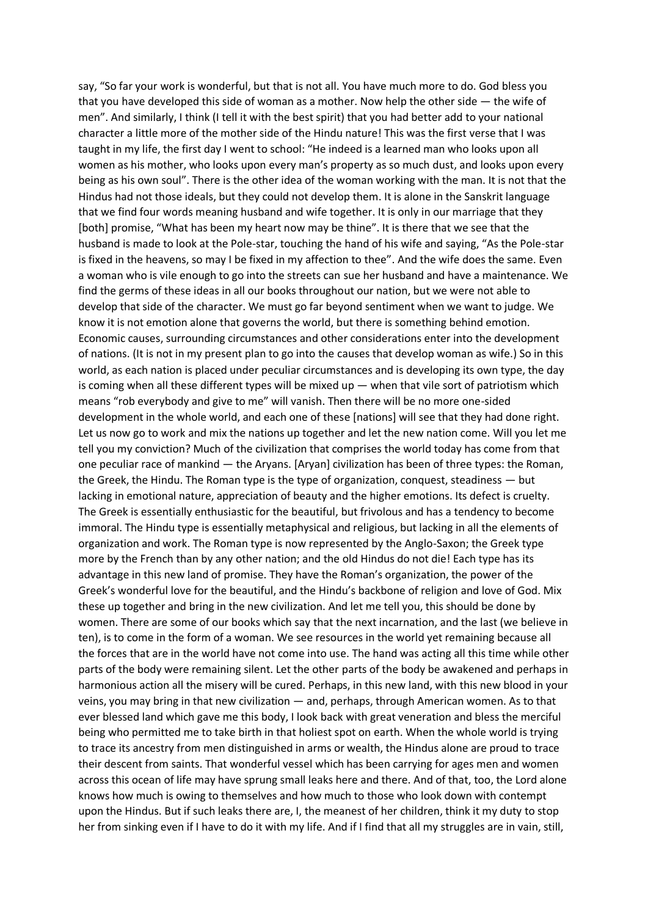say, "So far your work is wonderful, but that is not all. You have much more to do. God bless you that you have developed this side of woman as a mother. Now help the other side — the wife of men". And similarly, I think (I tell it with the best spirit) that you had better add to your national character a little more of the mother side of the Hindu nature! This was the first verse that I was taught in my life, the first day I went to school: "He indeed is a learned man who looks upon all women as his mother, who looks upon every man's property as so much dust, and looks upon every being as his own soul". There is the other idea of the woman working with the man. It is not that the Hindus had not those ideals, but they could not develop them. It is alone in the Sanskrit language that we find four words meaning husband and wife together. It is only in our marriage that they [both] promise, "What has been my heart now may be thine". It is there that we see that the husband is made to look at the Pole-star, touching the hand of his wife and saying, "As the Pole-star is fixed in the heavens, so may I be fixed in my affection to thee". And the wife does the same. Even a woman who is vile enough to go into the streets can sue her husband and have a maintenance. We find the germs of these ideas in all our books throughout our nation, but we were not able to develop that side of the character. We must go far beyond sentiment when we want to judge. We know it is not emotion alone that governs the world, but there is something behind emotion. Economic causes, surrounding circumstances and other considerations enter into the development of nations. (It is not in my present plan to go into the causes that develop woman as wife.) So in this world, as each nation is placed under peculiar circumstances and is developing its own type, the day is coming when all these different types will be mixed up — when that vile sort of patriotism which means "rob everybody and give to me" will vanish. Then there will be no more one-sided development in the whole world, and each one of these [nations] will see that they had done right. Let us now go to work and mix the nations up together and let the new nation come. Will you let me tell you my conviction? Much of the civilization that comprises the world today has come from that one peculiar race of mankind — the Aryans. [Aryan] civilization has been of three types: the Roman, the Greek, the Hindu. The Roman type is the type of organization, conquest, steadiness — but lacking in emotional nature, appreciation of beauty and the higher emotions. Its defect is cruelty. The Greek is essentially enthusiastic for the beautiful, but frivolous and has a tendency to become immoral. The Hindu type is essentially metaphysical and religious, but lacking in all the elements of organization and work. The Roman type is now represented by the Anglo-Saxon; the Greek type more by the French than by any other nation; and the old Hindus do not die! Each type has its advantage in this new land of promise. They have the Roman's organization, the power of the Greek's wonderful love for the beautiful, and the Hindu's backbone of religion and love of God. Mix these up together and bring in the new civilization. And let me tell you, this should be done by women. There are some of our books which say that the next incarnation, and the last (we believe in ten), is to come in the form of a woman. We see resources in the world yet remaining because all the forces that are in the world have not come into use. The hand was acting all this time while other parts of the body were remaining silent. Let the other parts of the body be awakened and perhaps in harmonious action all the misery will be cured. Perhaps, in this new land, with this new blood in your veins, you may bring in that new civilization — and, perhaps, through American women. As to that ever blessed land which gave me this body, I look back with great veneration and bless the merciful being who permitted me to take birth in that holiest spot on earth. When the whole world is trying to trace its ancestry from men distinguished in arms or wealth, the Hindus alone are proud to trace their descent from saints. That wonderful vessel which has been carrying for ages men and women across this ocean of life may have sprung small leaks here and there. And of that, too, the Lord alone knows how much is owing to themselves and how much to those who look down with contempt upon the Hindus. But if such leaks there are, I, the meanest of her children, think it my duty to stop her from sinking even if I have to do it with my life. And if I find that all my struggles are in vain, still,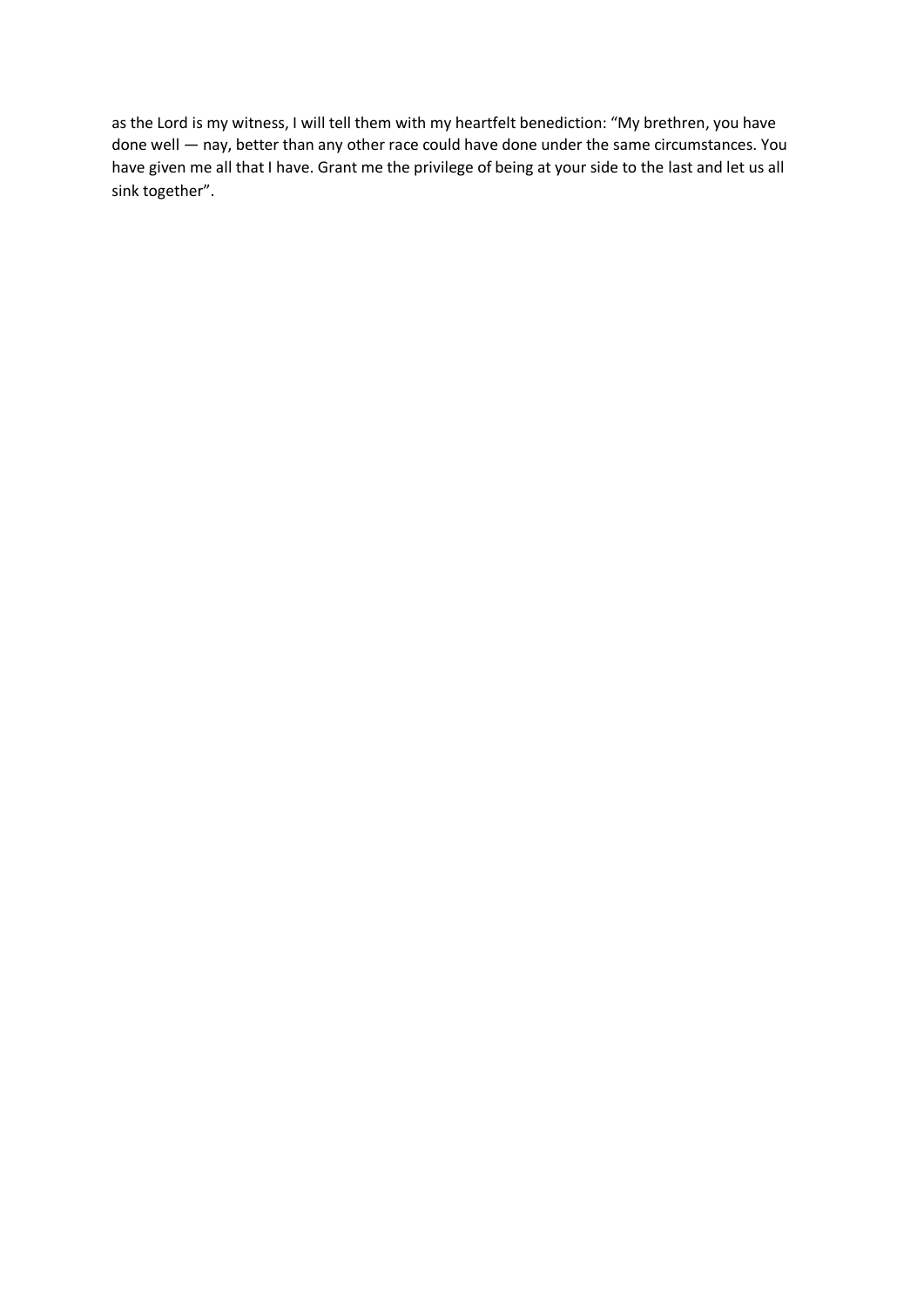as the Lord is my witness, I will tell them with my heartfelt benediction: “My brethren, you have done well — nay, better than any other race could have done under the same circumstances. You have given me all that I have. Grant me the privilege of being at your side to the last and let us all sink together”.